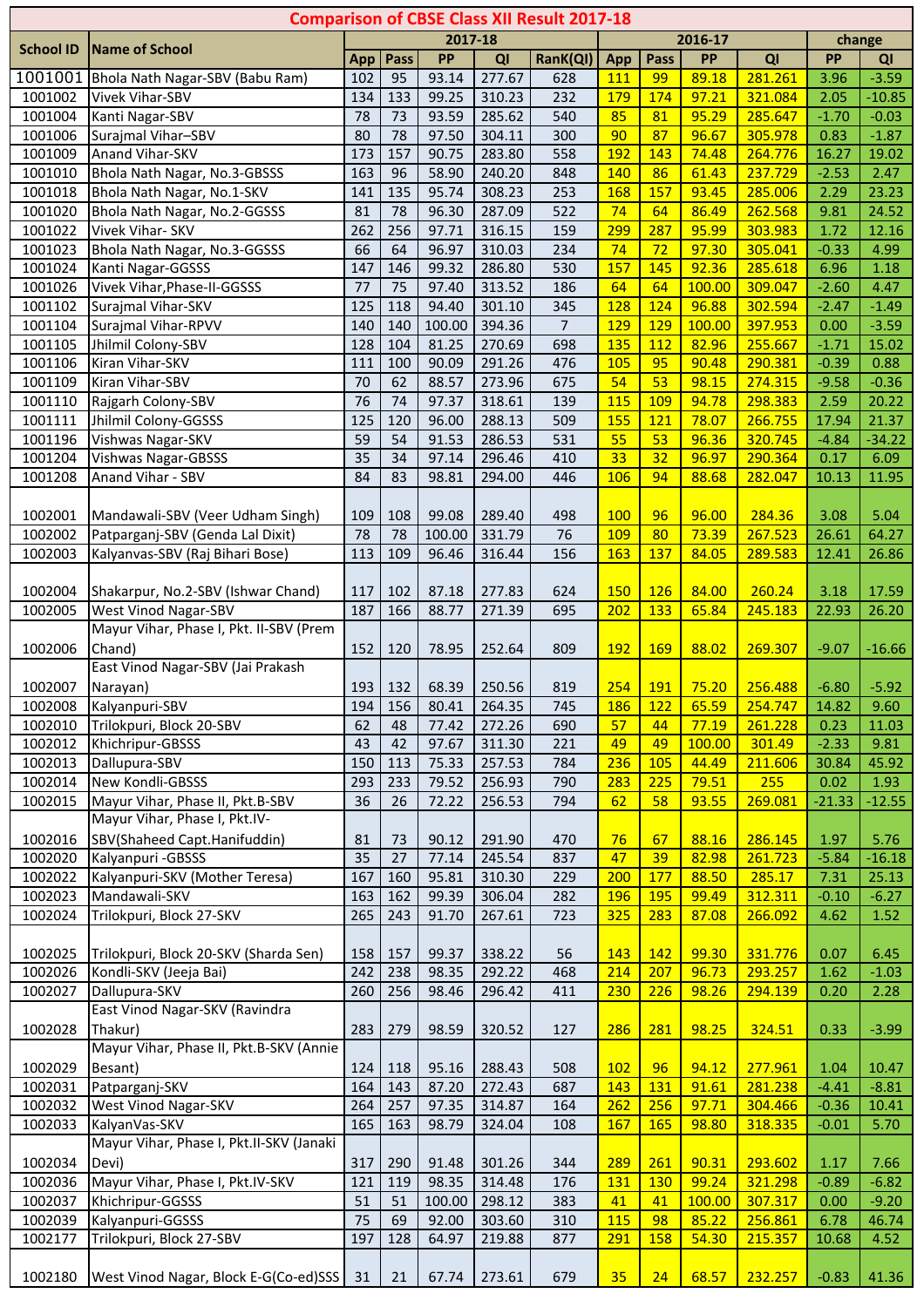# Comparison of CBSE Class XII Result 2017-18

| School ID | Name of School | 2017-18 | | | | | 2016-17 | | | | change | |
|---|---|---|---|---|---|---|---|---|---|---|---|---|
| | | App | Pass | PP | QI | RanK(QI) | App | Pass | PP | QI | PP | QI |
| 1001001 | Bhola Nath Nagar-SBV (Babu Ram) | 102 | 95 | 93.14 | 277.67 | 628 | 111 | 99 | 89.18 | 281.261 | 3.96 | -3.59 |
| 1001002 | Vivek Vihar-SBV | 134 | 133 | 99.25 | 310.23 | 232 | 179 | 174 | 97.21 | 321.084 | 2.05 | -10.85 |
| 1001004 | Kanti Nagar-SBV | 78 | 73 | 93.59 | 285.62 | 540 | 85 | 81 | 95.29 | 285.647 | -1.70 | -0.03 |
| 1001006 | Surajmal Vihar–SBV | 80 | 78 | 97.50 | 304.11 | 300 | 90 | 87 | 96.67 | 305.978 | 0.83 | -1.87 |
| 1001009 | Anand Vihar-SKV | 173 | 157 | 90.75 | 283.80 | 558 | 192 | 143 | 74.48 | 264.776 | 16.27 | 19.02 |
| 1001010 | Bhola Nath Nagar, No.3-GBSSS | 163 | 96 | 58.90 | 240.20 | 848 | 140 | 86 | 61.43 | 237.729 | -2.53 | 2.47 |
| 1001018 | Bhola Nath Nagar, No.1-SKV | 141 | 135 | 95.74 | 308.23 | 253 | 168 | 157 | 93.45 | 285.006 | 2.29 | 23.23 |
| 1001020 | Bhola Nath Nagar, No.2-GGSSS | 81 | 78 | 96.30 | 287.09 | 522 | 74 | 64 | 86.49 | 262.568 | 9.81 | 24.52 |
| 1001022 | Vivek Vihar- SKV | 262 | 256 | 97.71 | 316.15 | 159 | 299 | 287 | 95.99 | 303.983 | 1.72 | 12.16 |
| 1001023 | Bhola Nath Nagar, No.3-GGSSS | 66 | 64 | 96.97 | 310.03 | 234 | 74 | 72 | 97.30 | 305.041 | -0.33 | 4.99 |
| 1001024 | Kanti Nagar-GGSSS | 147 | 146 | 99.32 | 286.80 | 530 | 157 | 145 | 92.36 | 285.618 | 6.96 | 1.18 |
| 1001026 | Vivek Vihar,Phase-II-GGSSS | 77 | 75 | 97.40 | 313.52 | 186 | 64 | 64 | 100.00 | 309.047 | -2.60 | 4.47 |
| 1001102 | Surajmal Vihar-SKV | 125 | 118 | 94.40 | 301.10 | 345 | 128 | 124 | 96.88 | 302.594 | -2.47 | -1.49 |
| 1001104 | Surajmal Vihar-RPVV | 140 | 140 | 100.00 | 394.36 | 7 | 129 | 129 | 100.00 | 397.953 | 0.00 | -3.59 |
| 1001105 | Jhilmil Colony-SBV | 128 | 104 | 81.25 | 270.69 | 698 | 135 | 112 | 82.96 | 255.667 | -1.71 | 15.02 |
| 1001106 | Kiran Vihar-SKV | 111 | 100 | 90.09 | 291.26 | 476 | 105 | 95 | 90.48 | 290.381 | -0.39 | 0.88 |
| 1001109 | Kiran Vihar-SBV | 70 | 62 | 88.57 | 273.96 | 675 | 54 | 53 | 98.15 | 274.315 | -9.58 | -0.36 |
| 1001110 | Rajgarh Colony-SBV | 76 | 74 | 97.37 | 318.61 | 139 | 115 | 109 | 94.78 | 298.383 | 2.59 | 20.22 |
| 1001111 | Jhilmil Colony-GGSSS | 125 | 120 | 96.00 | 288.13 | 509 | 155 | 121 | 78.07 | 266.755 | 17.94 | 21.37 |
| 1001196 | Vishwas Nagar-SKV | 59 | 54 | 91.53 | 286.53 | 531 | 55 | 53 | 96.36 | 320.745 | -4.84 | -34.22 |
| 1001204 | Vishwas Nagar-GBSSS | 35 | 34 | 97.14 | 296.46 | 410 | 33 | 32 | 96.97 | 290.364 | 0.17 | 6.09 |
| 1001208 | Anand Vihar - SBV | 84 | 83 | 98.81 | 294.00 | 446 | 106 | 94 | 88.68 | 282.047 | 10.13 | 11.95 |
| 1002001 | Mandawali-SBV (Veer Udham Singh) | 109 | 108 | 99.08 | 289.40 | 498 | 100 | 96 | 96.00 | 284.36 | 3.08 | 5.04 |
| 1002002 | Patparganj-SBV (Genda Lal Dixit) | 78 | 78 | 100.00 | 331.79 | 76 | 109 | 80 | 73.39 | 267.523 | 26.61 | 64.27 |
| 1002003 | Kalyanvas-SBV (Raj Bihari Bose) | 113 | 109 | 96.46 | 316.44 | 156 | 163 | 137 | 84.05 | 289.583 | 12.41 | 26.86 |
| 1002004 | Shakarpur, No.2-SBV (Ishwar Chand) | 117 | 102 | 87.18 | 277.83 | 624 | 150 | 126 | 84.00 | 260.24 | 3.18 | 17.59 |
| 1002005 | West Vinod Nagar-SBV | 187 | 166 | 88.77 | 271.39 | 695 | 202 | 133 | 65.84 | 245.183 | 22.93 | 26.20 |
| 1002006 | Mayur Vihar, Phase I, Pkt. II-SBV (Prem Chand) | 152 | 120 | 78.95 | 252.64 | 809 | 192 | 169 | 88.02 | 269.307 | -9.07 | -16.66 |
| 1002007 | East Vinod Nagar-SBV (Jai Prakash Narayan) | 193 | 132 | 68.39 | 250.56 | 819 | 254 | 191 | 75.20 | 256.488 | -6.80 | -5.92 |
| 1002008 | Kalyanpuri-SBV | 194 | 156 | 80.41 | 264.35 | 745 | 186 | 122 | 65.59 | 254.747 | 14.82 | 9.60 |
| 1002010 | Trilokpuri, Block 20-SBV | 62 | 48 | 77.42 | 272.26 | 690 | 57 | 44 | 77.19 | 261.228 | 0.23 | 11.03 |
| 1002012 | Khichripur-GBSSS | 43 | 42 | 97.67 | 311.30 | 221 | 49 | 49 | 100.00 | 301.49 | -2.33 | 9.81 |
| 1002013 | Dallupura-SBV | 150 | 113 | 75.33 | 257.53 | 784 | 236 | 105 | 44.49 | 211.606 | 30.84 | 45.92 |
| 1002014 | New Kondli-GBSSS | 293 | 233 | 79.52 | 256.93 | 790 | 283 | 225 | 79.51 | 255 | 0.02 | 1.93 |
| 1002015 | Mayur Vihar, Phase II, Pkt.B-SBV | 36 | 26 | 72.22 | 256.53 | 794 | 62 | 58 | 93.55 | 269.081 | -21.33 | -12.55 |
| 1002016 | Mayur Vihar, Phase I, Pkt.IV-SBV(Shaheed Capt.Hanifuddin) | 81 | 73 | 90.12 | 291.90 | 470 | 76 | 67 | 88.16 | 286.145 | 1.97 | 5.76 |
| 1002020 | Kalyanpuri -GBSSS | 35 | 27 | 77.14 | 245.54 | 837 | 47 | 39 | 82.98 | 261.723 | -5.84 | -16.18 |
| 1002022 | Kalyanpuri-SKV (Mother Teresa) | 167 | 160 | 95.81 | 310.30 | 229 | 200 | 177 | 88.50 | 285.17 | 7.31 | 25.13 |
| 1002023 | Mandawali-SKV | 163 | 162 | 99.39 | 306.04 | 282 | 196 | 195 | 99.49 | 312.311 | -0.10 | -6.27 |
| 1002024 | Trilokpuri, Block 27-SKV | 265 | 243 | 91.70 | 267.61 | 723 | 325 | 283 | 87.08 | 266.092 | 4.62 | 1.52 |
| 1002025 | Trilokpuri, Block 20-SKV (Sharda Sen) | 158 | 157 | 99.37 | 338.22 | 56 | 143 | 142 | 99.30 | 331.776 | 0.07 | 6.45 |
| 1002026 | Kondli-SKV (Jeeja Bai) | 242 | 238 | 98.35 | 292.22 | 468 | 214 | 207 | 96.73 | 293.257 | 1.62 | -1.03 |
| 1002027 | Dallupura-SKV | 260 | 256 | 98.46 | 296.42 | 411 | 230 | 226 | 98.26 | 294.139 | 0.20 | 2.28 |
| 1002028 | East Vinod Nagar-SKV (Ravindra Thakur) | 283 | 279 | 98.59 | 320.52 | 127 | 286 | 281 | 98.25 | 324.51 | 0.33 | -3.99 |
| 1002029 | Mayur Vihar, Phase II, Pkt.B-SKV (Annie Besant) | 124 | 118 | 95.16 | 288.43 | 508 | 102 | 96 | 94.12 | 277.961 | 1.04 | 10.47 |
| 1002031 | Patparganj-SKV | 164 | 143 | 87.20 | 272.43 | 687 | 143 | 131 | 91.61 | 281.238 | -4.41 | -8.81 |
| 1002032 | West Vinod Nagar-SKV | 264 | 257 | 97.35 | 314.87 | 164 | 262 | 256 | 97.71 | 304.466 | -0.36 | 10.41 |
| 1002033 | KalyanVas-SKV | 165 | 163 | 98.79 | 324.04 | 108 | 167 | 165 | 98.80 | 318.335 | -0.01 | 5.70 |
| 1002034 | Mayur Vihar, Phase I, Pkt.II-SKV (Janaki Devi) | 317 | 290 | 91.48 | 301.26 | 344 | 289 | 261 | 90.31 | 293.602 | 1.17 | 7.66 |
| 1002036 | Mayur Vihar, Phase I, Pkt.IV-SKV | 121 | 119 | 98.35 | 314.48 | 176 | 131 | 130 | 99.24 | 321.298 | -0.89 | -6.82 |
| 1002037 | Khichripur-GGSSS | 51 | 51 | 100.00 | 298.12 | 383 | 41 | 41 | 100.00 | 307.317 | 0.00 | -9.20 |
| 1002039 | Kalyanpuri-GGSSS | 75 | 69 | 92.00 | 303.60 | 310 | 115 | 98 | 85.22 | 256.861 | 6.78 | 46.74 |
| 1002177 | Trilokpuri, Block 27-SBV | 197 | 128 | 64.97 | 219.88 | 877 | 291 | 158 | 54.30 | 215.357 | 10.68 | 4.52 |
| 1002180 | West Vinod Nagar, Block E-G(Co-ed)SSS | 31 | 21 | 67.74 | 273.61 | 679 | 35 | 24 | 68.57 | 232.257 | -0.83 | 41.36 |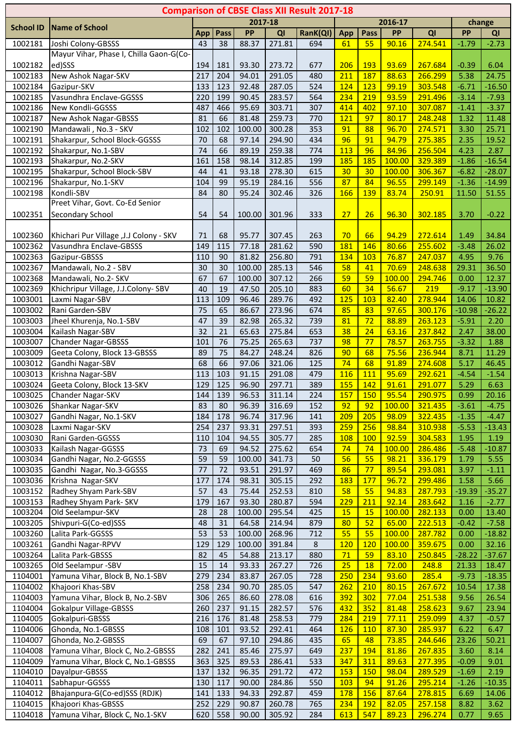# Comparison of CBSE Class XII Result 2017-18

| School ID | Name of School | 2017-18 | | | | | 2016-17 | | | | change | |
|---|---|---|---|---|---|---|---|---|---|---|---|---|
| | | App | Pass | PP | QI | RanK(QI) | App | Pass | PP | QI | PP | QI |
| 1002181 | Joshi Colony-GBSSS | 43 | 38 | 88.37 | 271.81 | 694 | 61 | 55 | 90.16 | 274.541 | -1.79 | -2.73 |
| 1002182 | Mayur Vihar, Phase I, Chilla Gaon-G(Co-ed)SSS | 194 | 181 | 93.30 | 273.72 | 677 | 206 | 193 | 93.69 | 267.684 | -0.39 | 6.04 |
| 1002183 | New Ashok Nagar-SKV | 217 | 204 | 94.01 | 291.05 | 480 | 211 | 187 | 88.63 | 266.299 | 5.38 | 24.75 |
| 1002184 | Gazipur-SKV | 133 | 123 | 92.48 | 287.05 | 524 | 124 | 123 | 99.19 | 303.548 | -6.71 | -16.50 |
| 1002185 | Vasundhra Enclave-GGSSS | 220 | 199 | 90.45 | 283.57 | 564 | 234 | 219 | 93.59 | 291.496 | -3.14 | -7.93 |
| 1002186 | New Kondli-GGSSS | 487 | 466 | 95.69 | 303.71 | 307 | 414 | 402 | 97.10 | 307.087 | -1.41 | -3.37 |
| 1002187 | New Ashok Nagar-GBSSS | 81 | 66 | 81.48 | 259.73 | 770 | 121 | 97 | 80.17 | 248.248 | 1.32 | 11.48 |
| 1002190 | Mandawali , No.3 - SKV | 102 | 102 | 100.00 | 300.28 | 353 | 91 | 88 | 96.70 | 274.571 | 3.30 | 25.71 |
| 1002191 | Shakarpur, School Block-GGSSS | 70 | 68 | 97.14 | 294.90 | 434 | 96 | 91 | 94.79 | 275.385 | 2.35 | 19.52 |
| 1002192 | Shakarpur, No.1-SBV | 74 | 66 | 89.19 | 259.38 | 774 | 113 | 96 | 84.96 | 256.504 | 4.23 | 2.87 |
| 1002193 | Shakarpur, No.2-SKV | 161 | 158 | 98.14 | 312.85 | 199 | 185 | 185 | 100.00 | 329.389 | -1.86 | -16.54 |
| 1002195 | Shakarpur, School Block-SBV | 44 | 41 | 93.18 | 278.30 | 615 | 30 | 30 | 100.00 | 306.367 | -6.82 | -28.07 |
| 1002196 | Shakarpur, No.1-SKV | 104 | 99 | 95.19 | 284.16 | 556 | 87 | 84 | 96.55 | 299.149 | -1.36 | -14.99 |
| 1002198 | Kondli-SBV | 84 | 80 | 95.24 | 302.46 | 326 | 166 | 139 | 83.74 | 250.91 | 11.50 | 51.55 |
| 1002351 | Preet Vihar, Govt. Co-Ed Senior Secondary School | 54 | 54 | 100.00 | 301.96 | 333 | 27 | 26 | 96.30 | 302.185 | 3.70 | -0.22 |
| 1002360 | Khichari Pur Village ,J.J Colony - SKV | 71 | 68 | 95.77 | 307.45 | 263 | 70 | 66 | 94.29 | 272.614 | 1.49 | 34.84 |
| 1002362 | Vasundhra Enclave-GBSSS | 149 | 115 | 77.18 | 281.62 | 590 | 181 | 146 | 80.66 | 255.602 | -3.48 | 26.02 |
| 1002363 | Gazipur-GBSSS | 110 | 90 | 81.82 | 256.80 | 791 | 134 | 103 | 76.87 | 247.037 | 4.95 | 9.76 |
| 1002367 | Mandawali, No.2 - SBV | 30 | 30 | 100.00 | 285.13 | 546 | 58 | 41 | 70.69 | 248.638 | 29.31 | 36.50 |
| 1002368 | Mandawali, No.2- SKV | 67 | 67 | 100.00 | 307.12 | 266 | 59 | 59 | 100.00 | 294.746 | 0.00 | 12.37 |
| 1002369 | Khichripur Village, J.J.Colony- SBV | 40 | 19 | 47.50 | 205.10 | 883 | 60 | 34 | 56.67 | 219 | -9.17 | -13.90 |
| 1003001 | Laxmi Nagar-SBV | 113 | 109 | 96.46 | 289.76 | 492 | 125 | 103 | 82.40 | 278.944 | 14.06 | 10.82 |
| 1003002 | Rani Garden-SBV | 75 | 65 | 86.67 | 273.96 | 674 | 85 | 83 | 97.65 | 300.176 | -10.98 | -26.22 |
| 1003003 | Jheel Khurenja, No.1-SBV | 47 | 39 | 82.98 | 265.32 | 739 | 81 | 72 | 88.89 | 263.123 | -5.91 | 2.20 |
| 1003004 | Kailash Nagar-SBV | 32 | 21 | 65.63 | 275.84 | 653 | 38 | 24 | 63.16 | 237.842 | 2.47 | 38.00 |
| 1003007 | Chander Nagar-GBSSS | 101 | 76 | 75.25 | 265.63 | 737 | 98 | 77 | 78.57 | 263.755 | -3.32 | 1.88 |
| 1003009 | Geeta Colony, Block 13-GBSSS | 89 | 75 | 84.27 | 248.24 | 826 | 90 | 68 | 75.56 | 236.944 | 8.71 | 11.29 |
| 1003012 | Gandhi Nagar-SBV | 68 | 66 | 97.06 | 321.06 | 125 | 74 | 68 | 91.89 | 274.608 | 5.17 | 46.45 |
| 1003013 | Krishna Nagar-SBV | 113 | 103 | 91.15 | 291.08 | 479 | 116 | 111 | 95.69 | 292.621 | -4.54 | -1.54 |
| 1003024 | Geeta Colony, Block 13-SKV | 129 | 125 | 96.90 | 297.71 | 389 | 155 | 142 | 91.61 | 291.077 | 5.29 | 6.63 |
| 1003025 | Chander Nagar-SKV | 144 | 139 | 96.53 | 311.14 | 224 | 157 | 150 | 95.54 | 290.975 | 0.99 | 20.16 |
| 1003026 | Shankar Nagar-SKV | 83 | 80 | 96.39 | 316.69 | 152 | 92 | 92 | 100.00 | 321.435 | -3.61 | -4.75 |
| 1003027 | Gandhi Nagar, No.1-SKV | 184 | 178 | 96.74 | 317.96 | 141 | 209 | 205 | 98.09 | 322.435 | -1.35 | -4.47 |
| 1003028 | Laxmi Nagar-SKV | 254 | 237 | 93.31 | 297.51 | 393 | 259 | 256 | 98.84 | 310.938 | -5.53 | -13.43 |
| 1003030 | Rani Garden-GGSSS | 110 | 104 | 94.55 | 305.77 | 285 | 108 | 100 | 92.59 | 304.583 | 1.95 | 1.19 |
| 1003033 | Kailash Nagar-GGSSS | 73 | 69 | 94.52 | 275.62 | 654 | 74 | 74 | 100.00 | 286.486 | -5.48 | -10.87 |
| 1003034 | Gandhi Nagar, No.2-GGSSS | 59 | 59 | 100.00 | 341.73 | 50 | 56 | 55 | 98.21 | 336.179 | 1.79 | 5.55 |
| 1003035 | Gandhi Nagar, No.3-GGSSS | 77 | 72 | 93.51 | 291.97 | 469 | 86 | 77 | 89.54 | 293.081 | 3.97 | -1.11 |
| 1003036 | Krishna Nagar-SKV | 177 | 174 | 98.31 | 305.15 | 292 | 183 | 177 | 96.72 | 299.486 | 1.58 | 5.66 |
| 1003152 | Radhey Shyam Park-SBV | 57 | 43 | 75.44 | 252.53 | 810 | 58 | 55 | 94.83 | 287.793 | -19.39 | -35.27 |
| 1003153 | Radhey Shyam Park- SKV | 179 | 167 | 93.30 | 280.87 | 594 | 229 | 211 | 92.14 | 283.642 | 1.16 | -2.77 |
| 1003204 | Old Seelampur-SKV | 28 | 28 | 100.00 | 295.54 | 425 | 15 | 15 | 100.00 | 282.133 | 0.00 | 13.40 |
| 1003205 | Shivpuri-G(Co-ed)SSS | 48 | 31 | 64.58 | 214.94 | 879 | 80 | 52 | 65.00 | 222.513 | -0.42 | -7.58 |
| 1003260 | Lalita Park-GGSSS | 53 | 53 | 100.00 | 268.96 | 712 | 55 | 55 | 100.00 | 287.782 | 0.00 | -18.82 |
| 1003261 | Gandhi Nagar-RPVV | 129 | 129 | 100.00 | 391.84 | 8 | 120 | 120 | 100.00 | 359.675 | 0.00 | 32.16 |
| 1003264 | Lalita Park-GBSSS | 82 | 45 | 54.88 | 213.17 | 880 | 71 | 59 | 83.10 | 250.845 | -28.22 | -37.67 |
| 1003265 | Old Seelampur -SBV | 15 | 14 | 93.33 | 267.27 | 726 | 25 | 18 | 72.00 | 248.8 | 21.33 | 18.47 |
| 1104001 | Yamuna Vihar, Block B, No.1-SBV | 279 | 234 | 83.87 | 267.05 | 728 | 250 | 234 | 93.60 | 285.4 | -9.73 | -18.35 |
| 1104002 | Khajoori Khas-SBV | 258 | 234 | 90.70 | 285.05 | 547 | 262 | 210 | 80.15 | 267.672 | 10.54 | 17.38 |
| 1104003 | Yamuna Vihar, Block B, No.2-SBV | 306 | 265 | 86.60 | 278.08 | 616 | 392 | 302 | 77.04 | 251.538 | 9.56 | 26.54 |
| 1104004 | Gokalpur Village-GBSSS | 260 | 237 | 91.15 | 282.57 | 576 | 432 | 352 | 81.48 | 258.623 | 9.67 | 23.94 |
| 1104005 | Gokalpuri-GBSSS | 216 | 176 | 81.48 | 258.53 | 779 | 284 | 219 | 77.11 | 259.099 | 4.37 | -0.57 |
| 1104006 | Ghonda, No.1-GBSSS | 108 | 101 | 93.52 | 292.41 | 464 | 126 | 110 | 87.30 | 285.937 | 6.22 | 6.47 |
| 1104007 | Ghonda, No.2-GBSSS | 69 | 67 | 97.10 | 294.86 | 435 | 65 | 48 | 73.85 | 244.646 | 23.26 | 50.21 |
| 1104008 | Yamuna Vihar, Block C, No.2-GBSSS | 282 | 241 | 85.46 | 275.97 | 649 | 237 | 194 | 81.86 | 267.835 | 3.60 | 8.14 |
| 1104009 | Yamuna Vihar, Block C, No.1-GBSSS | 363 | 325 | 89.53 | 286.41 | 533 | 347 | 311 | 89.63 | 277.395 | -0.09 | 9.01 |
| 1104010 | Dayalpur-GBSSS | 137 | 132 | 96.35 | 291.72 | 472 | 153 | 150 | 98.04 | 289.529 | -1.69 | 2.19 |
| 1104011 | Sabhapur-GGSSS | 130 | 117 | 90.00 | 284.86 | 550 | 103 | 94 | 91.26 | 295.214 | -1.26 | -10.35 |
| 1104012 | Bhajanpura-G(Co-ed)SSS (RDJK) | 141 | 133 | 94.33 | 292.87 | 459 | 178 | 156 | 87.64 | 278.815 | 6.69 | 14.06 |
| 1104015 | Khajoori Khas-GBSSS | 252 | 229 | 90.87 | 260.78 | 765 | 234 | 192 | 82.05 | 257.158 | 8.82 | 3.62 |
| 1104018 | Yamuna Vihar, Block C, No.1-SKV | 620 | 558 | 90.00 | 305.92 | 284 | 613 | 547 | 89.23 | 296.274 | 0.77 | 9.65 |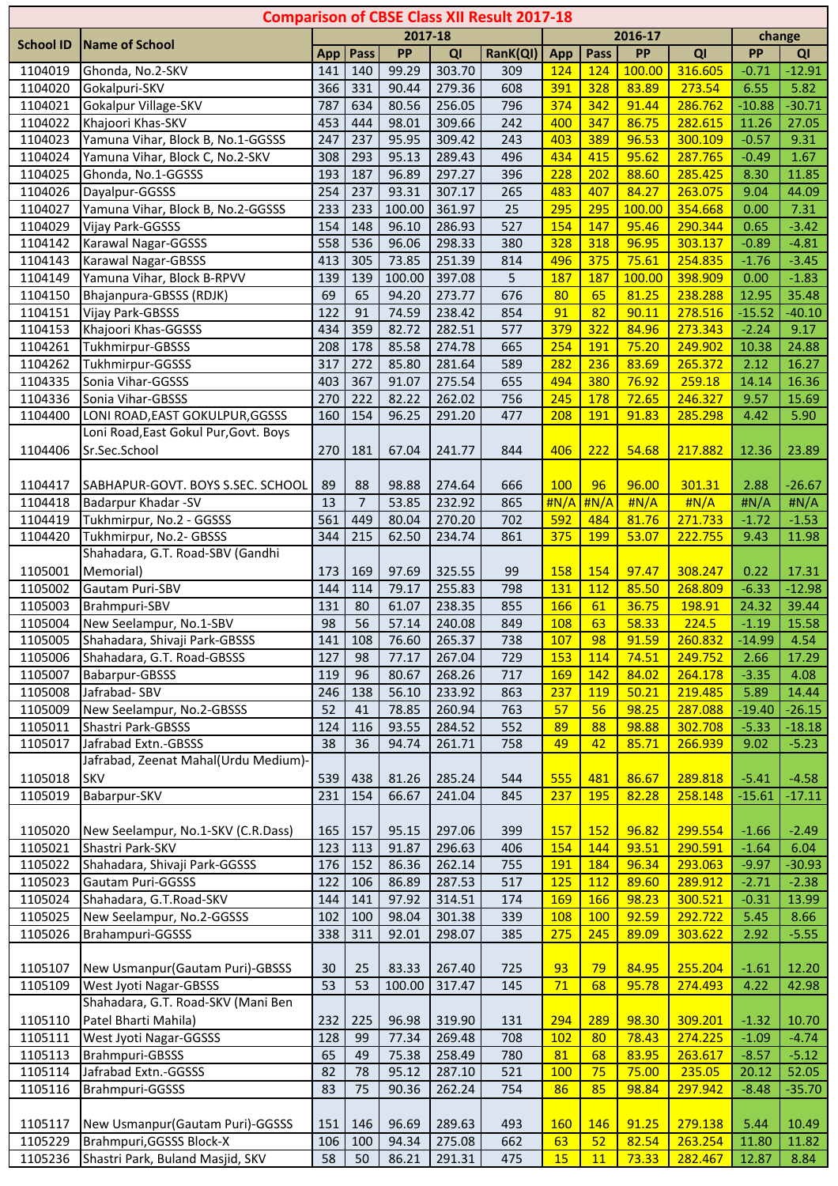# Comparison of CBSE Class XII Result 2017-18

| School ID | Name of School | 2017-18 | | | | | 2016-17 | | | | change | |
|---|---|---|---|---|---|---|---|---|---|---|---|---|
| | | App | Pass | PP | QI | RanK(QI) | App | Pass | PP | QI | PP | QI |
| 1104019 | Ghonda, No.2-SKV | 141 | 140 | 99.29 | 303.70 | 309 | 124 | 124 | 100.00 | 316.605 | -0.71 | -12.91 |
| 1104020 | Gokalpuri-SKV | 366 | 331 | 90.44 | 279.36 | 608 | 391 | 328 | 83.89 | 273.54 | 6.55 | 5.82 |
| 1104021 | Gokalpur Village-SKV | 787 | 634 | 80.56 | 256.05 | 796 | 374 | 342 | 91.44 | 286.762 | -10.88 | -30.71 |
| 1104022 | Khajoori Khas-SKV | 453 | 444 | 98.01 | 309.66 | 242 | 400 | 347 | 86.75 | 282.615 | 11.26 | 27.05 |
| 1104023 | Yamuna Vihar, Block B, No.1-GGSSS | 247 | 237 | 95.95 | 309.42 | 243 | 403 | 389 | 96.53 | 300.109 | -0.57 | 9.31 |
| 1104024 | Yamuna Vihar, Block C, No.2-SKV | 308 | 293 | 95.13 | 289.43 | 496 | 434 | 415 | 95.62 | 287.765 | -0.49 | 1.67 |
| 1104025 | Ghonda, No.1-GGSSS | 193 | 187 | 96.89 | 297.27 | 396 | 228 | 202 | 88.60 | 285.425 | 8.30 | 11.85 |
| 1104026 | Dayalpur-GGSSS | 254 | 237 | 93.31 | 307.17 | 265 | 483 | 407 | 84.27 | 263.075 | 9.04 | 44.09 |
| 1104027 | Yamuna Vihar, Block B, No.2-GGSSS | 233 | 233 | 100.00 | 361.97 | 25 | 295 | 295 | 100.00 | 354.668 | 0.00 | 7.31 |
| 1104029 | Vijay Park-GGSSS | 154 | 148 | 96.10 | 286.93 | 527 | 154 | 147 | 95.46 | 290.344 | 0.65 | -3.42 |
| 1104142 | Karawal Nagar-GGSSS | 558 | 536 | 96.06 | 298.33 | 380 | 328 | 318 | 96.95 | 303.137 | -0.89 | -4.81 |
| 1104143 | Karawal Nagar-GBSSS | 413 | 305 | 73.85 | 251.39 | 814 | 496 | 375 | 75.61 | 254.835 | -1.76 | -3.45 |
| 1104149 | Yamuna Vihar, Block B-RPVV | 139 | 139 | 100.00 | 397.08 | 5 | 187 | 187 | 100.00 | 398.909 | 0.00 | -1.83 |
| 1104150 | Bhajanpura-GBSSS (RDJK) | 69 | 65 | 94.20 | 273.77 | 676 | 80 | 65 | 81.25 | 238.288 | 12.95 | 35.48 |
| 1104151 | Vijay Park-GBSSS | 122 | 91 | 74.59 | 238.42 | 854 | 91 | 82 | 90.11 | 278.516 | -15.52 | -40.10 |
| 1104153 | Khajoori Khas-GGSSS | 434 | 359 | 82.72 | 282.51 | 577 | 379 | 322 | 84.96 | 273.343 | -2.24 | 9.17 |
| 1104261 | Tukhmirpur-GBSSS | 208 | 178 | 85.58 | 274.78 | 665 | 254 | 191 | 75.20 | 249.902 | 10.38 | 24.88 |
| 1104262 | Tukhmirpur-GGSSS | 317 | 272 | 85.80 | 281.64 | 589 | 282 | 236 | 83.69 | 265.372 | 2.12 | 16.27 |
| 1104335 | Sonia Vihar-GGSSS | 403 | 367 | 91.07 | 275.54 | 655 | 494 | 380 | 76.92 | 259.18 | 14.14 | 16.36 |
| 1104336 | Sonia Vihar-GBSSS | 270 | 222 | 82.22 | 262.02 | 756 | 245 | 178 | 72.65 | 246.327 | 9.57 | 15.69 |
| 1104400 | LONI ROAD,EAST GOKULPUR,GGSSS | 160 | 154 | 96.25 | 291.20 | 477 | 208 | 191 | 91.83 | 285.298 | 4.42 | 5.90 |
| 1104406 | Loni Road,East Gokul Pur,Govt. Boys Sr.Sec.School | 270 | 181 | 67.04 | 241.77 | 844 | 406 | 222 | 54.68 | 217.882 | 12.36 | 23.89 |
| 1104417 | SABHAPUR-GOVT. BOYS S.SEC. SCHOOL | 89 | 88 | 98.88 | 274.64 | 666 | 100 | 96 | 96.00 | 301.31 | 2.88 | -26.67 |
| 1104418 | Badarpur Khadar -SV | 13 | 7 | 53.85 | 232.92 | 865 | #N/A | #N/A | #N/A | #N/A | #N/A | #N/A |
| 1104419 | Tukhmirpur, No.2 - GGSSS | 561 | 449 | 80.04 | 270.20 | 702 | 592 | 484 | 81.76 | 271.733 | -1.72 | -1.53 |
| 1104420 | Tukhmirpur, No.2- GBSSS | 344 | 215 | 62.50 | 234.74 | 861 | 375 | 199 | 53.07 | 222.755 | 9.43 | 11.98 |
| 1105001 | Shahadara, G.T. Road-SBV (Gandhi Memorial) | 173 | 169 | 97.69 | 325.55 | 99 | 158 | 154 | 97.47 | 308.247 | 0.22 | 17.31 |
| 1105002 | Gautam Puri-SBV | 144 | 114 | 79.17 | 255.83 | 798 | 131 | 112 | 85.50 | 268.809 | -6.33 | -12.98 |
| 1105003 | Brahmpuri-SBV | 131 | 80 | 61.07 | 238.35 | 855 | 166 | 61 | 36.75 | 198.91 | 24.32 | 39.44 |
| 1105004 | New Seelampur, No.1-SBV | 98 | 56 | 57.14 | 240.08 | 849 | 108 | 63 | 58.33 | 224.5 | -1.19 | 15.58 |
| 1105005 | Shahadara, Shivaji Park-GBSSS | 141 | 108 | 76.60 | 265.37 | 738 | 107 | 98 | 91.59 | 260.832 | -14.99 | 4.54 |
| 1105006 | Shahadara, G.T. Road-GBSSS | 127 | 98 | 77.17 | 267.04 | 729 | 153 | 114 | 74.51 | 249.752 | 2.66 | 17.29 |
| 1105007 | Babarpur-GBSSS | 119 | 96 | 80.67 | 268.26 | 717 | 169 | 142 | 84.02 | 264.178 | -3.35 | 4.08 |
| 1105008 | Jafrabad- SBV | 246 | 138 | 56.10 | 233.92 | 863 | 237 | 119 | 50.21 | 219.485 | 5.89 | 14.44 |
| 1105009 | New Seelampur, No.2-GBSSS | 52 | 41 | 78.85 | 260.94 | 763 | 57 | 56 | 98.25 | 287.088 | -19.40 | -26.15 |
| 1105011 | Shastri Park-GBSSS | 124 | 116 | 93.55 | 284.52 | 552 | 89 | 88 | 98.88 | 302.708 | -5.33 | -18.18 |
| 1105017 | Jafrabad Extn.-GBSSS | 38 | 36 | 94.74 | 261.71 | 758 | 49 | 42 | 85.71 | 266.939 | 9.02 | -5.23 |
| 1105018 | Jafrabad, Zeenat Mahal(Urdu Medium)-SKV | 539 | 438 | 81.26 | 285.24 | 544 | 555 | 481 | 86.67 | 289.818 | -5.41 | -4.58 |
| 1105019 | Babarpur-SKV | 231 | 154 | 66.67 | 241.04 | 845 | 237 | 195 | 82.28 | 258.148 | -15.61 | -17.11 |
| 1105020 | New Seelampur, No.1-SKV (C.R.Dass) | 165 | 157 | 95.15 | 297.06 | 399 | 157 | 152 | 96.82 | 299.554 | -1.66 | -2.49 |
| 1105021 | Shastri Park-SKV | 123 | 113 | 91.87 | 296.63 | 406 | 154 | 144 | 93.51 | 290.591 | -1.64 | 6.04 |
| 1105022 | Shahadara, Shivaji Park-GGSSS | 176 | 152 | 86.36 | 262.14 | 755 | 191 | 184 | 96.34 | 293.063 | -9.97 | -30.93 |
| 1105023 | Gautam Puri-GGSSS | 122 | 106 | 86.89 | 287.53 | 517 | 125 | 112 | 89.60 | 289.912 | -2.71 | -2.38 |
| 1105024 | Shahadara, G.T.Road-SKV | 144 | 141 | 97.92 | 314.51 | 174 | 169 | 166 | 98.23 | 300.521 | -0.31 | 13.99 |
| 1105025 | New Seelampur, No.2-GGSSS | 102 | 100 | 98.04 | 301.38 | 339 | 108 | 100 | 92.59 | 292.722 | 5.45 | 8.66 |
| 1105026 | Brahampuri-GGSSS | 338 | 311 | 92.01 | 298.07 | 385 | 275 | 245 | 89.09 | 303.622 | 2.92 | -5.55 |
| 1105107 | New Usmanpur(Gautam Puri)-GBSSS | 30 | 25 | 83.33 | 267.40 | 725 | 93 | 79 | 84.95 | 255.204 | -1.61 | 12.20 |
| 1105109 | West Jyoti Nagar-GBSSS | 53 | 53 | 100.00 | 317.47 | 145 | 71 | 68 | 95.78 | 274.493 | 4.22 | 42.98 |
| 1105110 | Shahadara, G.T. Road-SKV (Mani Ben Patel Bharti Mahila) | 232 | 225 | 96.98 | 319.90 | 131 | 294 | 289 | 98.30 | 309.201 | -1.32 | 10.70 |
| 1105111 | West Jyoti Nagar-GGSSS | 128 | 99 | 77.34 | 269.48 | 708 | 102 | 80 | 78.43 | 274.225 | -1.09 | -4.74 |
| 1105113 | Brahmpuri-GBSSS | 65 | 49 | 75.38 | 258.49 | 780 | 81 | 68 | 83.95 | 263.617 | -8.57 | -5.12 |
| 1105114 | Jafrabad Extn.-GGSSS | 82 | 78 | 95.12 | 287.10 | 521 | 100 | 75 | 75.00 | 235.05 | 20.12 | 52.05 |
| 1105116 | Brahmpuri-GGSSS | 83 | 75 | 90.36 | 262.24 | 754 | 86 | 85 | 98.84 | 297.942 | -8.48 | -35.70 |
| 1105117 | New Usmanpur(Gautam Puri)-GGSSS | 151 | 146 | 96.69 | 289.63 | 493 | 160 | 146 | 91.25 | 279.138 | 5.44 | 10.49 |
| 1105229 | Brahmpuri,GGSSS Block-X | 106 | 100 | 94.34 | 275.08 | 662 | 63 | 52 | 82.54 | 263.254 | 11.80 | 11.82 |
| 1105236 | Shastri Park, Buland Masjid, SKV | 58 | 50 | 86.21 | 291.31 | 475 | 15 | 11 | 73.33 | 282.467 | 12.87 | 8.84 |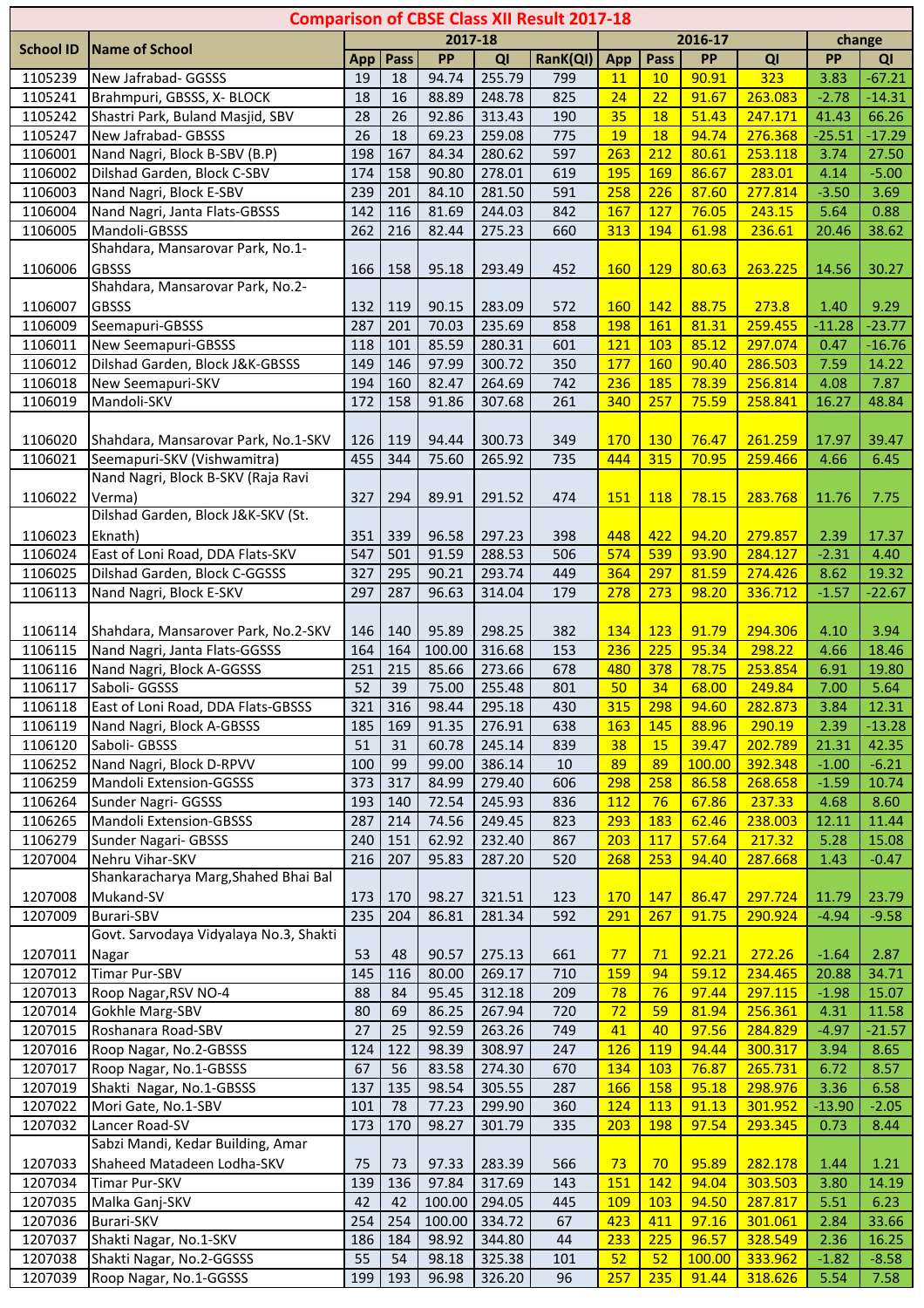# Comparison of CBSE Class XII Result 2017-18

| School ID | Name of School | 2017-18 | | | | | 2016-17 | | | | change | |
|---|---|---|---|---|---|---|---|---|---|---|---|---|
| | | App | Pass | PP | QI | RanK(QI) | App | Pass | PP | QI | PP | QI |
| 1105239 | New Jafrabad- GGSSS | 19 | 18 | 94.74 | 255.79 | 799 | 11 | 10 | 90.91 | 323 | 3.83 | -67.21 |
| 1105241 | Brahmpuri, GBSSS, X- BLOCK | 18 | 16 | 88.89 | 248.78 | 825 | 24 | 22 | 91.67 | 263.083 | -2.78 | -14.31 |
| 1105242 | Shastri Park, Buland Masjid, SBV | 28 | 26 | 92.86 | 313.43 | 190 | 35 | 18 | 51.43 | 247.171 | 41.43 | 66.26 |
| 1105247 | New Jafrabad- GBSSS | 26 | 18 | 69.23 | 259.08 | 775 | 19 | 18 | 94.74 | 276.368 | -25.51 | -17.29 |
| 1106001 | Nand Nagri, Block B-SBV (B.P) | 198 | 167 | 84.34 | 280.62 | 597 | 263 | 212 | 80.61 | 253.118 | 3.74 | 27.50 |
| 1106002 | Dilshad Garden, Block C-SBV | 174 | 158 | 90.80 | 278.01 | 619 | 195 | 169 | 86.67 | 283.01 | 4.14 | -5.00 |
| 1106003 | Nand Nagri, Block E-SBV | 239 | 201 | 84.10 | 281.50 | 591 | 258 | 226 | 87.60 | 277.814 | -3.50 | 3.69 |
| 1106004 | Nand Nagri, Janta Flats-GBSSS | 142 | 116 | 81.69 | 244.03 | 842 | 167 | 127 | 76.05 | 243.15 | 5.64 | 0.88 |
| 1106005 | Mandoli-GBSSS | 262 | 216 | 82.44 | 275.23 | 660 | 313 | 194 | 61.98 | 236.61 | 20.46 | 38.62 |
| 1106006 | Shahdara, Mansarovar Park, No.1-GBSSS | 166 | 158 | 95.18 | 293.49 | 452 | 160 | 129 | 80.63 | 263.225 | 14.56 | 30.27 |
| 1106007 | Shahdara, Mansarovar Park, No.2-GBSSS | 132 | 119 | 90.15 | 283.09 | 572 | 160 | 142 | 88.75 | 273.8 | 1.40 | 9.29 |
| 1106009 | Seemapuri-GBSSS | 287 | 201 | 70.03 | 235.69 | 858 | 198 | 161 | 81.31 | 259.455 | -11.28 | -23.77 |
| 1106011 | New Seemapuri-GBSSS | 118 | 101 | 85.59 | 280.31 | 601 | 121 | 103 | 85.12 | 297.074 | 0.47 | -16.76 |
| 1106012 | Dilshad Garden, Block J&K-GBSSS | 149 | 146 | 97.99 | 300.72 | 350 | 177 | 160 | 90.40 | 286.503 | 7.59 | 14.22 |
| 1106018 | New Seemapuri-SKV | 194 | 160 | 82.47 | 264.69 | 742 | 236 | 185 | 78.39 | 256.814 | 4.08 | 7.87 |
| 1106019 | Mandoli-SKV | 172 | 158 | 91.86 | 307.68 | 261 | 340 | 257 | 75.59 | 258.841 | 16.27 | 48.84 |
| 1106020 | Shahdara, Mansarovar Park, No.1-SKV | 126 | 119 | 94.44 | 300.73 | 349 | 170 | 130 | 76.47 | 261.259 | 17.97 | 39.47 |
| 1106021 | Seemapuri-SKV (Vishwamitra) | 455 | 344 | 75.60 | 265.92 | 735 | 444 | 315 | 70.95 | 259.466 | 4.66 | 6.45 |
| 1106022 | Nand Nagri, Block B-SKV (Raja Ravi Verma) | 327 | 294 | 89.91 | 291.52 | 474 | 151 | 118 | 78.15 | 283.768 | 11.76 | 7.75 |
| 1106023 | Dilshad Garden, Block J&K-SKV (St. Eknath) | 351 | 339 | 96.58 | 297.23 | 398 | 448 | 422 | 94.20 | 279.857 | 2.39 | 17.37 |
| 1106024 | East of Loni Road, DDA Flats-SKV | 547 | 501 | 91.59 | 288.53 | 506 | 574 | 539 | 93.90 | 284.127 | -2.31 | 4.40 |
| 1106025 | Dilshad Garden, Block C-GGSSS | 327 | 295 | 90.21 | 293.74 | 449 | 364 | 297 | 81.59 | 274.426 | 8.62 | 19.32 |
| 1106113 | Nand Nagri, Block E-SKV | 297 | 287 | 96.63 | 314.04 | 179 | 278 | 273 | 98.20 | 336.712 | -1.57 | -22.67 |
| 1106114 | Shahdara, Mansarover Park, No.2-SKV | 146 | 140 | 95.89 | 298.25 | 382 | 134 | 123 | 91.79 | 294.306 | 4.10 | 3.94 |
| 1106115 | Nand Nagri, Janta Flats-GGSSS | 164 | 164 | 100.00 | 316.68 | 153 | 236 | 225 | 95.34 | 298.22 | 4.66 | 18.46 |
| 1106116 | Nand Nagri, Block A-GGSSS | 251 | 215 | 85.66 | 273.66 | 678 | 480 | 378 | 78.75 | 253.854 | 6.91 | 19.80 |
| 1106117 | Saboli- GGSSS | 52 | 39 | 75.00 | 255.48 | 801 | 50 | 34 | 68.00 | 249.84 | 7.00 | 5.64 |
| 1106118 | East of Loni Road, DDA Flats-GBSSS | 321 | 316 | 98.44 | 295.18 | 430 | 315 | 298 | 94.60 | 282.873 | 3.84 | 12.31 |
| 1106119 | Nand Nagri, Block A-GBSSS | 185 | 169 | 91.35 | 276.91 | 638 | 163 | 145 | 88.96 | 290.19 | 2.39 | -13.28 |
| 1106120 | Saboli- GBSSS | 51 | 31 | 60.78 | 245.14 | 839 | 38 | 15 | 39.47 | 202.789 | 21.31 | 42.35 |
| 1106252 | Nand Nagri, Block D-RPVV | 100 | 99 | 99.00 | 386.14 | 10 | 89 | 89 | 100.00 | 392.348 | -1.00 | -6.21 |
| 1106259 | Mandoli Extension-GGSSS | 373 | 317 | 84.99 | 279.40 | 606 | 298 | 258 | 86.58 | 268.658 | -1.59 | 10.74 |
| 1106264 | Sunder Nagri- GGSSS | 193 | 140 | 72.54 | 245.93 | 836 | 112 | 76 | 67.86 | 237.33 | 4.68 | 8.60 |
| 1106265 | Mandoli Extension-GBSSS | 287 | 214 | 74.56 | 249.45 | 823 | 293 | 183 | 62.46 | 238.003 | 12.11 | 11.44 |
| 1106279 | Sunder Nagari- GBSSS | 240 | 151 | 62.92 | 232.40 | 867 | 203 | 117 | 57.64 | 217.32 | 5.28 | 15.08 |
| 1207004 | Nehru Vihar-SKV | 216 | 207 | 95.83 | 287.20 | 520 | 268 | 253 | 94.40 | 287.668 | 1.43 | -0.47 |
| 1207008 | Shankaracharya Marg,Shahed Bhai Bal Mukand-SV | 173 | 170 | 98.27 | 321.51 | 123 | 170 | 147 | 86.47 | 297.724 | 11.79 | 23.79 |
| 1207009 | Burari-SBV | 235 | 204 | 86.81 | 281.34 | 592 | 291 | 267 | 91.75 | 290.924 | -4.94 | -9.58 |
| 1207011 | Govt. Sarvodaya Vidyalaya No.3, Shakti Nagar | 53 | 48 | 90.57 | 275.13 | 661 | 77 | 71 | 92.21 | 272.26 | -1.64 | 2.87 |
| 1207012 | Timar Pur-SBV | 145 | 116 | 80.00 | 269.17 | 710 | 159 | 94 | 59.12 | 234.465 | 20.88 | 34.71 |
| 1207013 | Roop Nagar,RSV NO-4 | 88 | 84 | 95.45 | 312.18 | 209 | 78 | 76 | 97.44 | 297.115 | -1.98 | 15.07 |
| 1207014 | Gokhle Marg-SBV | 80 | 69 | 86.25 | 267.94 | 720 | 72 | 59 | 81.94 | 256.361 | 4.31 | 11.58 |
| 1207015 | Roshanara Road-SBV | 27 | 25 | 92.59 | 263.26 | 749 | 41 | 40 | 97.56 | 284.829 | -4.97 | -21.57 |
| 1207016 | Roop Nagar, No.2-GBSSS | 124 | 122 | 98.39 | 308.97 | 247 | 126 | 119 | 94.44 | 300.317 | 3.94 | 8.65 |
| 1207017 | Roop Nagar, No.1-GBSSS | 67 | 56 | 83.58 | 274.30 | 670 | 134 | 103 | 76.87 | 265.731 | 6.72 | 8.57 |
| 1207019 | Shakti Nagar, No.1-GBSSS | 137 | 135 | 98.54 | 305.55 | 287 | 166 | 158 | 95.18 | 298.976 | 3.36 | 6.58 |
| 1207022 | Mori Gate, No.1-SBV | 101 | 78 | 77.23 | 299.90 | 360 | 124 | 113 | 91.13 | 301.952 | -13.90 | -2.05 |
| 1207032 | Lancer Road-SV | 173 | 170 | 98.27 | 301.79 | 335 | 203 | 198 | 97.54 | 293.345 | 0.73 | 8.44 |
| 1207033 | Sabzi Mandi, Kedar Building, Amar Shaheed Matadeen Lodha-SKV | 75 | 73 | 97.33 | 283.39 | 566 | 73 | 70 | 95.89 | 282.178 | 1.44 | 1.21 |
| 1207034 | Timar Pur-SKV | 139 | 136 | 97.84 | 317.69 | 143 | 151 | 142 | 94.04 | 303.503 | 3.80 | 14.19 |
| 1207035 | Malka Ganj-SKV | 42 | 42 | 100.00 | 294.05 | 445 | 109 | 103 | 94.50 | 287.817 | 5.51 | 6.23 |
| 1207036 | Burari-SKV | 254 | 254 | 100.00 | 334.72 | 67 | 423 | 411 | 97.16 | 301.061 | 2.84 | 33.66 |
| 1207037 | Shakti Nagar, No.1-SKV | 186 | 184 | 98.92 | 344.80 | 44 | 233 | 225 | 96.57 | 328.549 | 2.36 | 16.25 |
| 1207038 | Shakti Nagar, No.2-GGSSS | 55 | 54 | 98.18 | 325.38 | 101 | 52 | 52 | 100.00 | 333.962 | -1.82 | -8.58 |
| 1207039 | Roop Nagar, No.1-GGSSS | 199 | 193 | 96.98 | 326.20 | 96 | 257 | 235 | 91.44 | 318.626 | 5.54 | 7.58 |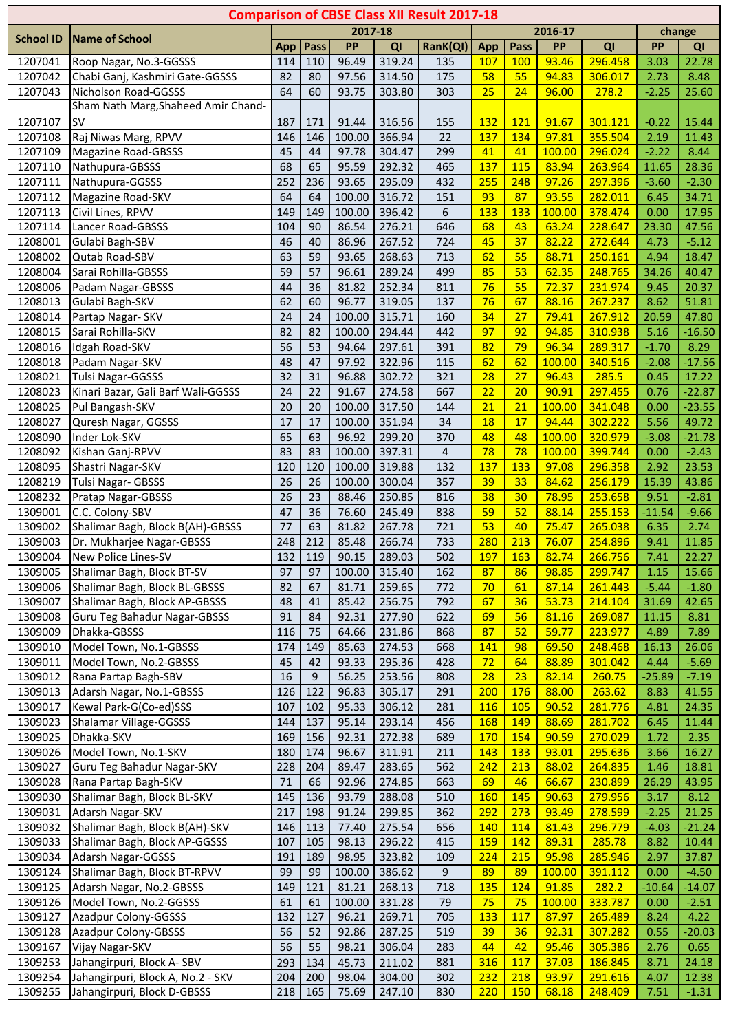# Comparison of CBSE Class XII Result 2017-18

| School ID | Name of School | 2017-18 | | | | | 2016-17 | | | | change | |
|---|---|---|---|---|---|---|---|---|---|---|---|---|
| | | App | Pass | PP | QI | RanK(QI) | App | Pass | PP | QI | PP | QI |
| 1207041 | Roop Nagar, No.3-GGSSS | 114 | 110 | 96.49 | 319.24 | 135 | 107 | 100 | 93.46 | 296.458 | 3.03 | 22.78 |
| 1207042 | Chabi Ganj, Kashmiri Gate-GGSSS | 82 | 80 | 97.56 | 314.50 | 175 | 58 | 55 | 94.83 | 306.017 | 2.73 | 8.48 |
| 1207043 | Nicholson Road-GGSSS | 64 | 60 | 93.75 | 303.80 | 303 | 25 | 24 | 96.00 | 278.2 | -2.25 | 25.60 |
| 1207107 | Sham Nath Marg,Shaheed Amir Chand-SV | 187 | 171 | 91.44 | 316.56 | 155 | 132 | 121 | 91.67 | 301.121 | -0.22 | 15.44 |
| 1207108 | Raj Niwas Marg, RPVV | 146 | 146 | 100.00 | 366.94 | 22 | 137 | 134 | 97.81 | 355.504 | 2.19 | 11.43 |
| 1207109 | Magazine Road-GBSSS | 45 | 44 | 97.78 | 304.47 | 299 | 41 | 41 | 100.00 | 296.024 | -2.22 | 8.44 |
| 1207110 | Nathupura-GBSSS | 68 | 65 | 95.59 | 292.32 | 465 | 137 | 115 | 83.94 | 263.964 | 11.65 | 28.36 |
| 1207111 | Nathupura-GGSSS | 252 | 236 | 93.65 | 295.09 | 432 | 255 | 248 | 97.26 | 297.396 | -3.60 | -2.30 |
| 1207112 | Magazine Road-SKV | 64 | 64 | 100.00 | 316.72 | 151 | 93 | 87 | 93.55 | 282.011 | 6.45 | 34.71 |
| 1207113 | Civil Lines, RPVV | 149 | 149 | 100.00 | 396.42 | 6 | 133 | 133 | 100.00 | 378.474 | 0.00 | 17.95 |
| 1207114 | Lancer Road-GBSSS | 104 | 90 | 86.54 | 276.21 | 646 | 68 | 43 | 63.24 | 228.647 | 23.30 | 47.56 |
| 1208001 | Gulabi Bagh-SBV | 46 | 40 | 86.96 | 267.52 | 724 | 45 | 37 | 82.22 | 272.644 | 4.73 | -5.12 |
| 1208002 | Qutab Road-SBV | 63 | 59 | 93.65 | 268.63 | 713 | 62 | 55 | 88.71 | 250.161 | 4.94 | 18.47 |
| 1208004 | Sarai Rohilla-GBSSS | 59 | 57 | 96.61 | 289.24 | 499 | 85 | 53 | 62.35 | 248.765 | 34.26 | 40.47 |
| 1208006 | Padam Nagar-GBSSS | 44 | 36 | 81.82 | 252.34 | 811 | 76 | 55 | 72.37 | 231.974 | 9.45 | 20.37 |
| 1208013 | Gulabi Bagh-SKV | 62 | 60 | 96.77 | 319.05 | 137 | 76 | 67 | 88.16 | 267.237 | 8.62 | 51.81 |
| 1208014 | Partap Nagar- SKV | 24 | 24 | 100.00 | 315.71 | 160 | 34 | 27 | 79.41 | 267.912 | 20.59 | 47.80 |
| 1208015 | Sarai Rohilla-SKV | 82 | 82 | 100.00 | 294.44 | 442 | 97 | 92 | 94.85 | 310.938 | 5.16 | -16.50 |
| 1208016 | Idgah Road-SKV | 56 | 53 | 94.64 | 297.61 | 391 | 82 | 79 | 96.34 | 289.317 | -1.70 | 8.29 |
| 1208018 | Padam Nagar-SKV | 48 | 47 | 97.92 | 322.96 | 115 | 62 | 62 | 100.00 | 340.516 | -2.08 | -17.56 |
| 1208021 | Tulsi Nagar-GGSSS | 32 | 31 | 96.88 | 302.72 | 321 | 28 | 27 | 96.43 | 285.5 | 0.45 | 17.22 |
| 1208023 | Kinari Bazar, Gali Barf Wali-GGSSS | 24 | 22 | 91.67 | 274.58 | 667 | 22 | 20 | 90.91 | 297.455 | 0.76 | -22.87 |
| 1208025 | Pul Bangash-SKV | 20 | 20 | 100.00 | 317.50 | 144 | 21 | 21 | 100.00 | 341.048 | 0.00 | -23.55 |
| 1208027 | Quresh Nagar, GGSSS | 17 | 17 | 100.00 | 351.94 | 34 | 18 | 17 | 94.44 | 302.222 | 5.56 | 49.72 |
| 1208090 | Inder Lok-SKV | 65 | 63 | 96.92 | 299.20 | 370 | 48 | 48 | 100.00 | 320.979 | -3.08 | -21.78 |
| 1208092 | Kishan Ganj-RPVV | 83 | 83 | 100.00 | 397.31 | 4 | 78 | 78 | 100.00 | 399.744 | 0.00 | -2.43 |
| 1208095 | Shastri Nagar-SKV | 120 | 120 | 100.00 | 319.88 | 132 | 137 | 133 | 97.08 | 296.358 | 2.92 | 23.53 |
| 1208219 | Tulsi Nagar- GBSSS | 26 | 26 | 100.00 | 300.04 | 357 | 39 | 33 | 84.62 | 256.179 | 15.39 | 43.86 |
| 1208232 | Pratap Nagar-GBSSS | 26 | 23 | 88.46 | 250.85 | 816 | 38 | 30 | 78.95 | 253.658 | 9.51 | -2.81 |
| 1309001 | C.C. Colony-SBV | 47 | 36 | 76.60 | 245.49 | 838 | 59 | 52 | 88.14 | 255.153 | -11.54 | -9.66 |
| 1309002 | Shalimar Bagh, Block B(AH)-GBSSS | 77 | 63 | 81.82 | 267.78 | 721 | 53 | 40 | 75.47 | 265.038 | 6.35 | 2.74 |
| 1309003 | Dr. Mukharjee Nagar-GBSSS | 248 | 212 | 85.48 | 266.74 | 733 | 280 | 213 | 76.07 | 254.896 | 9.41 | 11.85 |
| 1309004 | New Police Lines-SV | 132 | 119 | 90.15 | 289.03 | 502 | 197 | 163 | 82.74 | 266.756 | 7.41 | 22.27 |
| 1309005 | Shalimar Bagh, Block BT-SV | 97 | 97 | 100.00 | 315.40 | 162 | 87 | 86 | 98.85 | 299.747 | 1.15 | 15.66 |
| 1309006 | Shalimar Bagh, Block BL-GBSSS | 82 | 67 | 81.71 | 259.65 | 772 | 70 | 61 | 87.14 | 261.443 | -5.44 | -1.80 |
| 1309007 | Shalimar Bagh, Block AP-GBSSS | 48 | 41 | 85.42 | 256.75 | 792 | 67 | 36 | 53.73 | 214.104 | 31.69 | 42.65 |
| 1309008 | Guru Teg Bahadur Nagar-GBSSS | 91 | 84 | 92.31 | 277.90 | 622 | 69 | 56 | 81.16 | 269.087 | 11.15 | 8.81 |
| 1309009 | Dhakka-GBSSS | 116 | 75 | 64.66 | 231.86 | 868 | 87 | 52 | 59.77 | 223.977 | 4.89 | 7.89 |
| 1309010 | Model Town, No.1-GBSSS | 174 | 149 | 85.63 | 274.53 | 668 | 141 | 98 | 69.50 | 248.468 | 16.13 | 26.06 |
| 1309011 | Model Town, No.2-GBSSS | 45 | 42 | 93.33 | 295.36 | 428 | 72 | 64 | 88.89 | 301.042 | 4.44 | -5.69 |
| 1309012 | Rana Partap Bagh-SBV | 16 | 9 | 56.25 | 253.56 | 808 | 28 | 23 | 82.14 | 260.75 | -25.89 | -7.19 |
| 1309013 | Adarsh Nagar, No.1-GBSSS | 126 | 122 | 96.83 | 305.17 | 291 | 200 | 176 | 88.00 | 263.62 | 8.83 | 41.55 |
| 1309017 | Kewal Park-G(Co-ed)SSS | 107 | 102 | 95.33 | 306.12 | 281 | 116 | 105 | 90.52 | 281.776 | 4.81 | 24.35 |
| 1309023 | Shalamar Village-GGSSS | 144 | 137 | 95.14 | 293.14 | 456 | 168 | 149 | 88.69 | 281.702 | 6.45 | 11.44 |
| 1309025 | Dhakka-SKV | 169 | 156 | 92.31 | 272.38 | 689 | 170 | 154 | 90.59 | 270.029 | 1.72 | 2.35 |
| 1309026 | Model Town, No.1-SKV | 180 | 174 | 96.67 | 311.91 | 211 | 143 | 133 | 93.01 | 295.636 | 3.66 | 16.27 |
| 1309027 | Guru Teg Bahadur Nagar-SKV | 228 | 204 | 89.47 | 283.65 | 562 | 242 | 213 | 88.02 | 264.835 | 1.46 | 18.81 |
| 1309028 | Rana Partap Bagh-SKV | 71 | 66 | 92.96 | 274.85 | 663 | 69 | 46 | 66.67 | 230.899 | 26.29 | 43.95 |
| 1309030 | Shalimar Bagh, Block BL-SKV | 145 | 136 | 93.79 | 288.08 | 510 | 160 | 145 | 90.63 | 279.956 | 3.17 | 8.12 |
| 1309031 | Adarsh Nagar-SKV | 217 | 198 | 91.24 | 299.85 | 362 | 292 | 273 | 93.49 | 278.599 | -2.25 | 21.25 |
| 1309032 | Shalimar Bagh, Block B(AH)-SKV | 146 | 113 | 77.40 | 275.54 | 656 | 140 | 114 | 81.43 | 296.779 | -4.03 | -21.24 |
| 1309033 | Shalimar Bagh, Block AP-GGSSS | 107 | 105 | 98.13 | 296.22 | 415 | 159 | 142 | 89.31 | 285.78 | 8.82 | 10.44 |
| 1309034 | Adarsh Nagar-GGSSS | 191 | 189 | 98.95 | 323.82 | 109 | 224 | 215 | 95.98 | 285.946 | 2.97 | 37.87 |
| 1309124 | Shalimar Bagh, Block BT-RPVV | 99 | 99 | 100.00 | 386.62 | 9 | 89 | 89 | 100.00 | 391.112 | 0.00 | -4.50 |
| 1309125 | Adarsh Nagar, No.2-GBSSS | 149 | 121 | 81.21 | 268.13 | 718 | 135 | 124 | 91.85 | 282.2 | -10.64 | -14.07 |
| 1309126 | Model Town, No.2-GGSSS | 61 | 61 | 100.00 | 331.28 | 79 | 75 | 75 | 100.00 | 333.787 | 0.00 | -2.51 |
| 1309127 | Azadpur Colony-GGSSS | 132 | 127 | 96.21 | 269.71 | 705 | 133 | 117 | 87.97 | 265.489 | 8.24 | 4.22 |
| 1309128 | Azadpur Colony-GBSSS | 56 | 52 | 92.86 | 287.25 | 519 | 39 | 36 | 92.31 | 307.282 | 0.55 | -20.03 |
| 1309167 | Vijay Nagar-SKV | 56 | 55 | 98.21 | 306.04 | 283 | 44 | 42 | 95.46 | 305.386 | 2.76 | 0.65 |
| 1309253 | Jahangirpuri, Block A- SBV | 293 | 134 | 45.73 | 211.02 | 881 | 316 | 117 | 37.03 | 186.845 | 8.71 | 24.18 |
| 1309254 | Jahangirpuri, Block A, No.2 - SKV | 204 | 200 | 98.04 | 304.00 | 302 | 232 | 218 | 93.97 | 291.616 | 4.07 | 12.38 |
| 1309255 | Jahangirpuri, Block D-GBSSS | 218 | 165 | 75.69 | 247.10 | 830 | 220 | 150 | 68.18 | 248.409 | 7.51 | -1.31 |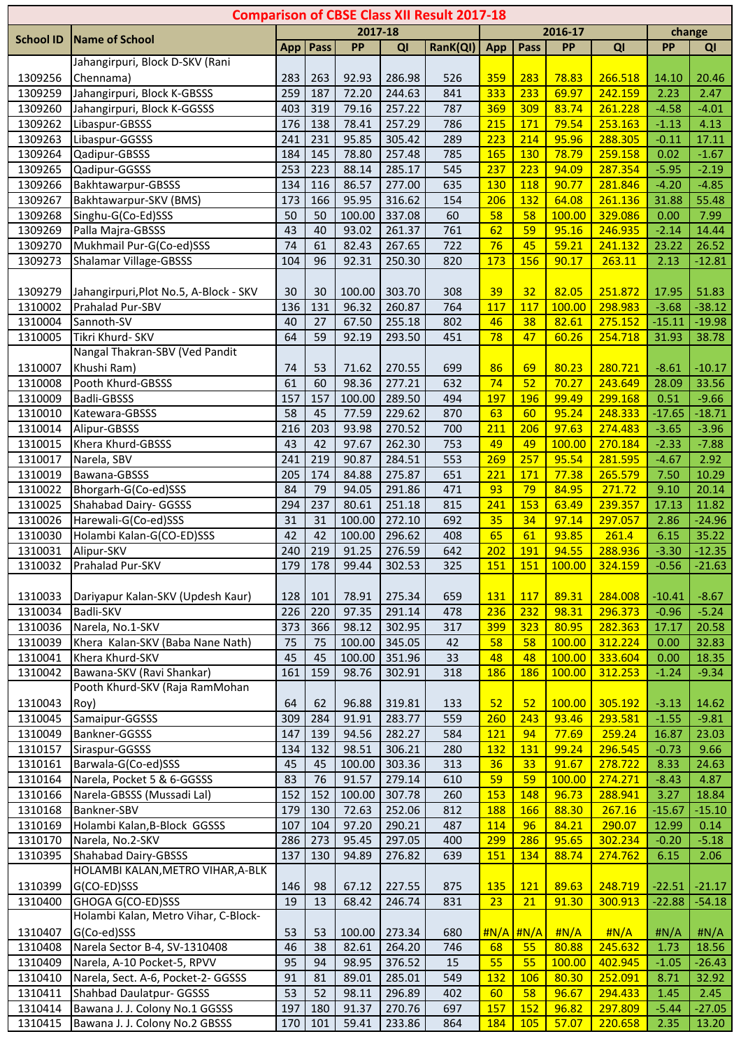# Comparison of CBSE Class XII Result 2017-18

| School ID | Name of School | 2017-18 | | | | | 2016-17 | | | | change | |
|---|---|---|---|---|---|---|---|---|---|---|---|---|
| | | App | Pass | PP | QI | RanK(QI) | App | Pass | PP | QI | PP | QI |
| 1309256 | Jahangirpuri, Block D-SKV (Rani Chennama) | 283 | 263 | 92.93 | 286.98 | 526 | 359 | 283 | 78.83 | 266.518 | 14.10 | 20.46 |
| 1309259 | Jahangirpuri, Block K-GBSSS | 259 | 187 | 72.20 | 244.63 | 841 | 333 | 233 | 69.97 | 242.159 | 2.23 | 2.47 |
| 1309260 | Jahangirpuri, Block K-GGSSS | 403 | 319 | 79.16 | 257.22 | 787 | 369 | 309 | 83.74 | 261.228 | -4.58 | -4.01 |
| 1309262 | Libaspur-GBSSS | 176 | 138 | 78.41 | 257.29 | 786 | 215 | 171 | 79.54 | 253.163 | -1.13 | 4.13 |
| 1309263 | Libaspur-GGSSS | 241 | 231 | 95.85 | 305.42 | 289 | 223 | 214 | 95.96 | 288.305 | -0.11 | 17.11 |
| 1309264 | Qadipur-GBSSS | 184 | 145 | 78.80 | 257.48 | 785 | 165 | 130 | 78.79 | 259.158 | 0.02 | -1.67 |
| 1309265 | Qadipur-GGSSS | 253 | 223 | 88.14 | 285.17 | 545 | 237 | 223 | 94.09 | 287.354 | -5.95 | -2.19 |
| 1309266 | Bakhtawarpur-GBSSS | 134 | 116 | 86.57 | 277.00 | 635 | 130 | 118 | 90.77 | 281.846 | -4.20 | -4.85 |
| 1309267 | Bakhtawarpur-SKV (BMS) | 173 | 166 | 95.95 | 316.62 | 154 | 206 | 132 | 64.08 | 261.136 | 31.88 | 55.48 |
| 1309268 | Singhu-G(Co-Ed)SSS | 50 | 50 | 100.00 | 337.08 | 60 | 58 | 58 | 100.00 | 329.086 | 0.00 | 7.99 |
| 1309269 | Palla Majra-GBSSS | 43 | 40 | 93.02 | 261.37 | 761 | 62 | 59 | 95.16 | 246.935 | -2.14 | 14.44 |
| 1309270 | Mukhmail Pur-G(Co-ed)SSS | 74 | 61 | 82.43 | 267.65 | 722 | 76 | 45 | 59.21 | 241.132 | 23.22 | 26.52 |
| 1309273 | Shalamar Village-GBSSS | 104 | 96 | 92.31 | 250.30 | 820 | 173 | 156 | 90.17 | 263.11 | 2.13 | -12.81 |
| 1309279 | Jahangirpuri,Plot No.5, A-Block - SKV | 30 | 30 | 100.00 | 303.70 | 308 | 39 | 32 | 82.05 | 251.872 | 17.95 | 51.83 |
| 1310002 | Prahalad Pur-SBV | 136 | 131 | 96.32 | 260.87 | 764 | 117 | 117 | 100.00 | 298.983 | -3.68 | -38.12 |
| 1310004 | Sannoth-SV | 40 | 27 | 67.50 | 255.18 | 802 | 46 | 38 | 82.61 | 275.152 | -15.11 | -19.98 |
| 1310005 | Tikri Khurd- SKV | 64 | 59 | 92.19 | 293.50 | 451 | 78 | 47 | 60.26 | 254.718 | 31.93 | 38.78 |
| 1310007 | Nangal Thakran-SBV (Ved Pandit Khushi Ram) | 74 | 53 | 71.62 | 270.55 | 699 | 86 | 69 | 80.23 | 280.721 | -8.61 | -10.17 |
| 1310008 | Pooth Khurd-GBSSS | 61 | 60 | 98.36 | 277.21 | 632 | 74 | 52 | 70.27 | 243.649 | 28.09 | 33.56 |
| 1310009 | Badli-GBSSS | 157 | 157 | 100.00 | 289.50 | 494 | 197 | 196 | 99.49 | 299.168 | 0.51 | -9.66 |
| 1310010 | Katewara-GBSSS | 58 | 45 | 77.59 | 229.62 | 870 | 63 | 60 | 95.24 | 248.333 | -17.65 | -18.71 |
| 1310014 | Alipur-GBSSS | 216 | 203 | 93.98 | 270.52 | 700 | 211 | 206 | 97.63 | 274.483 | -3.65 | -3.96 |
| 1310015 | Khera Khurd-GBSSS | 43 | 42 | 97.67 | 262.30 | 753 | 49 | 49 | 100.00 | 270.184 | -2.33 | -7.88 |
| 1310017 | Narela, SBV | 241 | 219 | 90.87 | 284.51 | 553 | 269 | 257 | 95.54 | 281.595 | -4.67 | 2.92 |
| 1310019 | Bawana-GBSSS | 205 | 174 | 84.88 | 275.87 | 651 | 221 | 171 | 77.38 | 265.579 | 7.50 | 10.29 |
| 1310022 | Bhorgarh-G(Co-ed)SSS | 84 | 79 | 94.05 | 291.86 | 471 | 93 | 79 | 84.95 | 271.72 | 9.10 | 20.14 |
| 1310025 | Shahabad Dairy- GGSSS | 294 | 237 | 80.61 | 251.18 | 815 | 241 | 153 | 63.49 | 239.357 | 17.13 | 11.82 |
| 1310026 | Harewali-G(Co-ed)SSS | 31 | 31 | 100.00 | 272.10 | 692 | 35 | 34 | 97.14 | 297.057 | 2.86 | -24.96 |
| 1310030 | Holambi Kalan-G(CO-ED)SSS | 42 | 42 | 100.00 | 296.62 | 408 | 65 | 61 | 93.85 | 261.4 | 6.15 | 35.22 |
| 1310031 | Alipur-SKV | 240 | 219 | 91.25 | 276.59 | 642 | 202 | 191 | 94.55 | 288.936 | -3.30 | -12.35 |
| 1310032 | Prahalad Pur-SKV | 179 | 178 | 99.44 | 302.53 | 325 | 151 | 151 | 100.00 | 324.159 | -0.56 | -21.63 |
| 1310033 | Dariyapur Kalan-SKV (Updesh Kaur) | 128 | 101 | 78.91 | 275.34 | 659 | 131 | 117 | 89.31 | 284.008 | -10.41 | -8.67 |
| 1310034 | Badli-SKV | 226 | 220 | 97.35 | 291.14 | 478 | 236 | 232 | 98.31 | 296.373 | -0.96 | -5.24 |
| 1310036 | Narela, No.1-SKV | 373 | 366 | 98.12 | 302.95 | 317 | 399 | 323 | 80.95 | 282.363 | 17.17 | 20.58 |
| 1310039 | Khera Kalan-SKV (Baba Nane Nath) | 75 | 75 | 100.00 | 345.05 | 42 | 58 | 58 | 100.00 | 312.224 | 0.00 | 32.83 |
| 1310041 | Khera Khurd-SKV | 45 | 45 | 100.00 | 351.96 | 33 | 48 | 48 | 100.00 | 333.604 | 0.00 | 18.35 |
| 1310042 | Bawana-SKV (Ravi Shankar) | 161 | 159 | 98.76 | 302.91 | 318 | 186 | 186 | 100.00 | 312.253 | -1.24 | -9.34 |
| 1310043 | Pooth Khurd-SKV (Raja RamMohan Roy) | 64 | 62 | 96.88 | 319.81 | 133 | 52 | 52 | 100.00 | 305.192 | -3.13 | 14.62 |
| 1310045 | Samaipur-GGSSS | 309 | 284 | 91.91 | 283.77 | 559 | 260 | 243 | 93.46 | 293.581 | -1.55 | -9.81 |
| 1310049 | Bankner-GGSSS | 147 | 139 | 94.56 | 282.27 | 584 | 121 | 94 | 77.69 | 259.24 | 16.87 | 23.03 |
| 1310157 | Siraspur-GGSSS | 134 | 132 | 98.51 | 306.21 | 280 | 132 | 131 | 99.24 | 296.545 | -0.73 | 9.66 |
| 1310161 | Barwala-G(Co-ed)SSS | 45 | 45 | 100.00 | 303.36 | 313 | 36 | 33 | 91.67 | 278.722 | 8.33 | 24.63 |
| 1310164 | Narela, Pocket 5 & 6-GGSSS | 83 | 76 | 91.57 | 279.14 | 610 | 59 | 59 | 100.00 | 274.271 | -8.43 | 4.87 |
| 1310166 | Narela-GBSSS (Mussadi Lal) | 152 | 152 | 100.00 | 307.78 | 260 | 153 | 148 | 96.73 | 288.941 | 3.27 | 18.84 |
| 1310168 | Bankner-SBV | 179 | 130 | 72.63 | 252.06 | 812 | 188 | 166 | 88.30 | 267.16 | -15.67 | -15.10 |
| 1310169 | Holambi Kalan,B-Block GGSSS | 107 | 104 | 97.20 | 290.21 | 487 | 114 | 96 | 84.21 | 290.07 | 12.99 | 0.14 |
| 1310170 | Narela, No.2-SKV | 286 | 273 | 95.45 | 297.05 | 400 | 299 | 286 | 95.65 | 302.234 | -0.20 | -5.18 |
| 1310395 | Shahabad Dairy-GBSSS | 137 | 130 | 94.89 | 276.82 | 639 | 151 | 134 | 88.74 | 274.762 | 6.15 | 2.06 |
| 1310399 | HOLAMBI KALAN,METRO VIHAR,A-BLK G(CO-ED)SSS | 146 | 98 | 67.12 | 227.55 | 875 | 135 | 121 | 89.63 | 248.719 | -22.51 | -21.17 |
| 1310400 | GHOGA G(CO-ED)SSS | 19 | 13 | 68.42 | 246.74 | 831 | 23 | 21 | 91.30 | 300.913 | -22.88 | -54.18 |
| 1310407 | Holambi Kalan, Metro Vihar, C-Block-G(Co-ed)SSS | 53 | 53 | 100.00 | 273.34 | 680 | #N/A | #N/A | #N/A | #N/A | #N/A | #N/A |
| 1310408 | Narela Sector B-4, SV-1310408 | 46 | 38 | 82.61 | 264.20 | 746 | 68 | 55 | 80.88 | 245.632 | 1.73 | 18.56 |
| 1310409 | Narela, A-10 Pocket-5, RPVV | 95 | 94 | 98.95 | 376.52 | 15 | 55 | 55 | 100.00 | 402.945 | -1.05 | -26.43 |
| 1310410 | Narela, Sect. A-6, Pocket-2- GGSSS | 91 | 81 | 89.01 | 285.01 | 549 | 132 | 106 | 80.30 | 252.091 | 8.71 | 32.92 |
| 1310411 | Shahbad Daulatpur- GGSSS | 53 | 52 | 98.11 | 296.89 | 402 | 60 | 58 | 96.67 | 294.433 | 1.45 | 2.45 |
| 1310414 | Bawana J. J. Colony No.1 GGSSS | 197 | 180 | 91.37 | 270.76 | 697 | 157 | 152 | 96.82 | 297.809 | -5.44 | -27.05 |
| 1310415 | Bawana J. J. Colony No.2 GBSSS | 170 | 101 | 59.41 | 233.86 | 864 | 184 | 105 | 57.07 | 220.658 | 2.35 | 13.20 |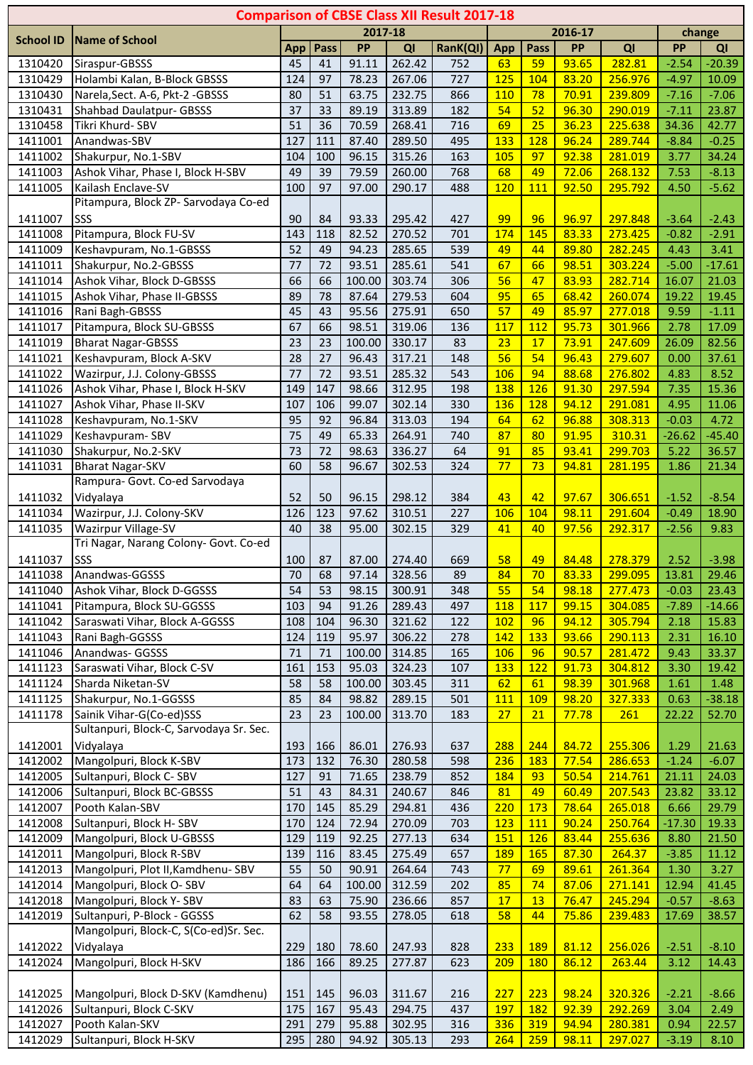# Comparison of CBSE Class XII Result 2017-18

| School ID | Name of School | 2017-18 | | | | | 2016-17 | | | | change | |
|---|---|---|---|---|---|---|---|---|---|---|---|---|
| | | App | Pass | PP | QI | RanK(QI) | App | Pass | PP | QI | PP | QI |
| 1310420 | Siraspur-GBSSS | 45 | 41 | 91.11 | 262.42 | 752 | 63 | 59 | 93.65 | 282.81 | -2.54 | -20.39 |
| 1310429 | Holambi Kalan, B-Block GBSSS | 124 | 97 | 78.23 | 267.06 | 727 | 125 | 104 | 83.20 | 256.976 | -4.97 | 10.09 |
| 1310430 | Narela,Sect. A-6, Pkt-2 -GBSSS | 80 | 51 | 63.75 | 232.75 | 866 | 110 | 78 | 70.91 | 239.809 | -7.16 | -7.06 |
| 1310431 | Shahbad Daulatpur- GBSSS | 37 | 33 | 89.19 | 313.89 | 182 | 54 | 52 | 96.30 | 290.019 | -7.11 | 23.87 |
| 1310458 | Tikri Khurd- SBV | 51 | 36 | 70.59 | 268.41 | 716 | 69 | 25 | 36.23 | 225.638 | 34.36 | 42.77 |
| 1411001 | Anandwas-SBV | 127 | 111 | 87.40 | 289.50 | 495 | 133 | 128 | 96.24 | 289.744 | -8.84 | -0.25 |
| 1411002 | Shakurpur, No.1-SBV | 104 | 100 | 96.15 | 315.26 | 163 | 105 | 97 | 92.38 | 281.019 | 3.77 | 34.24 |
| 1411003 | Ashok Vihar, Phase I, Block H-SBV | 49 | 39 | 79.59 | 260.00 | 768 | 68 | 49 | 72.06 | 268.132 | 7.53 | -8.13 |
| 1411005 | Kailash Enclave-SV | 100 | 97 | 97.00 | 290.17 | 488 | 120 | 111 | 92.50 | 295.792 | 4.50 | -5.62 |
| 1411007 | Pitampura, Block ZP- Sarvodaya Co-ed SSS | 90 | 84 | 93.33 | 295.42 | 427 | 99 | 96 | 96.97 | 297.848 | -3.64 | -2.43 |
| 1411008 | Pitampura, Block FU-SV | 143 | 118 | 82.52 | 270.52 | 701 | 174 | 145 | 83.33 | 273.425 | -0.82 | -2.91 |
| 1411009 | Keshavpuram, No.1-GBSSS | 52 | 49 | 94.23 | 285.65 | 539 | 49 | 44 | 89.80 | 282.245 | 4.43 | 3.41 |
| 1411011 | Shakurpur, No.2-GBSSS | 77 | 72 | 93.51 | 285.61 | 541 | 67 | 66 | 98.51 | 303.224 | -5.00 | -17.61 |
| 1411014 | Ashok Vihar, Block D-GBSSS | 66 | 66 | 100.00 | 303.74 | 306 | 56 | 47 | 83.93 | 282.714 | 16.07 | 21.03 |
| 1411015 | Ashok Vihar, Phase II-GBSSS | 89 | 78 | 87.64 | 279.53 | 604 | 95 | 65 | 68.42 | 260.074 | 19.22 | 19.45 |
| 1411016 | Rani Bagh-GBSSS | 45 | 43 | 95.56 | 275.91 | 650 | 57 | 49 | 85.97 | 277.018 | 9.59 | -1.11 |
| 1411017 | Pitampura, Block SU-GBSSS | 67 | 66 | 98.51 | 319.06 | 136 | 117 | 112 | 95.73 | 301.966 | 2.78 | 17.09 |
| 1411019 | Bharat Nagar-GBSSS | 23 | 23 | 100.00 | 330.17 | 83 | 23 | 17 | 73.91 | 247.609 | 26.09 | 82.56 |
| 1411021 | Keshavpuram, Block A-SKV | 28 | 27 | 96.43 | 317.21 | 148 | 56 | 54 | 96.43 | 279.607 | 0.00 | 37.61 |
| 1411022 | Wazirpur, J.J. Colony-GBSSS | 77 | 72 | 93.51 | 285.32 | 543 | 106 | 94 | 88.68 | 276.802 | 4.83 | 8.52 |
| 1411026 | Ashok Vihar, Phase I, Block H-SKV | 149 | 147 | 98.66 | 312.95 | 198 | 138 | 126 | 91.30 | 297.594 | 7.35 | 15.36 |
| 1411027 | Ashok Vihar, Phase II-SKV | 107 | 106 | 99.07 | 302.14 | 330 | 136 | 128 | 94.12 | 291.081 | 4.95 | 11.06 |
| 1411028 | Keshavpuram, No.1-SKV | 95 | 92 | 96.84 | 313.03 | 194 | 64 | 62 | 96.88 | 308.313 | -0.03 | 4.72 |
| 1411029 | Keshavpuram- SBV | 75 | 49 | 65.33 | 264.91 | 740 | 87 | 80 | 91.95 | 310.31 | -26.62 | -45.40 |
| 1411030 | Shakurpur, No.2-SKV | 73 | 72 | 98.63 | 336.27 | 64 | 91 | 85 | 93.41 | 299.703 | 5.22 | 36.57 |
| 1411031 | Bharat Nagar-SKV | 60 | 58 | 96.67 | 302.53 | 324 | 77 | 73 | 94.81 | 281.195 | 1.86 | 21.34 |
| 1411032 | Rampura- Govt. Co-ed Sarvodaya Vidyalaya | 52 | 50 | 96.15 | 298.12 | 384 | 43 | 42 | 97.67 | 306.651 | -1.52 | -8.54 |
| 1411034 | Wazirpur, J.J. Colony-SKV | 126 | 123 | 97.62 | 310.51 | 227 | 106 | 104 | 98.11 | 291.604 | -0.49 | 18.90 |
| 1411035 | Wazirpur Village-SV | 40 | 38 | 95.00 | 302.15 | 329 | 41 | 40 | 97.56 | 292.317 | -2.56 | 9.83 |
| 1411037 | Tri Nagar, Narang Colony- Govt. Co-ed SSS | 100 | 87 | 87.00 | 274.40 | 669 | 58 | 49 | 84.48 | 278.379 | 2.52 | -3.98 |
| 1411038 | Anandwas-GGSSS | 70 | 68 | 97.14 | 328.56 | 89 | 84 | 70 | 83.33 | 299.095 | 13.81 | 29.46 |
| 1411040 | Ashok Vihar, Block D-GGSSS | 54 | 53 | 98.15 | 300.91 | 348 | 55 | 54 | 98.18 | 277.473 | -0.03 | 23.43 |
| 1411041 | Pitampura, Block SU-GGSSS | 103 | 94 | 91.26 | 289.43 | 497 | 118 | 117 | 99.15 | 304.085 | -7.89 | -14.66 |
| 1411042 | Saraswati Vihar, Block A-GGSSS | 108 | 104 | 96.30 | 321.62 | 122 | 102 | 96 | 94.12 | 305.794 | 2.18 | 15.83 |
| 1411043 | Rani Bagh-GGSSS | 124 | 119 | 95.97 | 306.22 | 278 | 142 | 133 | 93.66 | 290.113 | 2.31 | 16.10 |
| 1411046 | Anandwas- GGSSS | 71 | 71 | 100.00 | 314.85 | 165 | 106 | 96 | 90.57 | 281.472 | 9.43 | 33.37 |
| 1411123 | Saraswati Vihar, Block C-SV | 161 | 153 | 95.03 | 324.23 | 107 | 133 | 122 | 91.73 | 304.812 | 3.30 | 19.42 |
| 1411124 | Sharda Niketan-SV | 58 | 58 | 100.00 | 303.45 | 311 | 62 | 61 | 98.39 | 301.968 | 1.61 | 1.48 |
| 1411125 | Shakurpur, No.1-GGSSS | 85 | 84 | 98.82 | 289.15 | 501 | 111 | 109 | 98.20 | 327.333 | 0.63 | -38.18 |
| 1411178 | Sainik Vihar-G(Co-ed)SSS | 23 | 23 | 100.00 | 313.70 | 183 | 27 | 21 | 77.78 | 261 | 22.22 | 52.70 |
| 1412001 | Sultanpuri, Block-C, Sarvodaya Sr. Sec. Vidyalaya | 193 | 166 | 86.01 | 276.93 | 637 | 288 | 244 | 84.72 | 255.306 | 1.29 | 21.63 |
| 1412002 | Mangolpuri, Block K-SBV | 173 | 132 | 76.30 | 280.58 | 598 | 236 | 183 | 77.54 | 286.653 | -1.24 | -6.07 |
| 1412005 | Sultanpuri, Block C- SBV | 127 | 91 | 71.65 | 238.79 | 852 | 184 | 93 | 50.54 | 214.761 | 21.11 | 24.03 |
| 1412006 | Sultanpuri, Block BC-GBSSS | 51 | 43 | 84.31 | 240.67 | 846 | 81 | 49 | 60.49 | 207.543 | 23.82 | 33.12 |
| 1412007 | Pooth Kalan-SBV | 170 | 145 | 85.29 | 294.81 | 436 | 220 | 173 | 78.64 | 265.018 | 6.66 | 29.79 |
| 1412008 | Sultanpuri, Block H- SBV | 170 | 124 | 72.94 | 270.09 | 703 | 123 | 111 | 90.24 | 250.764 | -17.30 | 19.33 |
| 1412009 | Mangolpuri, Block U-GBSSS | 129 | 119 | 92.25 | 277.13 | 634 | 151 | 126 | 83.44 | 255.636 | 8.80 | 21.50 |
| 1412011 | Mangolpuri, Block R-SBV | 139 | 116 | 83.45 | 275.49 | 657 | 189 | 165 | 87.30 | 264.37 | -3.85 | 11.12 |
| 1412013 | Mangolpuri, Plot II,Kamdhenu- SBV | 55 | 50 | 90.91 | 264.64 | 743 | 77 | 69 | 89.61 | 261.364 | 1.30 | 3.27 |
| 1412014 | Mangolpuri, Block O- SBV | 64 | 64 | 100.00 | 312.59 | 202 | 85 | 74 | 87.06 | 271.141 | 12.94 | 41.45 |
| 1412018 | Mangolpuri, Block Y- SBV | 83 | 63 | 75.90 | 236.66 | 857 | 17 | 13 | 76.47 | 245.294 | -0.57 | -8.63 |
| 1412019 | Sultanpuri, P-Block - GGSSS | 62 | 58 | 93.55 | 278.05 | 618 | 58 | 44 | 75.86 | 239.483 | 17.69 | 38.57 |
| 1412022 | Mangolpuri, Block-C, S(Co-ed)Sr. Sec. Vidyalaya | 229 | 180 | 78.60 | 247.93 | 828 | 233 | 189 | 81.12 | 256.026 | -2.51 | -8.10 |
| 1412024 | Mangolpuri, Block H-SKV | 186 | 166 | 89.25 | 277.87 | 623 | 209 | 180 | 86.12 | 263.44 | 3.12 | 14.43 |
| 1412025 | Mangolpuri, Block D-SKV (Kamdhenu) | 151 | 145 | 96.03 | 311.67 | 216 | 227 | 223 | 98.24 | 320.326 | -2.21 | -8.66 |
| 1412026 | Sultanpuri, Block C-SKV | 175 | 167 | 95.43 | 294.75 | 437 | 197 | 182 | 92.39 | 292.269 | 3.04 | 2.49 |
| 1412027 | Pooth Kalan-SKV | 291 | 279 | 95.88 | 302.95 | 316 | 336 | 319 | 94.94 | 280.381 | 0.94 | 22.57 |
| 1412029 | Sultanpuri, Block H-SKV | 295 | 280 | 94.92 | 305.13 | 293 | 264 | 259 | 98.11 | 297.027 | -3.19 | 8.10 |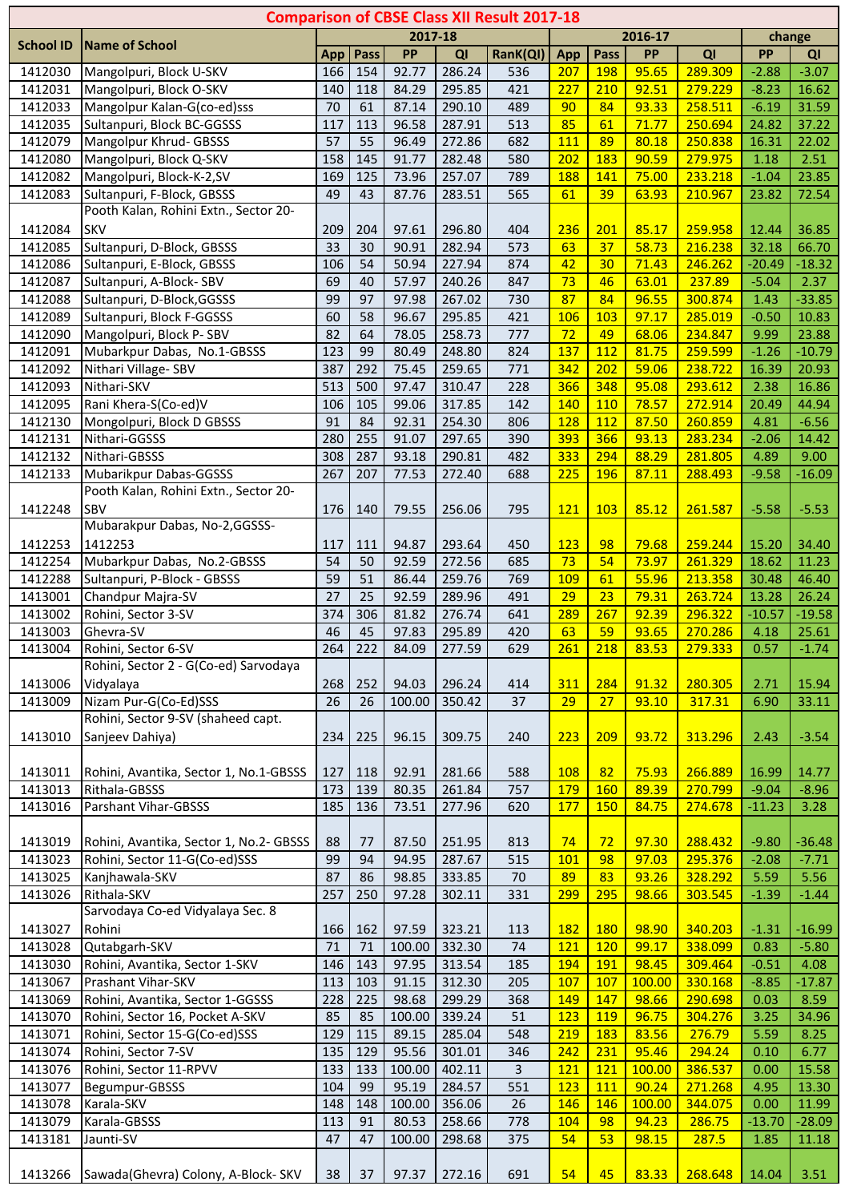# Comparison of CBSE Class XII Result 2017-18

| School ID | Name of School | 2017-18 | | | | | 2016-17 | | | | change | |
|---|---|---|---|---|---|---|---|---|---|---|---|---|
| | | App | Pass | PP | QI | RanK(QI) | App | Pass | PP | QI | PP | QI |
| 1412030 | Mangolpuri, Block U-SKV | 166 | 154 | 92.77 | 286.24 | 536 | 207 | 198 | 95.65 | 289.309 | -2.88 | -3.07 |
| 1412031 | Mangolpuri, Block O-SKV | 140 | 118 | 84.29 | 295.85 | 421 | 227 | 210 | 92.51 | 279.229 | -8.23 | 16.62 |
| 1412033 | Mangolpur Kalan-G(co-ed)sss | 70 | 61 | 87.14 | 290.10 | 489 | 90 | 84 | 93.33 | 258.511 | -6.19 | 31.59 |
| 1412035 | Sultanpuri, Block BC-GGSSS | 117 | 113 | 96.58 | 287.91 | 513 | 85 | 61 | 71.77 | 250.694 | 24.82 | 37.22 |
| 1412079 | Mangolpur Khrud- GBSSS | 57 | 55 | 96.49 | 272.86 | 682 | 111 | 89 | 80.18 | 250.838 | 16.31 | 22.02 |
| 1412080 | Mangolpuri, Block Q-SKV | 158 | 145 | 91.77 | 282.48 | 580 | 202 | 183 | 90.59 | 279.975 | 1.18 | 2.51 |
| 1412082 | Mangolpuri, Block-K-2,SV | 169 | 125 | 73.96 | 257.07 | 789 | 188 | 141 | 75.00 | 233.218 | -1.04 | 23.85 |
| 1412083 | Sultanpuri, F-Block, GBSSS | 49 | 43 | 87.76 | 283.51 | 565 | 61 | 39 | 63.93 | 210.967 | 23.82 | 72.54 |
| 1412084 | Pooth Kalan, Rohini Extn., Sector 20-SKV | 209 | 204 | 97.61 | 296.80 | 404 | 236 | 201 | 85.17 | 259.958 | 12.44 | 36.85 |
| 1412085 | Sultanpuri, D-Block, GBSSS | 33 | 30 | 90.91 | 282.94 | 573 | 63 | 37 | 58.73 | 216.238 | 32.18 | 66.70 |
| 1412086 | Sultanpuri, E-Block, GBSSS | 106 | 54 | 50.94 | 227.94 | 874 | 42 | 30 | 71.43 | 246.262 | -20.49 | -18.32 |
| 1412087 | Sultanpuri, A-Block- SBV | 69 | 40 | 57.97 | 240.26 | 847 | 73 | 46 | 63.01 | 237.89 | -5.04 | 2.37 |
| 1412088 | Sultanpuri, D-Block,GGSSS | 99 | 97 | 97.98 | 267.02 | 730 | 87 | 84 | 96.55 | 300.874 | 1.43 | -33.85 |
| 1412089 | Sultanpuri, Block F-GGSSS | 60 | 58 | 96.67 | 295.85 | 421 | 106 | 103 | 97.17 | 285.019 | -0.50 | 10.83 |
| 1412090 | Mangolpuri, Block P- SBV | 82 | 64 | 78.05 | 258.73 | 777 | 72 | 49 | 68.06 | 234.847 | 9.99 | 23.88 |
| 1412091 | Mubarkpur Dabas, No.1-GBSSS | 123 | 99 | 80.49 | 248.80 | 824 | 137 | 112 | 81.75 | 259.599 | -1.26 | -10.79 |
| 1412092 | Nithari Village- SBV | 387 | 292 | 75.45 | 259.65 | 771 | 342 | 202 | 59.06 | 238.722 | 16.39 | 20.93 |
| 1412093 | Nithari-SKV | 513 | 500 | 97.47 | 310.47 | 228 | 366 | 348 | 95.08 | 293.612 | 2.38 | 16.86 |
| 1412095 | Rani Khera-S(Co-ed)V | 106 | 105 | 99.06 | 317.85 | 142 | 140 | 110 | 78.57 | 272.914 | 20.49 | 44.94 |
| 1412130 | Mongolpuri, Block D GBSSS | 91 | 84 | 92.31 | 254.30 | 806 | 128 | 112 | 87.50 | 260.859 | 4.81 | -6.56 |
| 1412131 | Nithari-GGSSS | 280 | 255 | 91.07 | 297.65 | 390 | 393 | 366 | 93.13 | 283.234 | -2.06 | 14.42 |
| 1412132 | Nithari-GBSSS | 308 | 287 | 93.18 | 290.81 | 482 | 333 | 294 | 88.29 | 281.805 | 4.89 | 9.00 |
| 1412133 | Mubarikpur Dabas-GGSSS | 267 | 207 | 77.53 | 272.40 | 688 | 225 | 196 | 87.11 | 288.493 | -9.58 | -16.09 |
| 1412248 | Pooth Kalan, Rohini Extn., Sector 20-SBV | 176 | 140 | 79.55 | 256.06 | 795 | 121 | 103 | 85.12 | 261.587 | -5.58 | -5.53 |
| 1412253 | Mubarakpur Dabas, No-2,GGSSS-1412253 | 117 | 111 | 94.87 | 293.64 | 450 | 123 | 98 | 79.68 | 259.244 | 15.20 | 34.40 |
| 1412254 | Mubarkpur Dabas, No.2-GBSSS | 54 | 50 | 92.59 | 272.56 | 685 | 73 | 54 | 73.97 | 261.329 | 18.62 | 11.23 |
| 1412288 | Sultanpuri, P-Block - GBSSS | 59 | 51 | 86.44 | 259.76 | 769 | 109 | 61 | 55.96 | 213.358 | 30.48 | 46.40 |
| 1413001 | Chandpur Majra-SV | 27 | 25 | 92.59 | 289.96 | 491 | 29 | 23 | 79.31 | 263.724 | 13.28 | 26.24 |
| 1413002 | Rohini, Sector 3-SV | 374 | 306 | 81.82 | 276.74 | 641 | 289 | 267 | 92.39 | 296.322 | -10.57 | -19.58 |
| 1413003 | Ghevra-SV | 46 | 45 | 97.83 | 295.89 | 420 | 63 | 59 | 93.65 | 270.286 | 4.18 | 25.61 |
| 1413004 | Rohini, Sector 6-SV | 264 | 222 | 84.09 | 277.59 | 629 | 261 | 218 | 83.53 | 279.333 | 0.57 | -1.74 |
| 1413006 | Rohini, Sector 2 - G(Co-ed) Sarvodaya Vidyalaya | 268 | 252 | 94.03 | 296.24 | 414 | 311 | 284 | 91.32 | 280.305 | 2.71 | 15.94 |
| 1413009 | Nizam Pur-G(Co-Ed)SSS | 26 | 26 | 100.00 | 350.42 | 37 | 29 | 27 | 93.10 | 317.31 | 6.90 | 33.11 |
| 1413010 | Rohini, Sector 9-SV (shaheed capt. Sanjeev Dahiya) | 234 | 225 | 96.15 | 309.75 | 240 | 223 | 209 | 93.72 | 313.296 | 2.43 | -3.54 |
| 1413011 | Rohini, Avantika, Sector 1, No.1-GBSSS | 127 | 118 | 92.91 | 281.66 | 588 | 108 | 82 | 75.93 | 266.889 | 16.99 | 14.77 |
| 1413013 | Rithala-GBSSS | 173 | 139 | 80.35 | 261.84 | 757 | 179 | 160 | 89.39 | 270.799 | -9.04 | -8.96 |
| 1413016 | Parshant Vihar-GBSSS | 185 | 136 | 73.51 | 277.96 | 620 | 177 | 150 | 84.75 | 274.678 | -11.23 | 3.28 |
| 1413019 | Rohini, Avantika, Sector 1, No.2- GBSSS | 88 | 77 | 87.50 | 251.95 | 813 | 74 | 72 | 97.30 | 288.432 | -9.80 | -36.48 |
| 1413023 | Rohini, Sector 11-G(Co-ed)SSS | 99 | 94 | 94.95 | 287.67 | 515 | 101 | 98 | 97.03 | 295.376 | -2.08 | -7.71 |
| 1413025 | Kanjhawala-SKV | 87 | 86 | 98.85 | 333.85 | 70 | 89 | 83 | 93.26 | 328.292 | 5.59 | 5.56 |
| 1413026 | Rithala-SKV | 257 | 250 | 97.28 | 302.11 | 331 | 299 | 295 | 98.66 | 303.545 | -1.39 | -1.44 |
| 1413027 | Sarvodaya Co-ed Vidyalaya Sec. 8 Rohini | 166 | 162 | 97.59 | 323.21 | 113 | 182 | 180 | 98.90 | 340.203 | -1.31 | -16.99 |
| 1413028 | Qutabgarh-SKV | 71 | 71 | 100.00 | 332.30 | 74 | 121 | 120 | 99.17 | 338.099 | 0.83 | -5.80 |
| 1413030 | Rohini, Avantika, Sector 1-SKV | 146 | 143 | 97.95 | 313.54 | 185 | 194 | 191 | 98.45 | 309.464 | -0.51 | 4.08 |
| 1413067 | Prashant Vihar-SKV | 113 | 103 | 91.15 | 312.30 | 205 | 107 | 107 | 100.00 | 330.168 | -8.85 | -17.87 |
| 1413069 | Rohini, Avantika, Sector 1-GGSSS | 228 | 225 | 98.68 | 299.29 | 368 | 149 | 147 | 98.66 | 290.698 | 0.03 | 8.59 |
| 1413070 | Rohini, Sector 16, Pocket A-SKV | 85 | 85 | 100.00 | 339.24 | 51 | 123 | 119 | 96.75 | 304.276 | 3.25 | 34.96 |
| 1413071 | Rohini, Sector 15-G(Co-ed)SSS | 129 | 115 | 89.15 | 285.04 | 548 | 219 | 183 | 83.56 | 276.79 | 5.59 | 8.25 |
| 1413074 | Rohini, Sector 7-SV | 135 | 129 | 95.56 | 301.01 | 346 | 242 | 231 | 95.46 | 294.24 | 0.10 | 6.77 |
| 1413076 | Rohini, Sector 11-RPVV | 133 | 133 | 100.00 | 402.11 | 3 | 121 | 121 | 100.00 | 386.537 | 0.00 | 15.58 |
| 1413077 | Begumpur-GBSSS | 104 | 99 | 95.19 | 284.57 | 551 | 123 | 111 | 90.24 | 271.268 | 4.95 | 13.30 |
| 1413078 | Karala-SKV | 148 | 148 | 100.00 | 356.06 | 26 | 146 | 146 | 100.00 | 344.075 | 0.00 | 11.99 |
| 1413079 | Karala-GBSSS | 113 | 91 | 80.53 | 258.66 | 778 | 104 | 98 | 94.23 | 286.75 | -13.70 | -28.09 |
| 1413181 | Jaunti-SV | 47 | 47 | 100.00 | 298.68 | 375 | 54 | 53 | 98.15 | 287.5 | 1.85 | 11.18 |
| 1413266 | Sawada(Ghevra) Colony, A-Block- SKV | 38 | 37 | 97.37 | 272.16 | 691 | 54 | 45 | 83.33 | 268.648 | 14.04 | 3.51 |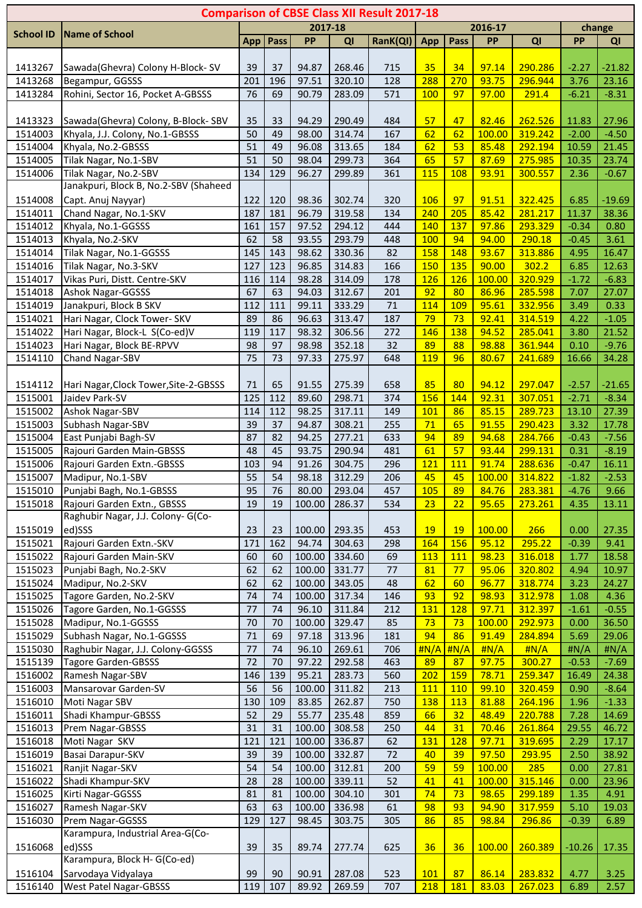# Comparison of CBSE Class XII Result 2017-18

| School ID | Name of School | 2017-18 | | | | | 2016-17 | | | | change | |
|---|---|---|---|---|---|---|---|---|---|---|---|---|
| | | App | Pass | PP | QI | RanK(QI) | App | Pass | PP | QI | PP | QI |
| 1413267 | Sawada(Ghevra) Colony H-Block- SV | 39 | 37 | 94.87 | 268.46 | 715 | 35 | 34 | 97.14 | 290.286 | -2.27 | -21.82 |
| 1413268 | Begampur, GGSSS | 201 | 196 | 97.51 | 320.10 | 128 | 288 | 270 | 93.75 | 296.944 | 3.76 | 23.16 |
| 1413284 | Rohini, Sector 16, Pocket A-GBSSS | 76 | 69 | 90.79 | 283.09 | 571 | 100 | 97 | 97.00 | 291.4 | -6.21 | -8.31 |
| 1413323 | Sawada(Ghevra) Colony, B-Block- SBV | 35 | 33 | 94.29 | 290.49 | 484 | 57 | 47 | 82.46 | 262.526 | 11.83 | 27.96 |
| 1514003 | Khyala, J.J. Colony, No.1-GBSSS | 50 | 49 | 98.00 | 314.74 | 167 | 62 | 62 | 100.00 | 319.242 | -2.00 | -4.50 |
| 1514004 | Khyala, No.2-GBSSS | 51 | 49 | 96.08 | 313.65 | 184 | 62 | 53 | 85.48 | 292.194 | 10.59 | 21.45 |
| 1514005 | Tilak Nagar, No.1-SBV | 51 | 50 | 98.04 | 299.73 | 364 | 65 | 57 | 87.69 | 275.985 | 10.35 | 23.74 |
| 1514006 | Tilak Nagar, No.2-SBV | 134 | 129 | 96.27 | 299.89 | 361 | 115 | 108 | 93.91 | 300.557 | 2.36 | -0.67 |
| 1514008 | Janakpuri, Block B, No.2-SBV (Shaheed Capt. Anuj Nayyar) | 122 | 120 | 98.36 | 302.74 | 320 | 106 | 97 | 91.51 | 322.425 | 6.85 | -19.69 |
| 1514011 | Chand Nagar, No.1-SKV | 187 | 181 | 96.79 | 319.58 | 134 | 240 | 205 | 85.42 | 281.217 | 11.37 | 38.36 |
| 1514012 | Khyala, No.1-GGSSS | 161 | 157 | 97.52 | 294.12 | 444 | 140 | 137 | 97.86 | 293.329 | -0.34 | 0.80 |
| 1514013 | Khyala, No.2-SKV | 62 | 58 | 93.55 | 293.79 | 448 | 100 | 94 | 94.00 | 290.18 | -0.45 | 3.61 |
| 1514014 | Tilak Nagar, No.1-GGSSS | 145 | 143 | 98.62 | 330.36 | 82 | 158 | 148 | 93.67 | 313.886 | 4.95 | 16.47 |
| 1514016 | Tilak Nagar, No.3-SKV | 127 | 123 | 96.85 | 314.83 | 166 | 150 | 135 | 90.00 | 302.2 | 6.85 | 12.63 |
| 1514017 | Vikas Puri, Distt. Centre-SKV | 116 | 114 | 98.28 | 314.09 | 178 | 126 | 126 | 100.00 | 320.929 | -1.72 | -6.83 |
| 1514018 | Ashok Nagar-GGSSS | 67 | 63 | 94.03 | 312.67 | 201 | 92 | 80 | 86.96 | 285.598 | 7.07 | 27.07 |
| 1514019 | Janakpuri, Block B SKV | 112 | 111 | 99.11 | 333.29 | 71 | 114 | 109 | 95.61 | 332.956 | 3.49 | 0.33 |
| 1514021 | Hari Nagar, Clock Tower- SKV | 89 | 86 | 96.63 | 313.47 | 187 | 79 | 73 | 92.41 | 314.519 | 4.22 | -1.05 |
| 1514022 | Hari Nagar, Block-L S(Co-ed)V | 119 | 117 | 98.32 | 306.56 | 272 | 146 | 138 | 94.52 | 285.041 | 3.80 | 21.52 |
| 1514023 | Hari Nagar, Block BE-RPVV | 98 | 97 | 98.98 | 352.18 | 32 | 89 | 88 | 98.88 | 361.944 | 0.10 | -9.76 |
| 1514110 | Chand Nagar-SBV | 75 | 73 | 97.33 | 275.97 | 648 | 119 | 96 | 80.67 | 241.689 | 16.66 | 34.28 |
| 1514112 | Hari Nagar,Clock Tower,Site-2-GBSSS | 71 | 65 | 91.55 | 275.39 | 658 | 85 | 80 | 94.12 | 297.047 | -2.57 | -21.65 |
| 1515001 | Jaidev Park-SV | 125 | 112 | 89.60 | 298.71 | 374 | 156 | 144 | 92.31 | 307.051 | -2.71 | -8.34 |
| 1515002 | Ashok Nagar-SBV | 114 | 112 | 98.25 | 317.11 | 149 | 101 | 86 | 85.15 | 289.723 | 13.10 | 27.39 |
| 1515003 | Subhash Nagar-SBV | 39 | 37 | 94.87 | 308.21 | 255 | 71 | 65 | 91.55 | 290.423 | 3.32 | 17.78 |
| 1515004 | East Punjabi Bagh-SV | 87 | 82 | 94.25 | 277.21 | 633 | 94 | 89 | 94.68 | 284.766 | -0.43 | -7.56 |
| 1515005 | Rajouri Garden Main-GBSSS | 48 | 45 | 93.75 | 290.94 | 481 | 61 | 57 | 93.44 | 299.131 | 0.31 | -8.19 |
| 1515006 | Rajouri Garden Extn.-GBSSS | 103 | 94 | 91.26 | 304.75 | 296 | 121 | 111 | 91.74 | 288.636 | -0.47 | 16.11 |
| 1515007 | Madipur, No.1-SBV | 55 | 54 | 98.18 | 312.29 | 206 | 45 | 45 | 100.00 | 314.822 | -1.82 | -2.53 |
| 1515010 | Punjabi Bagh, No.1-GBSSS | 95 | 76 | 80.00 | 293.04 | 457 | 105 | 89 | 84.76 | 283.381 | -4.76 | 9.66 |
| 1515018 | Rajouri Garden Extn., GBSSS | 19 | 19 | 100.00 | 286.37 | 534 | 23 | 22 | 95.65 | 273.261 | 4.35 | 13.11 |
| 1515019 | Raghubir Nagar, J.J. Colony- G(Co-ed)SSS | 23 | 23 | 100.00 | 293.35 | 453 | 19 | 19 | 100.00 | 266 | 0.00 | 27.35 |
| 1515021 | Rajouri Garden Extn.-SKV | 171 | 162 | 94.74 | 304.63 | 298 | 164 | 156 | 95.12 | 295.22 | -0.39 | 9.41 |
| 1515022 | Rajouri Garden Main-SKV | 60 | 60 | 100.00 | 334.60 | 69 | 113 | 111 | 98.23 | 316.018 | 1.77 | 18.58 |
| 1515023 | Punjabi Bagh, No.2-SKV | 62 | 62 | 100.00 | 331.77 | 77 | 81 | 77 | 95.06 | 320.802 | 4.94 | 10.97 |
| 1515024 | Madipur, No.2-SKV | 62 | 62 | 100.00 | 343.05 | 48 | 62 | 60 | 96.77 | 318.774 | 3.23 | 24.27 |
| 1515025 | Tagore Garden, No.2-SKV | 74 | 74 | 100.00 | 317.34 | 146 | 93 | 92 | 98.93 | 312.978 | 1.08 | 4.36 |
| 1515026 | Tagore Garden, No.1-GGSSS | 77 | 74 | 96.10 | 311.84 | 212 | 131 | 128 | 97.71 | 312.397 | -1.61 | -0.55 |
| 1515028 | Madipur, No.1-GGSSS | 70 | 70 | 100.00 | 329.47 | 85 | 73 | 73 | 100.00 | 292.973 | 0.00 | 36.50 |
| 1515029 | Subhash Nagar, No.1-GGSSS | 71 | 69 | 97.18 | 313.96 | 181 | 94 | 86 | 91.49 | 284.894 | 5.69 | 29.06 |
| 1515030 | Raghubir Nagar, J.J. Colony-GGSSS | 77 | 74 | 96.10 | 269.61 | 706 | #N/A | #N/A | #N/A | #N/A | #N/A | #N/A |
| 1515139 | Tagore Garden-GBSSS | 72 | 70 | 97.22 | 292.58 | 463 | 89 | 87 | 97.75 | 300.27 | -0.53 | -7.69 |
| 1516002 | Ramesh Nagar-SBV | 146 | 139 | 95.21 | 283.73 | 560 | 202 | 159 | 78.71 | 259.347 | 16.49 | 24.38 |
| 1516003 | Mansarovar Garden-SV | 56 | 56 | 100.00 | 311.82 | 213 | 111 | 110 | 99.10 | 320.459 | 0.90 | -8.64 |
| 1516010 | Moti Nagar SBV | 130 | 109 | 83.85 | 262.87 | 750 | 138 | 113 | 81.88 | 264.196 | 1.96 | -1.33 |
| 1516011 | Shadi Khampur-GBSSS | 52 | 29 | 55.77 | 235.48 | 859 | 66 | 32 | 48.49 | 220.788 | 7.28 | 14.69 |
| 1516013 | Prem Nagar-GBSSS | 31 | 31 | 100.00 | 308.58 | 250 | 44 | 31 | 70.46 | 261.864 | 29.55 | 46.72 |
| 1516018 | Moti Nagar SKV | 121 | 121 | 100.00 | 336.87 | 62 | 131 | 128 | 97.71 | 319.695 | 2.29 | 17.17 |
| 1516019 | Basai Darapur-SKV | 39 | 39 | 100.00 | 332.87 | 72 | 40 | 39 | 97.50 | 293.95 | 2.50 | 38.92 |
| 1516021 | Ranjit Nagar-SKV | 54 | 54 | 100.00 | 312.81 | 200 | 59 | 59 | 100.00 | 285 | 0.00 | 27.81 |
| 1516022 | Shadi Khampur-SKV | 28 | 28 | 100.00 | 339.11 | 52 | 41 | 41 | 100.00 | 315.146 | 0.00 | 23.96 |
| 1516025 | Kirti Nagar-GGSSS | 81 | 81 | 100.00 | 304.10 | 301 | 74 | 73 | 98.65 | 299.189 | 1.35 | 4.91 |
| 1516027 | Ramesh Nagar-SKV | 63 | 63 | 100.00 | 336.98 | 61 | 98 | 93 | 94.90 | 317.959 | 5.10 | 19.03 |
| 1516030 | Prem Nagar-GGSSS | 129 | 127 | 98.45 | 303.75 | 305 | 86 | 85 | 98.84 | 296.86 | -0.39 | 6.89 |
| 1516068 | Karampura, Industrial Area-G(Co-ed)SSS | 39 | 35 | 89.74 | 277.74 | 625 | 36 | 36 | 100.00 | 260.389 | -10.26 | 17.35 |
| 1516104 | Karampura, Block H- G(Co-ed) Sarvodaya Vidyalaya | 99 | 90 | 90.91 | 287.08 | 523 | 101 | 87 | 86.14 | 283.832 | 4.77 | 3.25 |
| 1516140 | West Patel Nagar-GBSSS | 119 | 107 | 89.92 | 269.59 | 707 | 218 | 181 | 83.03 | 267.023 | 6.89 | 2.57 |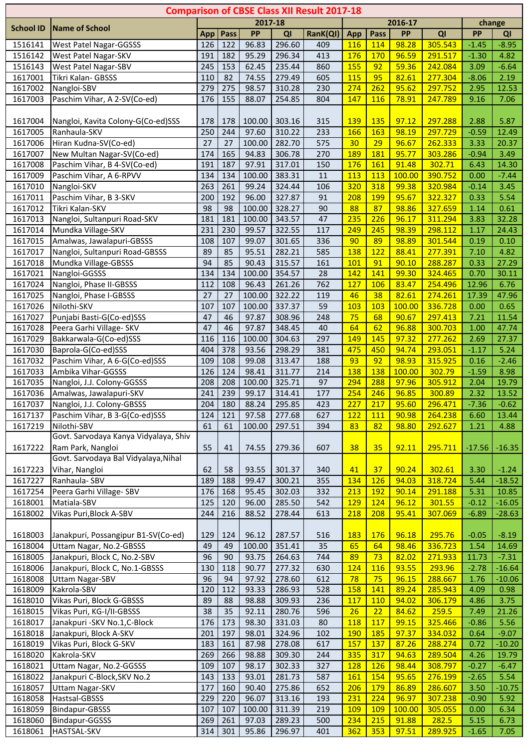# Comparison of CBSE Class XII Result 2017-18

| School ID | Name of School | 2017-18 | | | | | 2016-17 | | | | change | |
|---|---|---|---|---|---|---|---|---|---|---|---|---|
| | | App | Pass | PP | QI | RanK(QI) | App | Pass | PP | QI | PP | QI |
| 1516141 | West Patel Nagar-GGSSS | 126 | 122 | 96.83 | 296.60 | 409 | 116 | 114 | 98.28 | 305.543 | -1.45 | -8.95 |
| 1516142 | West Patel Nagar-SKV | 191 | 182 | 95.29 | 296.34 | 413 | 176 | 170 | 96.59 | 291.517 | -1.30 | 4.82 |
| 1516143 | West Patel Nagar-SBV | 245 | 153 | 62.45 | 235.44 | 860 | 155 | 92 | 59.36 | 242.084 | 3.09 | -6.64 |
| 1617001 | Tikri Kalan- GBSSS | 110 | 82 | 74.55 | 279.49 | 605 | 115 | 95 | 82.61 | 277.304 | -8.06 | 2.19 |
| 1617002 | Nangloi-SBV | 279 | 275 | 98.57 | 310.28 | 230 | 274 | 262 | 95.62 | 297.752 | 2.95 | 12.53 |
| 1617003 | Paschim Vihar, A 2-SV(Co-ed) | 176 | 155 | 88.07 | 254.85 | 804 | 147 | 116 | 78.91 | 247.789 | 9.16 | 7.06 |
| 1617004 | Nangloi, Kavita Colony-G(Co-ed)SSS | 178 | 178 | 100.00 | 303.16 | 315 | 139 | 135 | 97.12 | 297.288 | 2.88 | 5.87 |
| 1617005 | Ranhaula-SKV | 250 | 244 | 97.60 | 310.22 | 233 | 166 | 163 | 98.19 | 297.729 | -0.59 | 12.49 |
| 1617006 | Hiran Kudna-SV(Co-ed) | 27 | 27 | 100.00 | 282.70 | 575 | 30 | 29 | 96.67 | 262.333 | 3.33 | 20.37 |
| 1617007 | New Multan Nagar-SV(Co-ed) | 174 | 165 | 94.83 | 306.78 | 270 | 189 | 181 | 95.77 | 303.286 | -0.94 | 3.49 |
| 1617008 | Paschim Vihar, B 4-SV(Co-ed) | 191 | 187 | 97.91 | 317.01 | 150 | 176 | 161 | 91.48 | 302.71 | 6.43 | 14.30 |
| 1617009 | Paschim Vihar, A 6-RPVV | 134 | 134 | 100.00 | 383.31 | 11 | 113 | 113 | 100.00 | 390.752 | 0.00 | -7.44 |
| 1617010 | Nangloi-SKV | 263 | 261 | 99.24 | 324.44 | 106 | 320 | 318 | 99.38 | 320.984 | -0.14 | 3.45 |
| 1617011 | Paschim Vihar, B 3-SKV | 200 | 192 | 96.00 | 327.87 | 91 | 208 | 199 | 95.67 | 322.327 | 0.33 | 5.54 |
| 1617012 | Tikri Kalan-SKV | 98 | 98 | 100.00 | 328.27 | 90 | 88 | 87 | 98.86 | 327.659 | 1.14 | 0.61 |
| 1617013 | Nangloi, Sultanpuri Road-SKV | 181 | 181 | 100.00 | 343.57 | 47 | 235 | 226 | 96.17 | 311.294 | 3.83 | 32.28 |
| 1617014 | Mundka Village-SKV | 231 | 230 | 99.57 | 322.55 | 117 | 249 | 245 | 98.39 | 298.112 | 1.17 | 24.43 |
| 1617015 | Amalwas, Jawalapuri-GBSSS | 108 | 107 | 99.07 | 301.65 | 336 | 90 | 89 | 98.89 | 301.544 | 0.19 | 0.10 |
| 1617017 | Nangloi, Sultanpuri Road-GBSSS | 89 | 85 | 95.51 | 282.21 | 585 | 138 | 122 | 88.41 | 277.391 | 7.10 | 4.82 |
| 1617018 | Mundka Village-GBSSS | 94 | 85 | 90.43 | 315.57 | 161 | 101 | 91 | 90.10 | 288.287 | 0.33 | 27.29 |
| 1617021 | Nangloi-GGSSS | 134 | 134 | 100.00 | 354.57 | 28 | 142 | 141 | 99.30 | 324.465 | 0.70 | 30.11 |
| 1617024 | Nangloi, Phase II-GBSSS | 112 | 108 | 96.43 | 261.26 | 762 | 127 | 106 | 83.47 | 254.496 | 12.96 | 6.76 |
| 1617025 | Nangloi, Phase I-GBSSS | 27 | 27 | 100.00 | 322.22 | 119 | 46 | 38 | 82.61 | 274.261 | 17.39 | 47.96 |
| 1617026 | Nilothi-SKV | 107 | 107 | 100.00 | 337.37 | 59 | 103 | 103 | 100.00 | 336.728 | 0.00 | 0.65 |
| 1617027 | Punjabi Basti-G(Co-ed)SSS | 47 | 46 | 97.87 | 308.96 | 248 | 75 | 68 | 90.67 | 297.413 | 7.21 | 11.54 |
| 1617028 | Peera Garhi Village- SKV | 47 | 46 | 97.87 | 348.45 | 40 | 64 | 62 | 96.88 | 300.703 | 1.00 | 47.74 |
| 1617029 | Bakkarwala-G(Co-ed)SSS | 116 | 116 | 100.00 | 304.63 | 297 | 149 | 145 | 97.32 | 277.262 | 2.69 | 27.37 |
| 1617030 | Baprola-G(Co-ed)SSS | 404 | 378 | 93.56 | 298.29 | 381 | 475 | 450 | 94.74 | 293.051 | -1.17 | 5.24 |
| 1617032 | Paschim Vihar, A 6-G(Co-ed)SSS | 109 | 108 | 99.08 | 313.47 | 188 | 93 | 92 | 98.93 | 315.925 | 0.16 | -2.46 |
| 1617033 | Ambika Vihar-GGSSS | 126 | 124 | 98.41 | 311.77 | 214 | 138 | 138 | 100.00 | 302.79 | -1.59 | 8.98 |
| 1617035 | Nangloi, J.J. Colony-GGSSS | 208 | 208 | 100.00 | 325.71 | 97 | 294 | 288 | 97.96 | 305.912 | 2.04 | 19.79 |
| 1617036 | Amalwas, Jawalapuri-SKV | 241 | 239 | 99.17 | 314.41 | 177 | 254 | 246 | 96.85 | 300.89 | 2.32 | 13.52 |
| 1617037 | Nangloi, J.J. Colony-GBSSS | 204 | 180 | 88.24 | 295.85 | 423 | 227 | 217 | 95.60 | 296.471 | -7.36 | -0.62 |
| 1617137 | Paschim Vihar, B 3-G(Co-ed)SSS | 124 | 121 | 97.58 | 277.68 | 627 | 122 | 111 | 90.98 | 264.238 | 6.60 | 13.44 |
| 1617219 | Nilothi-SBV | 61 | 61 | 100.00 | 297.51 | 394 | 83 | 82 | 98.80 | 292.627 | 1.21 | 4.88 |
| 1617222 | Govt. Sarvodaya Kanya Vidyalaya, Shiv Ram Park, Nangloi | 55 | 41 | 74.55 | 279.36 | 607 | 38 | 35 | 92.11 | 295.711 | -17.56 | -16.35 |
| 1617223 | Govt. Sarvodaya Bal Vidyalaya,Nihal Vihar, Nangloi | 62 | 58 | 93.55 | 301.37 | 340 | 41 | 37 | 90.24 | 302.61 | 3.30 | -1.24 |
| 1617227 | Ranhaula- SBV | 189 | 188 | 99.47 | 300.21 | 355 | 134 | 126 | 94.03 | 318.724 | 5.44 | -18.52 |
| 1617254 | Peera Garhi Village- SBV | 176 | 168 | 95.45 | 302.03 | 332 | 213 | 192 | 90.14 | 291.188 | 5.31 | 10.85 |
| 1618001 | Matiala-SBV | 125 | 120 | 96.00 | 285.50 | 542 | 129 | 124 | 96.12 | 301.55 | -0.12 | -16.05 |
| 1618002 | Vikas Puri,Block A-SBV | 244 | 216 | 88.52 | 278.44 | 613 | 218 | 208 | 95.41 | 307.069 | -6.89 | -28.63 |
| 1618003 | Janakpuri, Possangipur B1-SV(Co-ed) | 129 | 124 | 96.12 | 287.57 | 516 | 183 | 176 | 96.18 | 295.76 | -0.05 | -8.19 |
| 1618004 | Uttam Nagar, No.2-GBSSS | 49 | 49 | 100.00 | 351.41 | 35 | 65 | 64 | 98.46 | 336.723 | 1.54 | 14.69 |
| 1618005 | Janakpuri, Block C, No.2-SBV | 96 | 90 | 93.75 | 264.63 | 744 | 89 | 73 | 82.02 | 271.933 | 11.73 | -7.31 |
| 1618006 | Janakpuri, Block C, No.1-GBSSS | 130 | 118 | 90.77 | 277.32 | 630 | 124 | 116 | 93.55 | 293.96 | -2.78 | -16.64 |
| 1618008 | Uttam Nagar-SBV | 96 | 94 | 97.92 | 278.60 | 612 | 78 | 75 | 96.15 | 288.667 | 1.76 | -10.06 |
| 1618009 | Kakrola-SBV | 120 | 112 | 93.33 | 286.93 | 528 | 158 | 141 | 89.24 | 285.943 | 4.09 | 0.98 |
| 1618010 | Vikas Puri, Block G-GBSSS | 89 | 88 | 98.88 | 309.93 | 236 | 117 | 110 | 94.02 | 306.179 | 4.86 | 3.75 |
| 1618015 | Vikas Puri, KG-I/II-GBSSS | 38 | 35 | 92.11 | 280.76 | 596 | 26 | 22 | 84.62 | 259.5 | 7.49 | 21.26 |
| 1618017 | Janakpuri -SKV No.1,C-Block | 176 | 173 | 98.30 | 331.03 | 80 | 118 | 117 | 99.15 | 325.466 | -0.86 | 5.56 |
| 1618018 | Janakpuri, Block A-SKV | 201 | 197 | 98.01 | 324.96 | 102 | 190 | 185 | 97.37 | 334.032 | 0.64 | -9.07 |
| 1618019 | Vikas Puri, Block G-SKV | 183 | 161 | 87.98 | 278.08 | 617 | 157 | 137 | 87.26 | 288.274 | 0.72 | -10.20 |
| 1618020 | Kakrola-SKV | 269 | 266 | 98.88 | 309.30 | 244 | 335 | 317 | 94.63 | 289.504 | 4.26 | 19.79 |
| 1618021 | Uttam Nagar, No.2-GGSSS | 109 | 107 | 98.17 | 302.33 | 327 | 128 | 126 | 98.44 | 308.797 | -0.27 | -6.47 |
| 1618022 | Janakpuri C-Block,SKV No.2 | 143 | 133 | 93.01 | 281.73 | 587 | 161 | 154 | 95.65 | 276.199 | -2.65 | 5.54 |
| 1618057 | Uttam Nagar-SKV | 177 | 160 | 90.40 | 275.86 | 652 | 206 | 179 | 86.89 | 286.607 | 3.50 | -10.75 |
| 1618058 | Hastsal-GBSSS | 229 | 220 | 96.07 | 313.16 | 193 | 231 | 224 | 96.97 | 307.238 | -0.90 | 5.92 |
| 1618059 | Bindapur-GBSSS | 107 | 107 | 100.00 | 311.39 | 219 | 109 | 109 | 100.00 | 305.055 | 0.00 | 6.34 |
| 1618060 | Bindapur-GGSSS | 269 | 261 | 97.03 | 289.23 | 500 | 234 | 215 | 91.88 | 282.5 | 5.15 | 6.73 |
| 1618061 | HASTSAL-SKV | 314 | 301 | 95.86 | 296.97 | 401 | 362 | 353 | 97.51 | 289.925 | -1.65 | 7.05 |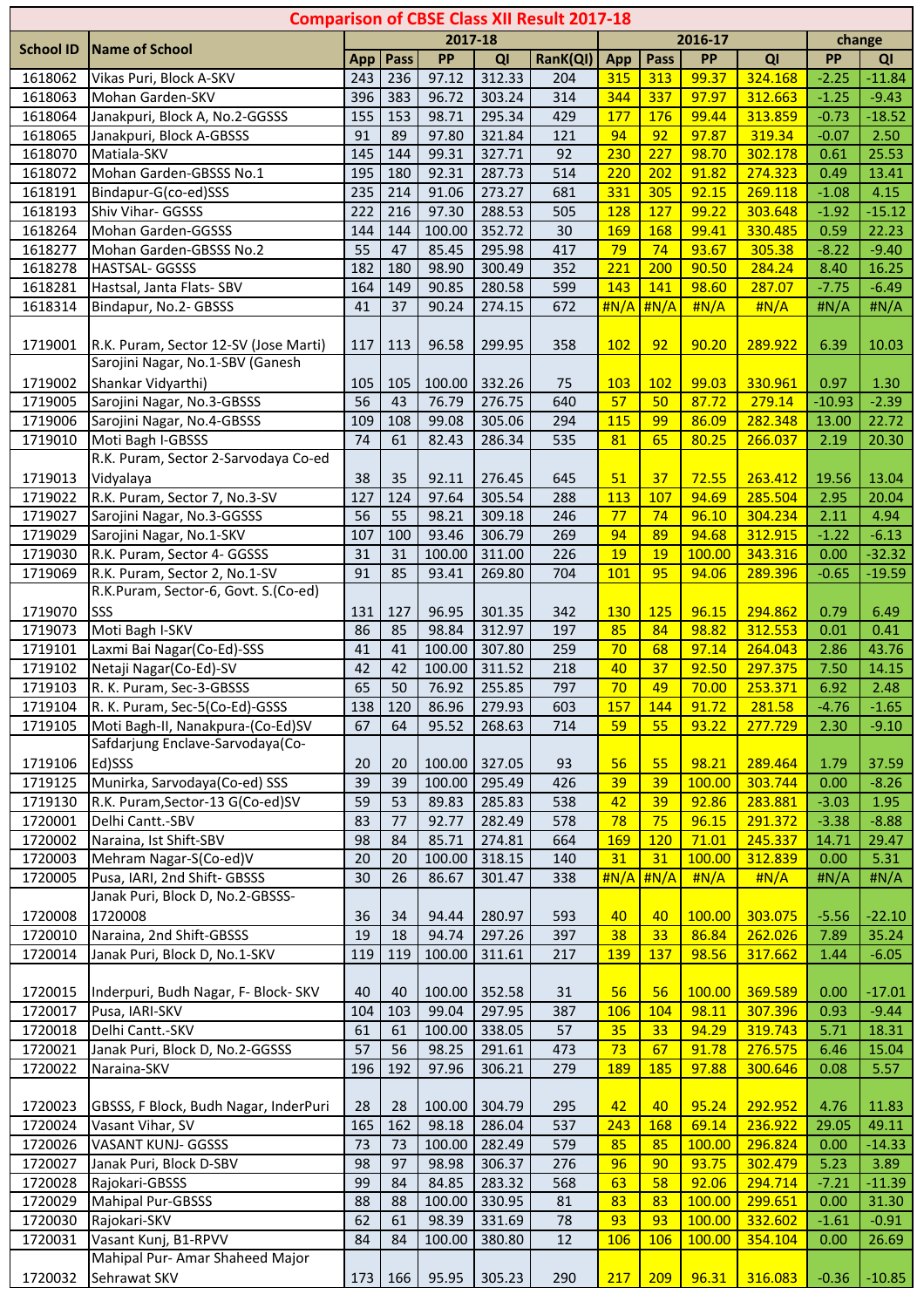# Comparison of CBSE Class XII Result 2017-18

| School ID | Name of School | 2017-18 | | | | | 2016-17 | | | | change | |
|---|---|---|---|---|---|---|---|---|---|---|---|---|
| | | App | Pass | PP | QI | RanK(QI) | App | Pass | PP | QI | PP | QI |
| 1618062 | Vikas Puri, Block A-SKV | 243 | 236 | 97.12 | 312.33 | 204 | 315 | 313 | 99.37 | 324.168 | -2.25 | -11.84 |
| 1618063 | Mohan Garden-SKV | 396 | 383 | 96.72 | 303.24 | 314 | 344 | 337 | 97.97 | 312.663 | -1.25 | -9.43 |
| 1618064 | Janakpuri, Block A, No.2-GGSSS | 155 | 153 | 98.71 | 295.34 | 429 | 177 | 176 | 99.44 | 313.859 | -0.73 | -18.52 |
| 1618065 | Janakpuri, Block A-GBSSS | 91 | 89 | 97.80 | 321.84 | 121 | 94 | 92 | 97.87 | 319.34 | -0.07 | 2.50 |
| 1618070 | Matiala-SKV | 145 | 144 | 99.31 | 327.71 | 92 | 230 | 227 | 98.70 | 302.178 | 0.61 | 25.53 |
| 1618072 | Mohan Garden-GBSSS No.1 | 195 | 180 | 92.31 | 287.73 | 514 | 220 | 202 | 91.82 | 274.323 | 0.49 | 13.41 |
| 1618191 | Bindapur-G(co-ed)SSS | 235 | 214 | 91.06 | 273.27 | 681 | 331 | 305 | 92.15 | 269.118 | -1.08 | 4.15 |
| 1618193 | Shiv Vihar- GGSSS | 222 | 216 | 97.30 | 288.53 | 505 | 128 | 127 | 99.22 | 303.648 | -1.92 | -15.12 |
| 1618264 | Mohan Garden-GGSSS | 144 | 144 | 100.00 | 352.72 | 30 | 169 | 168 | 99.41 | 330.485 | 0.59 | 22.23 |
| 1618277 | Mohan Garden-GBSSS No.2 | 55 | 47 | 85.45 | 295.98 | 417 | 79 | 74 | 93.67 | 305.38 | -8.22 | -9.40 |
| 1618278 | HASTSAL- GGSSS | 182 | 180 | 98.90 | 300.49 | 352 | 221 | 200 | 90.50 | 284.24 | 8.40 | 16.25 |
| 1618281 | Hastsal, Janta Flats- SBV | 164 | 149 | 90.85 | 280.58 | 599 | 143 | 141 | 98.60 | 287.07 | -7.75 | -6.49 |
| 1618314 | Bindapur, No.2- GBSSS | 41 | 37 | 90.24 | 274.15 | 672 | #N/A | #N/A | #N/A | #N/A | #N/A | #N/A |
| 1719001 | R.K. Puram, Sector 12-SV (Jose Marti) | 117 | 113 | 96.58 | 299.95 | 358 | 102 | 92 | 90.20 | 289.922 | 6.39 | 10.03 |
| 1719002 | Sarojini Nagar, No.1-SBV (Ganesh Shankar Vidyarthi) | 105 | 105 | 100.00 | 332.26 | 75 | 103 | 102 | 99.03 | 330.961 | 0.97 | 1.30 |
| 1719005 | Sarojini Nagar, No.3-GBSSS | 56 | 43 | 76.79 | 276.75 | 640 | 57 | 50 | 87.72 | 279.14 | -10.93 | -2.39 |
| 1719006 | Sarojini Nagar, No.4-GBSSS | 109 | 108 | 99.08 | 305.06 | 294 | 115 | 99 | 86.09 | 282.348 | 13.00 | 22.72 |
| 1719010 | Moti Bagh I-GBSSS | 74 | 61 | 82.43 | 286.34 | 535 | 81 | 65 | 80.25 | 266.037 | 2.19 | 20.30 |
| 1719013 | R.K. Puram, Sector 2-Sarvodaya Co-ed Vidyalaya | 38 | 35 | 92.11 | 276.45 | 645 | 51 | 37 | 72.55 | 263.412 | 19.56 | 13.04 |
| 1719022 | R.K. Puram, Sector 7, No.3-SV | 127 | 124 | 97.64 | 305.54 | 288 | 113 | 107 | 94.69 | 285.504 | 2.95 | 20.04 |
| 1719027 | Sarojini Nagar, No.3-GGSSS | 56 | 55 | 98.21 | 309.18 | 246 | 77 | 74 | 96.10 | 304.234 | 2.11 | 4.94 |
| 1719029 | Sarojini Nagar, No.1-SKV | 107 | 100 | 93.46 | 306.79 | 269 | 94 | 89 | 94.68 | 312.915 | -1.22 | -6.13 |
| 1719030 | R.K. Puram, Sector 4- GGSSS | 31 | 31 | 100.00 | 311.00 | 226 | 19 | 19 | 100.00 | 343.316 | 0.00 | -32.32 |
| 1719069 | R.K. Puram, Sector 2, No.1-SV | 91 | 85 | 93.41 | 269.80 | 704 | 101 | 95 | 94.06 | 289.396 | -0.65 | -19.59 |
| 1719070 | R.K.Puram, Sector-6, Govt. S.(Co-ed) SSS | 131 | 127 | 96.95 | 301.35 | 342 | 130 | 125 | 96.15 | 294.862 | 0.79 | 6.49 |
| 1719073 | Moti Bagh I-SKV | 86 | 85 | 98.84 | 312.97 | 197 | 85 | 84 | 98.82 | 312.553 | 0.01 | 0.41 |
| 1719101 | Laxmi Bai Nagar(Co-Ed)-SSS | 41 | 41 | 100.00 | 307.80 | 259 | 70 | 68 | 97.14 | 264.043 | 2.86 | 43.76 |
| 1719102 | Netaji Nagar(Co-Ed)-SV | 42 | 42 | 100.00 | 311.52 | 218 | 40 | 37 | 92.50 | 297.375 | 7.50 | 14.15 |
| 1719103 | R. K. Puram, Sec-3-GBSSS | 65 | 50 | 76.92 | 255.85 | 797 | 70 | 49 | 70.00 | 253.371 | 6.92 | 2.48 |
| 1719104 | R. K. Puram, Sec-5(Co-Ed)-GSSS | 138 | 120 | 86.96 | 279.93 | 603 | 157 | 144 | 91.72 | 281.58 | -4.76 | -1.65 |
| 1719105 | Moti Bagh-II, Nanakpura-(Co-Ed)SV | 67 | 64 | 95.52 | 268.63 | 714 | 59 | 55 | 93.22 | 277.729 | 2.30 | -9.10 |
| 1719106 | Safdarjung Enclave-Sarvodaya(Co-Ed)SSS | 20 | 20 | 100.00 | 327.05 | 93 | 56 | 55 | 98.21 | 289.464 | 1.79 | 37.59 |
| 1719125 | Munirka, Sarvodaya(Co-ed) SSS | 39 | 39 | 100.00 | 295.49 | 426 | 39 | 39 | 100.00 | 303.744 | 0.00 | -8.26 |
| 1719130 | R.K. Puram,Sector-13 G(Co-ed)SV | 59 | 53 | 89.83 | 285.83 | 538 | 42 | 39 | 92.86 | 283.881 | -3.03 | 1.95 |
| 1720001 | Delhi Cantt.-SBV | 83 | 77 | 92.77 | 282.49 | 578 | 78 | 75 | 96.15 | 291.372 | -3.38 | -8.88 |
| 1720002 | Naraina, Ist Shift-SBV | 98 | 84 | 85.71 | 274.81 | 664 | 169 | 120 | 71.01 | 245.337 | 14.71 | 29.47 |
| 1720003 | Mehram Nagar-S(Co-ed)V | 20 | 20 | 100.00 | 318.15 | 140 | 31 | 31 | 100.00 | 312.839 | 0.00 | 5.31 |
| 1720005 | Pusa, IARI, 2nd Shift- GBSSS | 30 | 26 | 86.67 | 301.47 | 338 | #N/A | #N/A | #N/A | #N/A | #N/A | #N/A |
| 1720008 | Janak Puri, Block D, No.2-GBSSS-1720008 | 36 | 34 | 94.44 | 280.97 | 593 | 40 | 40 | 100.00 | 303.075 | -5.56 | -22.10 |
| 1720010 | Naraina, 2nd Shift-GBSSS | 19 | 18 | 94.74 | 297.26 | 397 | 38 | 33 | 86.84 | 262.026 | 7.89 | 35.24 |
| 1720014 | Janak Puri, Block D, No.1-SKV | 119 | 119 | 100.00 | 311.61 | 217 | 139 | 137 | 98.56 | 317.662 | 1.44 | -6.05 |
| 1720015 | Inderpuri, Budh Nagar, F- Block- SKV | 40 | 40 | 100.00 | 352.58 | 31 | 56 | 56 | 100.00 | 369.589 | 0.00 | -17.01 |
| 1720017 | Pusa, IARI-SKV | 104 | 103 | 99.04 | 297.95 | 387 | 106 | 104 | 98.11 | 307.396 | 0.93 | -9.44 |
| 1720018 | Delhi Cantt.-SKV | 61 | 61 | 100.00 | 338.05 | 57 | 35 | 33 | 94.29 | 319.743 | 5.71 | 18.31 |
| 1720021 | Janak Puri, Block D, No.2-GGSSS | 57 | 56 | 98.25 | 291.61 | 473 | 73 | 67 | 91.78 | 276.575 | 6.46 | 15.04 |
| 1720022 | Naraina-SKV | 196 | 192 | 97.96 | 306.21 | 279 | 189 | 185 | 97.88 | 300.646 | 0.08 | 5.57 |
| 1720023 | GBSSS, F Block, Budh Nagar, InderPuri | 28 | 28 | 100.00 | 304.79 | 295 | 42 | 40 | 95.24 | 292.952 | 4.76 | 11.83 |
| 1720024 | Vasant Vihar, SV | 165 | 162 | 98.18 | 286.04 | 537 | 243 | 168 | 69.14 | 236.922 | 29.05 | 49.11 |
| 1720026 | VASANT KUNJ- GGSSS | 73 | 73 | 100.00 | 282.49 | 579 | 85 | 85 | 100.00 | 296.824 | 0.00 | -14.33 |
| 1720027 | Janak Puri, Block D-SBV | 98 | 97 | 98.98 | 306.37 | 276 | 96 | 90 | 93.75 | 302.479 | 5.23 | 3.89 |
| 1720028 | Rajokari-GBSSS | 99 | 84 | 84.85 | 283.32 | 568 | 63 | 58 | 92.06 | 294.714 | -7.21 | -11.39 |
| 1720029 | Mahipal Pur-GBSSS | 88 | 88 | 100.00 | 330.95 | 81 | 83 | 83 | 100.00 | 299.651 | 0.00 | 31.30 |
| 1720030 | Rajokari-SKV | 62 | 61 | 98.39 | 331.69 | 78 | 93 | 93 | 100.00 | 332.602 | -1.61 | -0.91 |
| 1720031 | Vasant Kunj, B1-RPVV | 84 | 84 | 100.00 | 380.80 | 12 | 106 | 106 | 100.00 | 354.104 | 0.00 | 26.69 |
| 1720032 | Mahipal Pur- Amar Shaheed Major Sehrawat SKV | 173 | 166 | 95.95 | 305.23 | 290 | 217 | 209 | 96.31 | 316.083 | -0.36 | -10.85 |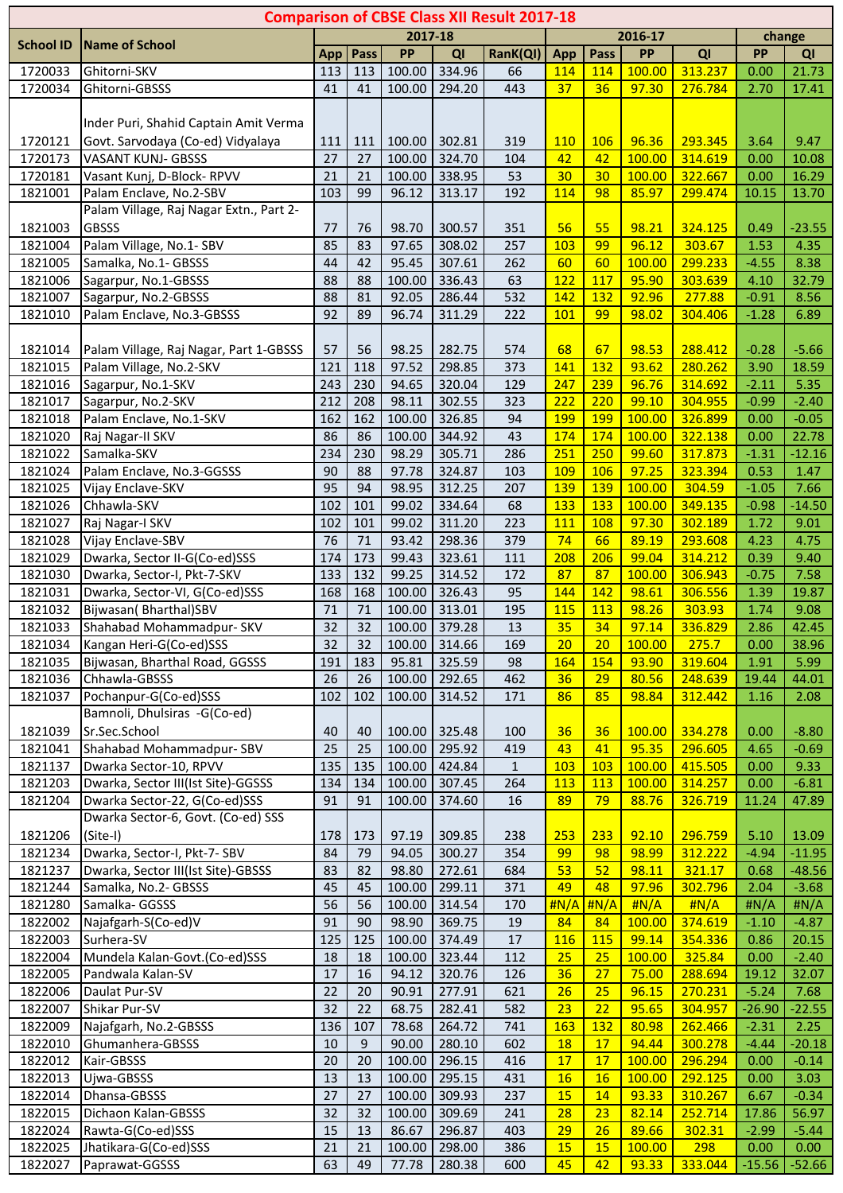# Comparison of CBSE Class XII Result 2017-18

| School ID | Name of School | 2017-18 | | | | | 2016-17 | | | | change | |
|---|---|---|---|---|---|---|---|---|---|---|---|---|
| | | App | Pass | PP | QI | RanK(QI) | App | Pass | PP | QI | PP | QI |
| 1720033 | Ghitorni-SKV | 113 | 113 | 100.00 | 334.96 | 66 | 114 | 114 | 100.00 | 313.237 | 0.00 | 21.73 |
| 1720034 | Ghitorni-GBSSS | 41 | 41 | 100.00 | 294.20 | 443 | 37 | 36 | 97.30 | 276.784 | 2.70 | 17.41 |
| 1720121 | Inder Puri, Shahid Captain Amit Verma Govt. Sarvodaya (Co-ed) Vidyalaya | 111 | 111 | 100.00 | 302.81 | 319 | 110 | 106 | 96.36 | 293.345 | 3.64 | 9.47 |
| 1720173 | VASANT KUNJ- GBSSS | 27 | 27 | 100.00 | 324.70 | 104 | 42 | 42 | 100.00 | 314.619 | 0.00 | 10.08 |
| 1720181 | Vasant Kunj, D-Block- RPVV | 21 | 21 | 100.00 | 338.95 | 53 | 30 | 30 | 100.00 | 322.667 | 0.00 | 16.29 |
| 1821001 | Palam Enclave, No.2-SBV | 103 | 99 | 96.12 | 313.17 | 192 | 114 | 98 | 85.97 | 299.474 | 10.15 | 13.70 |
| 1821003 | Palam Village, Raj Nagar Extn., Part 2-GBSSS | 77 | 76 | 98.70 | 300.57 | 351 | 56 | 55 | 98.21 | 324.125 | 0.49 | -23.55 |
| 1821004 | Palam Village, No.1- SBV | 85 | 83 | 97.65 | 308.02 | 257 | 103 | 99 | 96.12 | 303.67 | 1.53 | 4.35 |
| 1821005 | Samalka, No.1- GBSSS | 44 | 42 | 95.45 | 307.61 | 262 | 60 | 60 | 100.00 | 299.233 | -4.55 | 8.38 |
| 1821006 | Sagarpur, No.1-GBSSS | 88 | 88 | 100.00 | 336.43 | 63 | 122 | 117 | 95.90 | 303.639 | 4.10 | 32.79 |
| 1821007 | Sagarpur, No.2-GBSSS | 88 | 81 | 92.05 | 286.44 | 532 | 142 | 132 | 92.96 | 277.88 | -0.91 | 8.56 |
| 1821010 | Palam Enclave, No.3-GBSSS | 92 | 89 | 96.74 | 311.29 | 222 | 101 | 99 | 98.02 | 304.406 | -1.28 | 6.89 |
| 1821014 | Palam Village, Raj Nagar, Part 1-GBSSS | 57 | 56 | 98.25 | 282.75 | 574 | 68 | 67 | 98.53 | 288.412 | -0.28 | -5.66 |
| 1821015 | Palam Village, No.2-SKV | 121 | 118 | 97.52 | 298.85 | 373 | 141 | 132 | 93.62 | 280.262 | 3.90 | 18.59 |
| 1821016 | Sagarpur, No.1-SKV | 243 | 230 | 94.65 | 320.04 | 129 | 247 | 239 | 96.76 | 314.692 | -2.11 | 5.35 |
| 1821017 | Sagarpur, No.2-SKV | 212 | 208 | 98.11 | 302.55 | 323 | 222 | 220 | 99.10 | 304.955 | -0.99 | -2.40 |
| 1821018 | Palam Enclave, No.1-SKV | 162 | 162 | 100.00 | 326.85 | 94 | 199 | 199 | 100.00 | 326.899 | 0.00 | -0.05 |
| 1821020 | Raj Nagar-II SKV | 86 | 86 | 100.00 | 344.92 | 43 | 174 | 174 | 100.00 | 322.138 | 0.00 | 22.78 |
| 1821022 | Samalka-SKV | 234 | 230 | 98.29 | 305.71 | 286 | 251 | 250 | 99.60 | 317.873 | -1.31 | -12.16 |
| 1821024 | Palam Enclave, No.3-GGSSS | 90 | 88 | 97.78 | 324.87 | 103 | 109 | 106 | 97.25 | 323.394 | 0.53 | 1.47 |
| 1821025 | Vijay Enclave-SKV | 95 | 94 | 98.95 | 312.25 | 207 | 139 | 139 | 100.00 | 304.59 | -1.05 | 7.66 |
| 1821026 | Chhawla-SKV | 102 | 101 | 99.02 | 334.64 | 68 | 133 | 133 | 100.00 | 349.135 | -0.98 | -14.50 |
| 1821027 | Raj Nagar-I SKV | 102 | 101 | 99.02 | 311.20 | 223 | 111 | 108 | 97.30 | 302.189 | 1.72 | 9.01 |
| 1821028 | Vijay Enclave-SBV | 76 | 71 | 93.42 | 298.36 | 379 | 74 | 66 | 89.19 | 293.608 | 4.23 | 4.75 |
| 1821029 | Dwarka, Sector II-G(Co-ed)SSS | 174 | 173 | 99.43 | 323.61 | 111 | 208 | 206 | 99.04 | 314.212 | 0.39 | 9.40 |
| 1821030 | Dwarka, Sector-I, Pkt-7-SKV | 133 | 132 | 99.25 | 314.52 | 172 | 87 | 87 | 100.00 | 306.943 | -0.75 | 7.58 |
| 1821031 | Dwarka, Sector-VI, G(Co-ed)SSS | 168 | 168 | 100.00 | 326.43 | 95 | 144 | 142 | 98.61 | 306.556 | 1.39 | 19.87 |
| 1821032 | Bijwasan( Bharthal)SBV | 71 | 71 | 100.00 | 313.01 | 195 | 115 | 113 | 98.26 | 303.93 | 1.74 | 9.08 |
| 1821033 | Shahabad Mohammadpur- SKV | 32 | 32 | 100.00 | 379.28 | 13 | 35 | 34 | 97.14 | 336.829 | 2.86 | 42.45 |
| 1821034 | Kangan Heri-G(Co-ed)SSS | 32 | 32 | 100.00 | 314.66 | 169 | 20 | 20 | 100.00 | 275.7 | 0.00 | 38.96 |
| 1821035 | Bijwasan, Bharthal Road, GGSSS | 191 | 183 | 95.81 | 325.59 | 98 | 164 | 154 | 93.90 | 319.604 | 1.91 | 5.99 |
| 1821036 | Chhawla-GBSSS | 26 | 26 | 100.00 | 292.65 | 462 | 36 | 29 | 80.56 | 248.639 | 19.44 | 44.01 |
| 1821037 | Pochanpur-G(Co-ed)SSS | 102 | 102 | 100.00 | 314.52 | 171 | 86 | 85 | 98.84 | 312.442 | 1.16 | 2.08 |
| 1821039 | Bamnoli, Dhulsiras -G(Co-ed) Sr.Sec.School | 40 | 40 | 100.00 | 325.48 | 100 | 36 | 36 | 100.00 | 334.278 | 0.00 | -8.80 |
| 1821041 | Shahabad Mohammadpur- SBV | 25 | 25 | 100.00 | 295.92 | 419 | 43 | 41 | 95.35 | 296.605 | 4.65 | -0.69 |
| 1821137 | Dwarka Sector-10, RPVV | 135 | 135 | 100.00 | 424.84 | 1 | 103 | 103 | 100.00 | 415.505 | 0.00 | 9.33 |
| 1821203 | Dwarka, Sector III(Ist Site)-GGSSS | 134 | 134 | 100.00 | 307.45 | 264 | 113 | 113 | 100.00 | 314.257 | 0.00 | -6.81 |
| 1821204 | Dwarka Sector-22, G(Co-ed)SSS | 91 | 91 | 100.00 | 374.60 | 16 | 89 | 79 | 88.76 | 326.719 | 11.24 | 47.89 |
| 1821206 | Dwarka Sector-6, Govt. (Co-ed) SSS (Site-I) | 178 | 173 | 97.19 | 309.85 | 238 | 253 | 233 | 92.10 | 296.759 | 5.10 | 13.09 |
| 1821234 | Dwarka, Sector-I, Pkt-7- SBV | 84 | 79 | 94.05 | 300.27 | 354 | 99 | 98 | 98.99 | 312.222 | -4.94 | -11.95 |
| 1821237 | Dwarka, Sector III(Ist Site)-GBSSS | 83 | 82 | 98.80 | 272.61 | 684 | 53 | 52 | 98.11 | 321.17 | 0.68 | -48.56 |
| 1821244 | Samalka, No.2- GBSSS | 45 | 45 | 100.00 | 299.11 | 371 | 49 | 48 | 97.96 | 302.796 | 2.04 | -3.68 |
| 1821280 | Samalka- GGSSS | 56 | 56 | 100.00 | 314.54 | 170 | #N/A | #N/A | #N/A | #N/A | #N/A | #N/A |
| 1822002 | Najafgarh-S(Co-ed)V | 91 | 90 | 98.90 | 369.75 | 19 | 84 | 84 | 100.00 | 374.619 | -1.10 | -4.87 |
| 1822003 | Surhera-SV | 125 | 125 | 100.00 | 374.49 | 17 | 116 | 115 | 99.14 | 354.336 | 0.86 | 20.15 |
| 1822004 | Mundela Kalan-Govt.(Co-ed)SSS | 18 | 18 | 100.00 | 323.44 | 112 | 25 | 25 | 100.00 | 325.84 | 0.00 | -2.40 |
| 1822005 | Pandwala Kalan-SV | 17 | 16 | 94.12 | 320.76 | 126 | 36 | 27 | 75.00 | 288.694 | 19.12 | 32.07 |
| 1822006 | Daulat Pur-SV | 22 | 20 | 90.91 | 277.91 | 621 | 26 | 25 | 96.15 | 270.231 | -5.24 | 7.68 |
| 1822007 | Shikar Pur-SV | 32 | 22 | 68.75 | 282.41 | 582 | 23 | 22 | 95.65 | 304.957 | -26.90 | -22.55 |
| 1822009 | Najafgarh, No.2-GBSSS | 136 | 107 | 78.68 | 264.72 | 741 | 163 | 132 | 80.98 | 262.466 | -2.31 | 2.25 |
| 1822010 | Ghumanhera-GBSSS | 10 | 9 | 90.00 | 280.10 | 602 | 18 | 17 | 94.44 | 300.278 | -4.44 | -20.18 |
| 1822012 | Kair-GBSSS | 20 | 20 | 100.00 | 296.15 | 416 | 17 | 17 | 100.00 | 296.294 | 0.00 | -0.14 |
| 1822013 | Ujwa-GBSSS | 13 | 13 | 100.00 | 295.15 | 431 | 16 | 16 | 100.00 | 292.125 | 0.00 | 3.03 |
| 1822014 | Dhansa-GBSSS | 27 | 27 | 100.00 | 309.93 | 237 | 15 | 14 | 93.33 | 310.267 | 6.67 | -0.34 |
| 1822015 | Dichaon Kalan-GBSSS | 32 | 32 | 100.00 | 309.69 | 241 | 28 | 23 | 82.14 | 252.714 | 17.86 | 56.97 |
| 1822024 | Rawta-G(Co-ed)SSS | 15 | 13 | 86.67 | 296.87 | 403 | 29 | 26 | 89.66 | 302.31 | -2.99 | -5.44 |
| 1822025 | Jhatikara-G(Co-ed)SSS | 21 | 21 | 100.00 | 298.00 | 386 | 15 | 15 | 100.00 | 298 | 0.00 | 0.00 |
| 1822027 | Paprawat-GGSSS | 63 | 49 | 77.78 | 280.38 | 600 | 45 | 42 | 93.33 | 333.044 | -15.56 | -52.66 |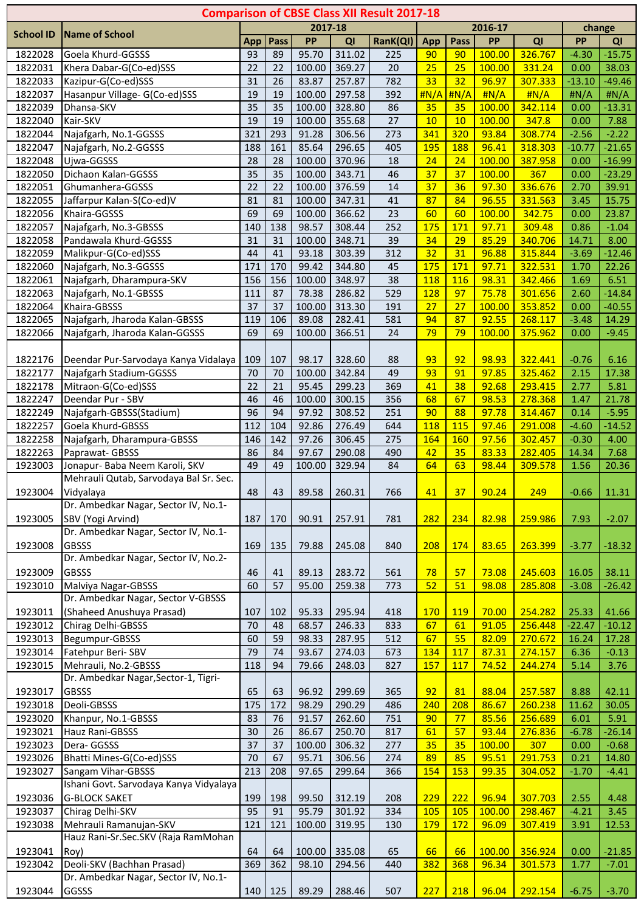# Comparison of CBSE Class XII Result 2017-18

| School ID | Name of School | 2017-18 | | | | | 2016-17 | | | | change | |
|---|---|---|---|---|---|---|---|---|---|---|---|---|
| | | App | Pass | PP | QI | RanK(QI) | App | Pass | PP | QI | PP | QI |
| 1822028 | Goela Khurd-GGSSS | 93 | 89 | 95.70 | 311.02 | 225 | 90 | 90 | 100.00 | 326.767 | -4.30 | -15.75 |
| 1822031 | Khera Dabar-G(Co-ed)SSS | 22 | 22 | 100.00 | 369.27 | 20 | 25 | 25 | 100.00 | 331.24 | 0.00 | 38.03 |
| 1822033 | Kazipur-G(Co-ed)SSS | 31 | 26 | 83.87 | 257.87 | 782 | 33 | 32 | 96.97 | 307.333 | -13.10 | -49.46 |
| 1822037 | Hasanpur Village- G(Co-ed)SSS | 19 | 19 | 100.00 | 297.58 | 392 | #N/A | #N/A | #N/A | #N/A | #N/A | #N/A |
| 1822039 | Dhansa-SKV | 35 | 35 | 100.00 | 328.80 | 86 | 35 | 35 | 100.00 | 342.114 | 0.00 | -13.31 |
| 1822040 | Kair-SKV | 19 | 19 | 100.00 | 355.68 | 27 | 10 | 10 | 100.00 | 347.8 | 0.00 | 7.88 |
| 1822044 | Najafgarh, No.1-GGSSS | 321 | 293 | 91.28 | 306.56 | 273 | 341 | 320 | 93.84 | 308.774 | -2.56 | -2.22 |
| 1822047 | Najafgarh, No.2-GGSSS | 188 | 161 | 85.64 | 296.65 | 405 | 195 | 188 | 96.41 | 318.303 | -10.77 | -21.65 |
| 1822048 | Ujwa-GGSSS | 28 | 28 | 100.00 | 370.96 | 18 | 24 | 24 | 100.00 | 387.958 | 0.00 | -16.99 |
| 1822050 | Dichaon Kalan-GGSSS | 35 | 35 | 100.00 | 343.71 | 46 | 37 | 37 | 100.00 | 367 | 0.00 | -23.29 |
| 1822051 | Ghumanhera-GGSSS | 22 | 22 | 100.00 | 376.59 | 14 | 37 | 36 | 97.30 | 336.676 | 2.70 | 39.91 |
| 1822055 | Jaffarpur Kalan-S(Co-ed)V | 81 | 81 | 100.00 | 347.31 | 41 | 87 | 84 | 96.55 | 331.563 | 3.45 | 15.75 |
| 1822056 | Khaira-GGSSS | 69 | 69 | 100.00 | 366.62 | 23 | 60 | 60 | 100.00 | 342.75 | 0.00 | 23.87 |
| 1822057 | Najafgarh, No.3-GBSSS | 140 | 138 | 98.57 | 308.44 | 252 | 175 | 171 | 97.71 | 309.48 | 0.86 | -1.04 |
| 1822058 | Pandawala Khurd-GGSSS | 31 | 31 | 100.00 | 348.71 | 39 | 34 | 29 | 85.29 | 340.706 | 14.71 | 8.00 |
| 1822059 | Malikpur-G(Co-ed)SSS | 44 | 41 | 93.18 | 303.39 | 312 | 32 | 31 | 96.88 | 315.844 | -3.69 | -12.46 |
| 1822060 | Najafgarh, No.3-GGSSS | 171 | 170 | 99.42 | 344.80 | 45 | 175 | 171 | 97.71 | 322.531 | 1.70 | 22.26 |
| 1822061 | Najafgarh, Dharampura-SKV | 156 | 156 | 100.00 | 348.97 | 38 | 118 | 116 | 98.31 | 342.466 | 1.69 | 6.51 |
| 1822063 | Najafgarh, No.1-GBSSS | 111 | 87 | 78.38 | 286.82 | 529 | 128 | 97 | 75.78 | 301.656 | 2.60 | -14.84 |
| 1822064 | Khaira-GBSSS | 37 | 37 | 100.00 | 313.30 | 191 | 27 | 27 | 100.00 | 353.852 | 0.00 | -40.55 |
| 1822065 | Najafgarh, Jharoda Kalan-GBSSS | 119 | 106 | 89.08 | 282.41 | 581 | 94 | 87 | 92.55 | 268.117 | -3.48 | 14.29 |
| 1822066 | Najafgarh, Jharoda Kalan-GGSSS | 69 | 69 | 100.00 | 366.51 | 24 | 79 | 79 | 100.00 | 375.962 | 0.00 | -9.45 |
| 1822176 | Deendar Pur-Sarvodaya Kanya Vidalaya | 109 | 107 | 98.17 | 328.60 | 88 | 93 | 92 | 98.93 | 322.441 | -0.76 | 6.16 |
| 1822177 | Najafgarh Stadium-GGSSS | 70 | 70 | 100.00 | 342.84 | 49 | 93 | 91 | 97.85 | 325.462 | 2.15 | 17.38 |
| 1822178 | Mitraon-G(Co-ed)SSS | 22 | 21 | 95.45 | 299.23 | 369 | 41 | 38 | 92.68 | 293.415 | 2.77 | 5.81 |
| 1822247 | Deendar Pur - SBV | 46 | 46 | 100.00 | 300.15 | 356 | 68 | 67 | 98.53 | 278.368 | 1.47 | 21.78 |
| 1822249 | Najafgarh-GBSSS(Stadium) | 96 | 94 | 97.92 | 308.52 | 251 | 90 | 88 | 97.78 | 314.467 | 0.14 | -5.95 |
| 1822257 | Goela Khurd-GBSSS | 112 | 104 | 92.86 | 276.49 | 644 | 118 | 115 | 97.46 | 291.008 | -4.60 | -14.52 |
| 1822258 | Najafgarh, Dharampura-GBSSS | 146 | 142 | 97.26 | 306.45 | 275 | 164 | 160 | 97.56 | 302.457 | -0.30 | 4.00 |
| 1822263 | Paprawat- GBSSS | 86 | 84 | 97.67 | 290.08 | 490 | 42 | 35 | 83.33 | 282.405 | 14.34 | 7.68 |
| 1923003 | Jonapur- Baba Neem Karoli, SKV | 49 | 49 | 100.00 | 329.94 | 84 | 64 | 63 | 98.44 | 309.578 | 1.56 | 20.36 |
| 1923004 | Mehrauli Qutab, Sarvodaya Bal Sr. Sec. Vidyalaya | 48 | 43 | 89.58 | 260.31 | 766 | 41 | 37 | 90.24 | 249 | -0.66 | 11.31 |
| 1923005 | Dr. Ambedkar Nagar, Sector IV, No.1-SBV (Yogi Arvind) | 187 | 170 | 90.91 | 257.91 | 781 | 282 | 234 | 82.98 | 259.986 | 7.93 | -2.07 |
| 1923008 | Dr. Ambedkar Nagar, Sector IV, No.1-GBSSS | 169 | 135 | 79.88 | 245.08 | 840 | 208 | 174 | 83.65 | 263.399 | -3.77 | -18.32 |
| 1923009 | Dr. Ambedkar Nagar, Sector IV, No.2-GBSSS | 46 | 41 | 89.13 | 283.72 | 561 | 78 | 57 | 73.08 | 245.603 | 16.05 | 38.11 |
| 1923010 | Malviya Nagar-GBSSS | 60 | 57 | 95.00 | 259.38 | 773 | 52 | 51 | 98.08 | 285.808 | -3.08 | -26.42 |
| 1923011 | Dr. Ambedkar Nagar, Sector V-GBSSS (Shaheed Anushuya Prasad) | 107 | 102 | 95.33 | 295.94 | 418 | 170 | 119 | 70.00 | 254.282 | 25.33 | 41.66 |
| 1923012 | Chirag Delhi-GBSSS | 70 | 48 | 68.57 | 246.33 | 833 | 67 | 61 | 91.05 | 256.448 | -22.47 | -10.12 |
| 1923013 | Begumpur-GBSSS | 60 | 59 | 98.33 | 287.95 | 512 | 67 | 55 | 82.09 | 270.672 | 16.24 | 17.28 |
| 1923014 | Fatehpur Beri- SBV | 79 | 74 | 93.67 | 274.03 | 673 | 134 | 117 | 87.31 | 274.157 | 6.36 | -0.13 |
| 1923015 | Mehrauli, No.2-GBSSS | 118 | 94 | 79.66 | 248.03 | 827 | 157 | 117 | 74.52 | 244.274 | 5.14 | 3.76 |
| 1923017 | Dr. Ambedkar Nagar,Sector-1, Tigri-GBSSS | 65 | 63 | 96.92 | 299.69 | 365 | 92 | 81 | 88.04 | 257.587 | 8.88 | 42.11 |
| 1923018 | Deoli-GBSSS | 175 | 172 | 98.29 | 290.29 | 486 | 240 | 208 | 86.67 | 260.238 | 11.62 | 30.05 |
| 1923020 | Khanpur, No.1-GBSSS | 83 | 76 | 91.57 | 262.60 | 751 | 90 | 77 | 85.56 | 256.689 | 6.01 | 5.91 |
| 1923021 | Hauz Rani-GBSSS | 30 | 26 | 86.67 | 250.70 | 817 | 61 | 57 | 93.44 | 276.836 | -6.78 | -26.14 |
| 1923023 | Dera- GGSSS | 37 | 37 | 100.00 | 306.32 | 277 | 35 | 35 | 100.00 | 307 | 0.00 | -0.68 |
| 1923026 | Bhatti Mines-G(Co-ed)SSS | 70 | 67 | 95.71 | 306.56 | 274 | 89 | 85 | 95.51 | 291.753 | 0.21 | 14.80 |
| 1923027 | Sangam Vihar-GBSSS | 213 | 208 | 97.65 | 299.64 | 366 | 154 | 153 | 99.35 | 304.052 | -1.70 | -4.41 |
| 1923036 | Ishani Govt. Sarvodaya Kanya Vidyalaya G-BLOCK SAKET | 199 | 198 | 99.50 | 312.19 | 208 | 229 | 222 | 96.94 | 307.703 | 2.55 | 4.48 |
| 1923037 | Chirag Delhi-SKV | 95 | 91 | 95.79 | 301.92 | 334 | 105 | 105 | 100.00 | 298.467 | -4.21 | 3.45 |
| 1923038 | Mehrauli Ramanujan-SKV | 121 | 121 | 100.00 | 319.95 | 130 | 179 | 172 | 96.09 | 307.419 | 3.91 | 12.53 |
| 1923041 | Hauz Rani-Sr.Sec.SKV (Raja RamMohan Roy) | 64 | 64 | 100.00 | 335.08 | 65 | 66 | 66 | 100.00 | 356.924 | 0.00 | -21.85 |
| 1923042 | Deoli-SKV (Bachhan Prasad) | 369 | 362 | 98.10 | 294.56 | 440 | 382 | 368 | 96.34 | 301.573 | 1.77 | -7.01 |
| 1923044 | Dr. Ambedkar Nagar, Sector IV, No.1-GGSSS | 140 | 125 | 89.29 | 288.46 | 507 | 227 | 218 | 96.04 | 292.154 | -6.75 | -3.70 |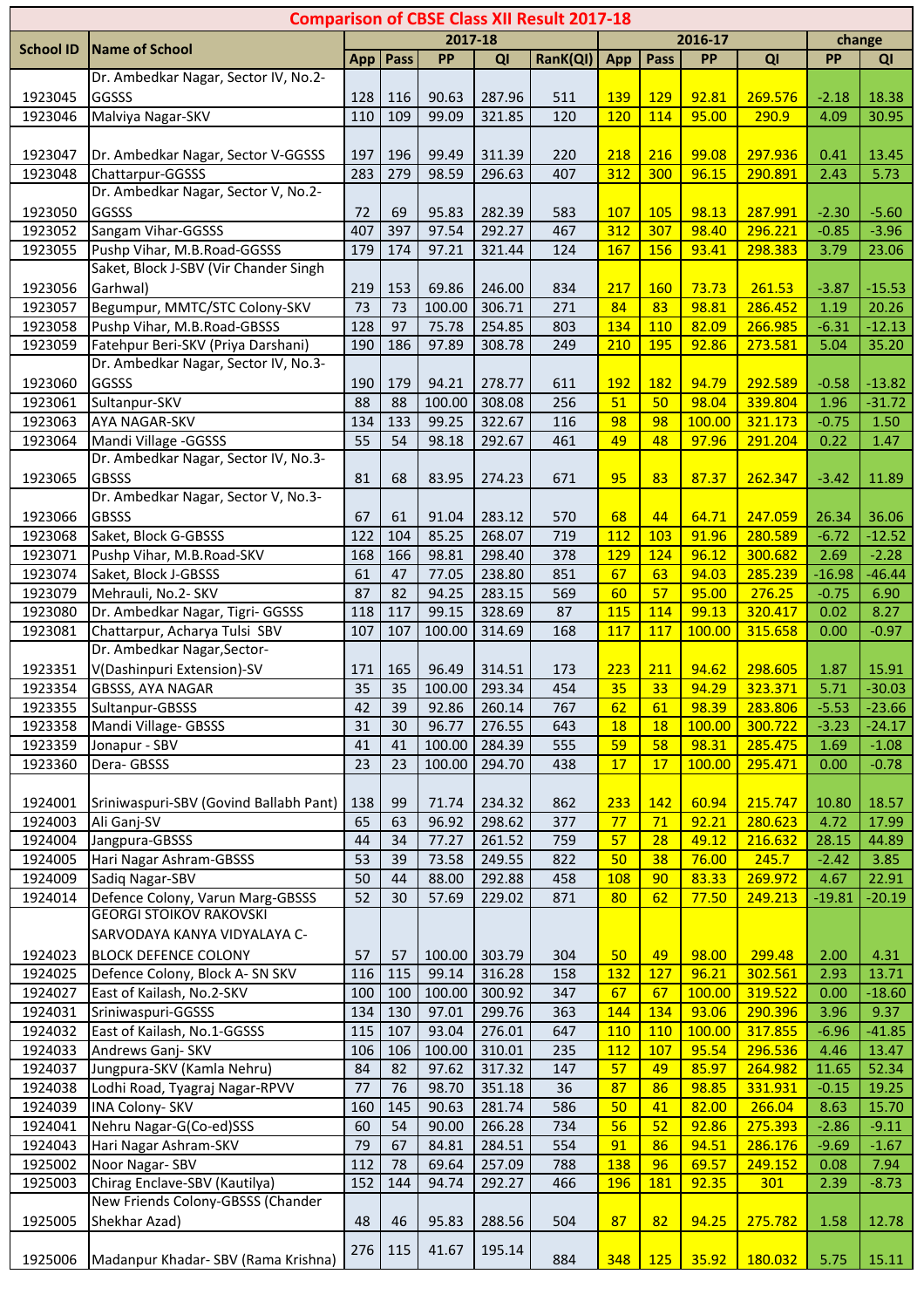# Comparison of CBSE Class XII Result 2017-18

| School ID | Name of School | 2017-18 | | | | | 2016-17 | | | | change | |
|---|---|---|---|---|---|---|---|---|---|---|---|---|
| | | App | Pass | PP | QI | RanK(QI) | App | Pass | PP | QI | PP | QI |
| 1923045 | Dr. Ambedkar Nagar, Sector IV, No.2-GGSSS | 128 | 116 | 90.63 | 287.96 | 511 | 139 | 129 | 92.81 | 269.576 | -2.18 | 18.38 |
| 1923046 | Malviya Nagar-SKV | 110 | 109 | 99.09 | 321.85 | 120 | 120 | 114 | 95.00 | 290.9 | 4.09 | 30.95 |
| 1923047 | Dr. Ambedkar Nagar, Sector V-GGSSS | 197 | 196 | 99.49 | 311.39 | 220 | 218 | 216 | 99.08 | 297.936 | 0.41 | 13.45 |
| 1923048 | Chattarpur-GGSSS | 283 | 279 | 98.59 | 296.63 | 407 | 312 | 300 | 96.15 | 290.891 | 2.43 | 5.73 |
| 1923050 | Dr. Ambedkar Nagar, Sector V, No.2-GGSSS | 72 | 69 | 95.83 | 282.39 | 583 | 107 | 105 | 98.13 | 287.991 | -2.30 | -5.60 |
| 1923052 | Sangam Vihar-GGSSS | 407 | 397 | 97.54 | 292.27 | 467 | 312 | 307 | 98.40 | 296.221 | -0.85 | -3.96 |
| 1923055 | Pushp Vihar, M.B.Road-GGSSS | 179 | 174 | 97.21 | 321.44 | 124 | 167 | 156 | 93.41 | 298.383 | 3.79 | 23.06 |
| 1923056 | Saket, Block J-SBV (Vir Chander Singh Garhwal) | 219 | 153 | 69.86 | 246.00 | 834 | 217 | 160 | 73.73 | 261.53 | -3.87 | -15.53 |
| 1923057 | Begumpur, MMTC/STC Colony-SKV | 73 | 73 | 100.00 | 306.71 | 271 | 84 | 83 | 98.81 | 286.452 | 1.19 | 20.26 |
| 1923058 | Pushp Vihar, M.B.Road-GBSSS | 128 | 97 | 75.78 | 254.85 | 803 | 134 | 110 | 82.09 | 266.985 | -6.31 | -12.13 |
| 1923059 | Fatehpur Beri-SKV (Priya Darshani) | 190 | 186 | 97.89 | 308.78 | 249 | 210 | 195 | 92.86 | 273.581 | 5.04 | 35.20 |
| 1923060 | Dr. Ambedkar Nagar, Sector IV, No.3-GGSSS | 190 | 179 | 94.21 | 278.77 | 611 | 192 | 182 | 94.79 | 292.589 | -0.58 | -13.82 |
| 1923061 | Sultanpur-SKV | 88 | 88 | 100.00 | 308.08 | 256 | 51 | 50 | 98.04 | 339.804 | 1.96 | -31.72 |
| 1923063 | AYA NAGAR-SKV | 134 | 133 | 99.25 | 322.67 | 116 | 98 | 98 | 100.00 | 321.173 | -0.75 | 1.50 |
| 1923064 | Mandi Village -GGSSS | 55 | 54 | 98.18 | 292.67 | 461 | 49 | 48 | 97.96 | 291.204 | 0.22 | 1.47 |
| 1923065 | Dr. Ambedkar Nagar, Sector IV, No.3-GBSSS | 81 | 68 | 83.95 | 274.23 | 671 | 95 | 83 | 87.37 | 262.347 | -3.42 | 11.89 |
| 1923066 | Dr. Ambedkar Nagar, Sector V, No.3-GBSSS | 67 | 61 | 91.04 | 283.12 | 570 | 68 | 44 | 64.71 | 247.059 | 26.34 | 36.06 |
| 1923068 | Saket, Block G-GBSSS | 122 | 104 | 85.25 | 268.07 | 719 | 112 | 103 | 91.96 | 280.589 | -6.72 | -12.52 |
| 1923071 | Pushp Vihar, M.B.Road-SKV | 168 | 166 | 98.81 | 298.40 | 378 | 129 | 124 | 96.12 | 300.682 | 2.69 | -2.28 |
| 1923074 | Saket, Block J-GBSSS | 61 | 47 | 77.05 | 238.80 | 851 | 67 | 63 | 94.03 | 285.239 | -16.98 | -46.44 |
| 1923079 | Mehrauli, No.2- SKV | 87 | 82 | 94.25 | 283.15 | 569 | 60 | 57 | 95.00 | 276.25 | -0.75 | 6.90 |
| 1923080 | Dr. Ambedkar Nagar, Tigri- GGSSS | 118 | 117 | 99.15 | 328.69 | 87 | 115 | 114 | 99.13 | 320.417 | 0.02 | 8.27 |
| 1923081 | Chattarpur, Acharya Tulsi SBV | 107 | 107 | 100.00 | 314.69 | 168 | 117 | 117 | 100.00 | 315.658 | 0.00 | -0.97 |
| 1923351 | Dr. Ambedkar Nagar,Sector-V(Dashinpuri Extension)-SV | 171 | 165 | 96.49 | 314.51 | 173 | 223 | 211 | 94.62 | 298.605 | 1.87 | 15.91 |
| 1923354 | GBSSS, AYA NAGAR | 35 | 35 | 100.00 | 293.34 | 454 | 35 | 33 | 94.29 | 323.371 | 5.71 | -30.03 |
| 1923355 | Sultanpur-GBSSS | 42 | 39 | 92.86 | 260.14 | 767 | 62 | 61 | 98.39 | 283.806 | -5.53 | -23.66 |
| 1923358 | Mandi Village- GBSSS | 31 | 30 | 96.77 | 276.55 | 643 | 18 | 18 | 100.00 | 300.722 | -3.23 | -24.17 |
| 1923359 | Jonapur - SBV | 41 | 41 | 100.00 | 284.39 | 555 | 59 | 58 | 98.31 | 285.475 | 1.69 | -1.08 |
| 1923360 | Dera- GBSSS | 23 | 23 | 100.00 | 294.70 | 438 | 17 | 17 | 100.00 | 295.471 | 0.00 | -0.78 |
| 1924001 | Sriniwaspuri-SBV (Govind Ballabh Pant) | 138 | 99 | 71.74 | 234.32 | 862 | 233 | 142 | 60.94 | 215.747 | 10.80 | 18.57 |
| 1924003 | Ali Ganj-SV | 65 | 63 | 96.92 | 298.62 | 377 | 77 | 71 | 92.21 | 280.623 | 4.72 | 17.99 |
| 1924004 | Jangpura-GBSSS | 44 | 34 | 77.27 | 261.52 | 759 | 57 | 28 | 49.12 | 216.632 | 28.15 | 44.89 |
| 1924005 | Hari Nagar Ashram-GBSSS | 53 | 39 | 73.58 | 249.55 | 822 | 50 | 38 | 76.00 | 245.7 | -2.42 | 3.85 |
| 1924009 | Sadiq Nagar-SBV | 50 | 44 | 88.00 | 292.88 | 458 | 108 | 90 | 83.33 | 269.972 | 4.67 | 22.91 |
| 1924014 | Defence Colony, Varun Marg-GBSSS | 52 | 30 | 57.69 | 229.02 | 871 | 80 | 62 | 77.50 | 249.213 | -19.81 | -20.19 |
| 1924023 | GEORGI STOIKOV RAKOVSKI SARVODAYA KANYA VIDYALAYA C-BLOCK DEFENCE COLONY | 57 | 57 | 100.00 | 303.79 | 304 | 50 | 49 | 98.00 | 299.48 | 2.00 | 4.31 |
| 1924025 | Defence Colony, Block A- SN SKV | 116 | 115 | 99.14 | 316.28 | 158 | 132 | 127 | 96.21 | 302.561 | 2.93 | 13.71 |
| 1924027 | East of Kailash, No.2-SKV | 100 | 100 | 100.00 | 300.92 | 347 | 67 | 67 | 100.00 | 319.522 | 0.00 | -18.60 |
| 1924031 | Sriniwaspuri-GGSSS | 134 | 130 | 97.01 | 299.76 | 363 | 144 | 134 | 93.06 | 290.396 | 3.96 | 9.37 |
| 1924032 | East of Kailash, No.1-GGSSS | 115 | 107 | 93.04 | 276.01 | 647 | 110 | 110 | 100.00 | 317.855 | -6.96 | -41.85 |
| 1924033 | Andrews Ganj- SKV | 106 | 106 | 100.00 | 310.01 | 235 | 112 | 107 | 95.54 | 296.536 | 4.46 | 13.47 |
| 1924037 | Jungpura-SKV (Kamla Nehru) | 84 | 82 | 97.62 | 317.32 | 147 | 57 | 49 | 85.97 | 264.982 | 11.65 | 52.34 |
| 1924038 | Lodhi Road, Tyagraj Nagar-RPVV | 77 | 76 | 98.70 | 351.18 | 36 | 87 | 86 | 98.85 | 331.931 | -0.15 | 19.25 |
| 1924039 | INA Colony- SKV | 160 | 145 | 90.63 | 281.74 | 586 | 50 | 41 | 82.00 | 266.04 | 8.63 | 15.70 |
| 1924041 | Nehru Nagar-G(Co-ed)SSS | 60 | 54 | 90.00 | 266.28 | 734 | 56 | 52 | 92.86 | 275.393 | -2.86 | -9.11 |
| 1924043 | Hari Nagar Ashram-SKV | 79 | 67 | 84.81 | 284.51 | 554 | 91 | 86 | 94.51 | 286.176 | -9.69 | -1.67 |
| 1925002 | Noor Nagar- SBV | 112 | 78 | 69.64 | 257.09 | 788 | 138 | 96 | 69.57 | 249.152 | 0.08 | 7.94 |
| 1925003 | Chirag Enclave-SBV (Kautilya) | 152 | 144 | 94.74 | 292.27 | 466 | 196 | 181 | 92.35 | 301 | 2.39 | -8.73 |
| 1925005 | New Friends Colony-GBSSS (Chander Shekhar Azad) | 48 | 46 | 95.83 | 288.56 | 504 | 87 | 82 | 94.25 | 275.782 | 1.58 | 12.78 |
| 1925006 | Madanpur Khadar- SBV (Rama Krishna) | 276 | 115 | 41.67 | 195.14 | 884 | 348 | 125 | 35.92 | 180.032 | 5.75 | 15.11 |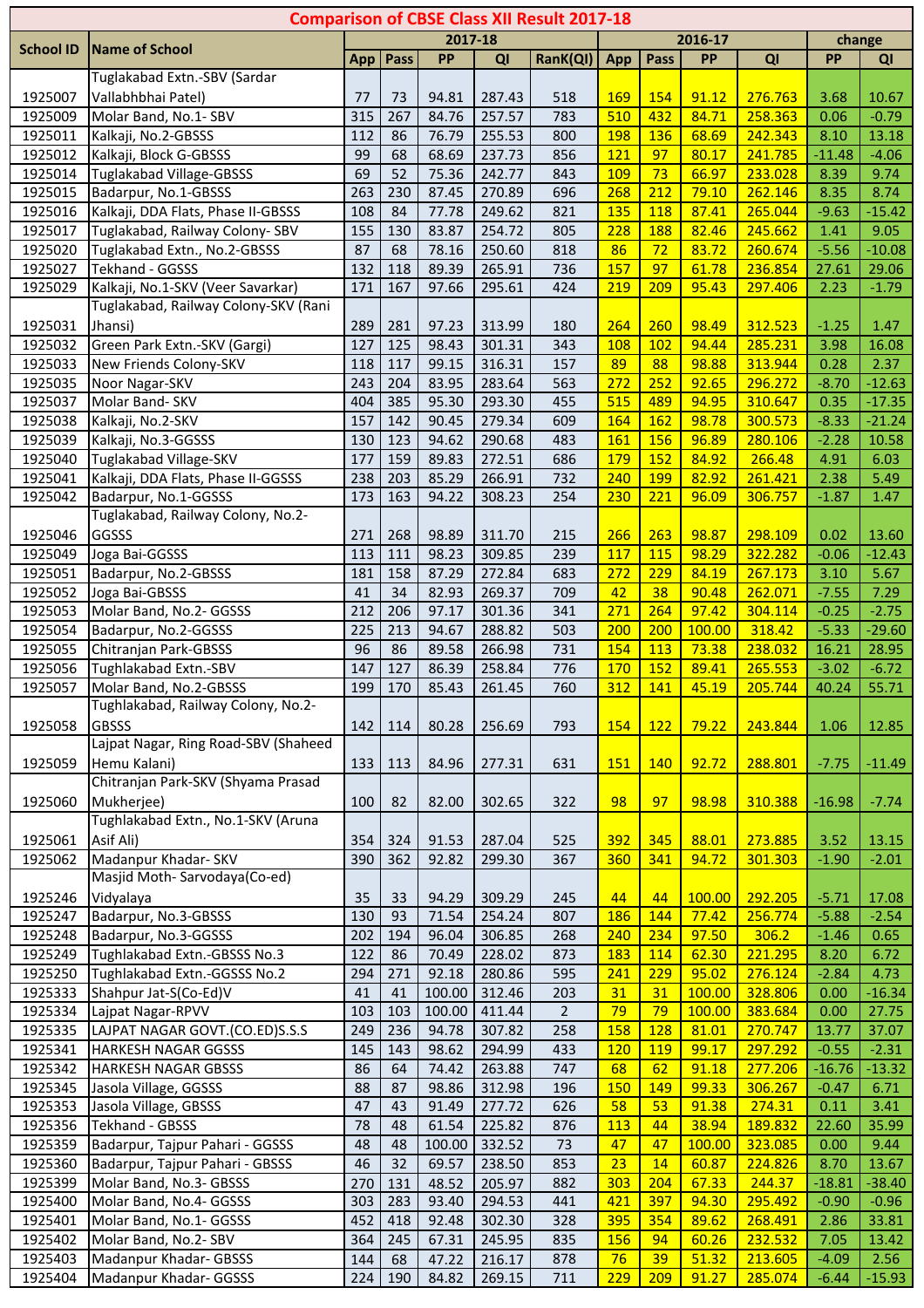# Comparison of CBSE Class XII Result 2017-18

| School ID | Name of School | 2017-18 | | | | | 2016-17 | | | | change | |
|---|---|---|---|---|---|---|---|---|---|---|---|---|
| | | App | Pass | PP | QI | RanK(QI) | App | Pass | PP | QI | PP | QI |
| 1925007 | Tuglakabad Extn.-SBV (Sardar Vallabhbhai Patel) | 77 | 73 | 94.81 | 287.43 | 518 | 169 | 154 | 91.12 | 276.763 | 3.68 | 10.67 |
| 1925009 | Molar Band, No.1- SBV | 315 | 267 | 84.76 | 257.57 | 783 | 510 | 432 | 84.71 | 258.363 | 0.06 | -0.79 |
| 1925011 | Kalkaji, No.2-GBSSS | 112 | 86 | 76.79 | 255.53 | 800 | 198 | 136 | 68.69 | 242.343 | 8.10 | 13.18 |
| 1925012 | Kalkaji, Block G-GBSSS | 99 | 68 | 68.69 | 237.73 | 856 | 121 | 97 | 80.17 | 241.785 | -11.48 | -4.06 |
| 1925014 | Tuglakabad Village-GBSSS | 69 | 52 | 75.36 | 242.77 | 843 | 109 | 73 | 66.97 | 233.028 | 8.39 | 9.74 |
| 1925015 | Badarpur, No.1-GBSSS | 263 | 230 | 87.45 | 270.89 | 696 | 268 | 212 | 79.10 | 262.146 | 8.35 | 8.74 |
| 1925016 | Kalkaji, DDA Flats, Phase II-GBSSS | 108 | 84 | 77.78 | 249.62 | 821 | 135 | 118 | 87.41 | 265.044 | -9.63 | -15.42 |
| 1925017 | Tuglakabad, Railway Colony- SBV | 155 | 130 | 83.87 | 254.72 | 805 | 228 | 188 | 82.46 | 245.662 | 1.41 | 9.05 |
| 1925020 | Tuglakabad Extn., No.2-GBSSS | 87 | 68 | 78.16 | 250.60 | 818 | 86 | 72 | 83.72 | 260.674 | -5.56 | -10.08 |
| 1925027 | Tekhand - GGSSS | 132 | 118 | 89.39 | 265.91 | 736 | 157 | 97 | 61.78 | 236.854 | 27.61 | 29.06 |
| 1925029 | Kalkaji, No.1-SKV (Veer Savarkar) | 171 | 167 | 97.66 | 295.61 | 424 | 219 | 209 | 95.43 | 297.406 | 2.23 | -1.79 |
| 1925031 | Tuglakabad, Railway Colony-SKV (Rani Jhansi) | 289 | 281 | 97.23 | 313.99 | 180 | 264 | 260 | 98.49 | 312.523 | -1.25 | 1.47 |
| 1925032 | Green Park Extn.-SKV (Gargi) | 127 | 125 | 98.43 | 301.31 | 343 | 108 | 102 | 94.44 | 285.231 | 3.98 | 16.08 |
| 1925033 | New Friends Colony-SKV | 118 | 117 | 99.15 | 316.31 | 157 | 89 | 88 | 98.88 | 313.944 | 0.28 | 2.37 |
| 1925035 | Noor Nagar-SKV | 243 | 204 | 83.95 | 283.64 | 563 | 272 | 252 | 92.65 | 296.272 | -8.70 | -12.63 |
| 1925037 | Molar Band- SKV | 404 | 385 | 95.30 | 293.30 | 455 | 515 | 489 | 94.95 | 310.647 | 0.35 | -17.35 |
| 1925038 | Kalkaji, No.2-SKV | 157 | 142 | 90.45 | 279.34 | 609 | 164 | 162 | 98.78 | 300.573 | -8.33 | -21.24 |
| 1925039 | Kalkaji, No.3-GGSSS | 130 | 123 | 94.62 | 290.68 | 483 | 161 | 156 | 96.89 | 280.106 | -2.28 | 10.58 |
| 1925040 | Tuglakabad Village-SKV | 177 | 159 | 89.83 | 272.51 | 686 | 179 | 152 | 84.92 | 266.48 | 4.91 | 6.03 |
| 1925041 | Kalkaji, DDA Flats, Phase II-GGSSS | 238 | 203 | 85.29 | 266.91 | 732 | 240 | 199 | 82.92 | 261.421 | 2.38 | 5.49 |
| 1925042 | Badarpur, No.1-GGSSS | 173 | 163 | 94.22 | 308.23 | 254 | 230 | 221 | 96.09 | 306.757 | -1.87 | 1.47 |
| 1925046 | Tuglakabad, Railway Colony, No.2-GGSSS | 271 | 268 | 98.89 | 311.70 | 215 | 266 | 263 | 98.87 | 298.109 | 0.02 | 13.60 |
| 1925049 | Joga Bai-GGSSS | 113 | 111 | 98.23 | 309.85 | 239 | 117 | 115 | 98.29 | 322.282 | -0.06 | -12.43 |
| 1925051 | Badarpur, No.2-GBSSS | 181 | 158 | 87.29 | 272.84 | 683 | 272 | 229 | 84.19 | 267.173 | 3.10 | 5.67 |
| 1925052 | Joga Bai-GBSSS | 41 | 34 | 82.93 | 269.37 | 709 | 42 | 38 | 90.48 | 262.071 | -7.55 | 7.29 |
| 1925053 | Molar Band, No.2- GGSSS | 212 | 206 | 97.17 | 301.36 | 341 | 271 | 264 | 97.42 | 304.114 | -0.25 | -2.75 |
| 1925054 | Badarpur, No.2-GGSSS | 225 | 213 | 94.67 | 288.82 | 503 | 200 | 200 | 100.00 | 318.42 | -5.33 | -29.60 |
| 1925055 | Chitranjan Park-GBSSS | 96 | 86 | 89.58 | 266.98 | 731 | 154 | 113 | 73.38 | 238.032 | 16.21 | 28.95 |
| 1925056 | Tughlakabad Extn.-SBV | 147 | 127 | 86.39 | 258.84 | 776 | 170 | 152 | 89.41 | 265.553 | -3.02 | -6.72 |
| 1925057 | Molar Band, No.2-GBSSS | 199 | 170 | 85.43 | 261.45 | 760 | 312 | 141 | 45.19 | 205.744 | 40.24 | 55.71 |
| 1925058 | Tughlakabad, Railway Colony, No.2-GBSSS | 142 | 114 | 80.28 | 256.69 | 793 | 154 | 122 | 79.22 | 243.844 | 1.06 | 12.85 |
| 1925059 | Lajpat Nagar, Ring Road-SBV (Shaheed Hemu Kalani) | 133 | 113 | 84.96 | 277.31 | 631 | 151 | 140 | 92.72 | 288.801 | -7.75 | -11.49 |
| 1925060 | Chitranjan Park-SKV (Shyama Prasad Mukherjee) | 100 | 82 | 82.00 | 302.65 | 322 | 98 | 97 | 98.98 | 310.388 | -16.98 | -7.74 |
| 1925061 | Tughlakabad Extn., No.1-SKV (Aruna Asif Ali) | 354 | 324 | 91.53 | 287.04 | 525 | 392 | 345 | 88.01 | 273.885 | 3.52 | 13.15 |
| 1925062 | Madanpur Khadar- SKV | 390 | 362 | 92.82 | 299.30 | 367 | 360 | 341 | 94.72 | 301.303 | -1.90 | -2.01 |
| 1925246 | Masjid Moth- Sarvodaya(Co-ed) Vidyalaya | 35 | 33 | 94.29 | 309.29 | 245 | 44 | 44 | 100.00 | 292.205 | -5.71 | 17.08 |
| 1925247 | Badarpur, No.3-GBSSS | 130 | 93 | 71.54 | 254.24 | 807 | 186 | 144 | 77.42 | 256.774 | -5.88 | -2.54 |
| 1925248 | Badarpur, No.3-GGSSS | 202 | 194 | 96.04 | 306.85 | 268 | 240 | 234 | 97.50 | 306.2 | -1.46 | 0.65 |
| 1925249 | Tughlakabad Extn.-GBSSS No.3 | 122 | 86 | 70.49 | 228.02 | 873 | 183 | 114 | 62.30 | 221.295 | 8.20 | 6.72 |
| 1925250 | Tughlakabad Extn.-GGSSS No.2 | 294 | 271 | 92.18 | 280.86 | 595 | 241 | 229 | 95.02 | 276.124 | -2.84 | 4.73 |
| 1925333 | Shahpur Jat-S(Co-Ed)V | 41 | 41 | 100.00 | 312.46 | 203 | 31 | 31 | 100.00 | 328.806 | 0.00 | -16.34 |
| 1925334 | Lajpat Nagar-RPVV | 103 | 103 | 100.00 | 411.44 | 2 | 79 | 79 | 100.00 | 383.684 | 0.00 | 27.75 |
| 1925335 | LAJPAT NAGAR GOVT.(CO.ED)S.S.S | 249 | 236 | 94.78 | 307.82 | 258 | 158 | 128 | 81.01 | 270.747 | 13.77 | 37.07 |
| 1925341 | HARKESH NAGAR GGSSS | 145 | 143 | 98.62 | 294.99 | 433 | 120 | 119 | 99.17 | 297.292 | -0.55 | -2.31 |
| 1925342 | HARKESH NAGAR GBSSS | 86 | 64 | 74.42 | 263.88 | 747 | 68 | 62 | 91.18 | 277.206 | -16.76 | -13.32 |
| 1925345 | Jasola Village, GGSSS | 88 | 87 | 98.86 | 312.98 | 196 | 150 | 149 | 99.33 | 306.267 | -0.47 | 6.71 |
| 1925353 | Jasola Village, GBSSS | 47 | 43 | 91.49 | 277.72 | 626 | 58 | 53 | 91.38 | 274.31 | 0.11 | 3.41 |
| 1925356 | Tekhand - GBSSS | 78 | 48 | 61.54 | 225.82 | 876 | 113 | 44 | 38.94 | 189.832 | 22.60 | 35.99 |
| 1925359 | Badarpur, Tajpur Pahari - GGSSS | 48 | 48 | 100.00 | 332.52 | 73 | 47 | 47 | 100.00 | 323.085 | 0.00 | 9.44 |
| 1925360 | Badarpur, Tajpur Pahari - GBSSS | 46 | 32 | 69.57 | 238.50 | 853 | 23 | 14 | 60.87 | 224.826 | 8.70 | 13.67 |
| 1925399 | Molar Band, No.3- GBSSS | 270 | 131 | 48.52 | 205.97 | 882 | 303 | 204 | 67.33 | 244.37 | -18.81 | -38.40 |
| 1925400 | Molar Band, No.4- GGSSS | 303 | 283 | 93.40 | 294.53 | 441 | 421 | 397 | 94.30 | 295.492 | -0.90 | -0.96 |
| 1925401 | Molar Band, No.1- GGSSS | 452 | 418 | 92.48 | 302.30 | 328 | 395 | 354 | 89.62 | 268.491 | 2.86 | 33.81 |
| 1925402 | Molar Band, No.2- SBV | 364 | 245 | 67.31 | 245.95 | 835 | 156 | 94 | 60.26 | 232.532 | 7.05 | 13.42 |
| 1925403 | Madanpur Khadar- GBSSS | 144 | 68 | 47.22 | 216.17 | 878 | 76 | 39 | 51.32 | 213.605 | -4.09 | 2.56 |
| 1925404 | Madanpur Khadar- GGSSS | 224 | 190 | 84.82 | 269.15 | 711 | 229 | 209 | 91.27 | 285.074 | -6.44 | -15.93 |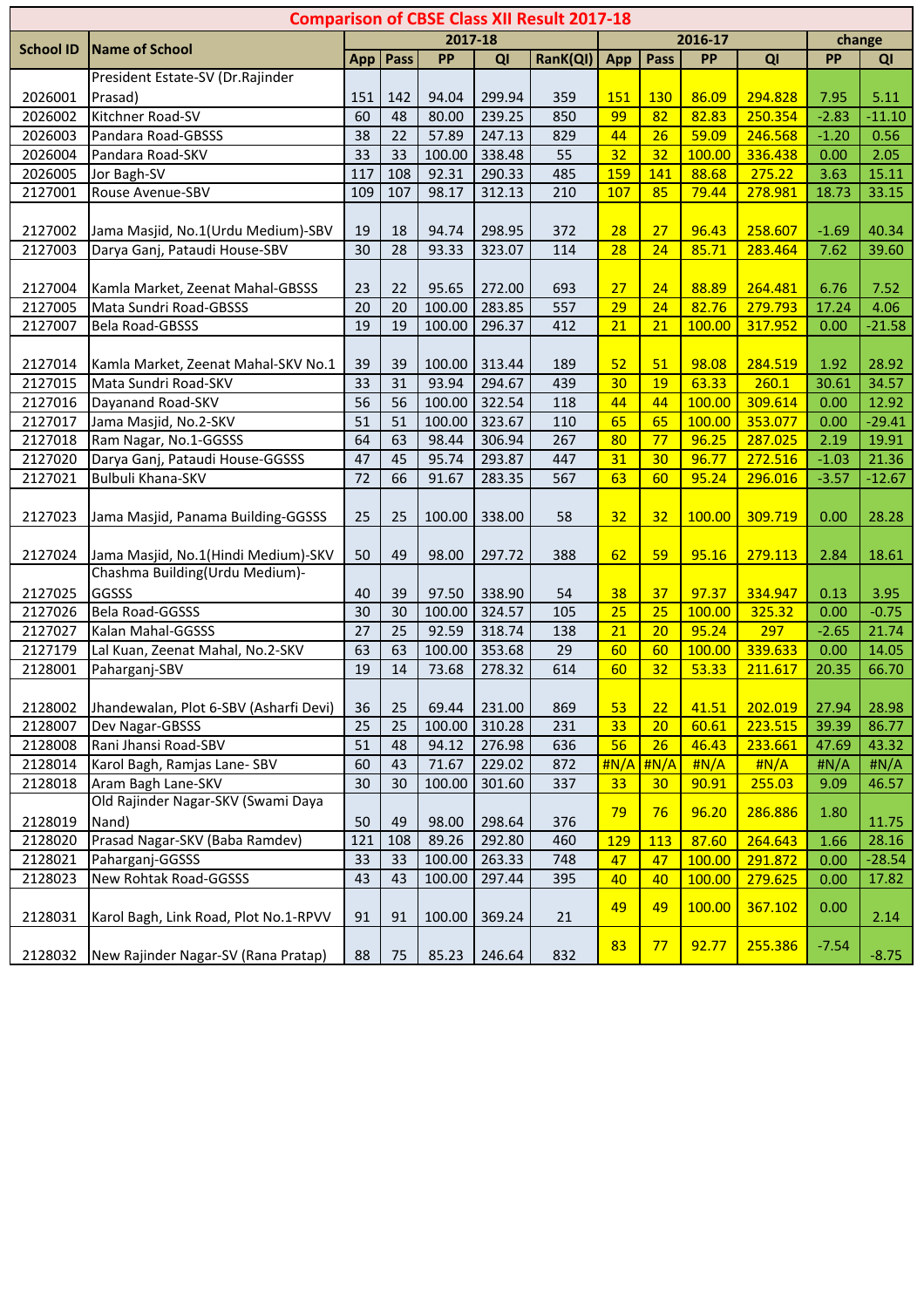# Comparison of CBSE Class XII Result 2017-18

| School ID | Name of School | 2017-18 | | | | | 2016-17 | | | | change | |
|---|---|---|---|---|---|---|---|---|---|---|---|---|
| | | App | Pass | PP | QI | RanK(QI) | App | Pass | PP | QI | PP | QI |
| 2026001 | President Estate-SV (Dr.Rajinder Prasad) | 151 | 142 | 94.04 | 299.94 | 359 | 151 | 130 | 86.09 | 294.828 | 7.95 | 5.11 |
| 2026002 | Kitchner Road-SV | 60 | 48 | 80.00 | 239.25 | 850 | 99 | 82 | 82.83 | 250.354 | -2.83 | -11.10 |
| 2026003 | Pandara Road-GBSSS | 38 | 22 | 57.89 | 247.13 | 829 | 44 | 26 | 59.09 | 246.568 | -1.20 | 0.56 |
| 2026004 | Pandara Road-SKV | 33 | 33 | 100.00 | 338.48 | 55 | 32 | 32 | 100.00 | 336.438 | 0.00 | 2.05 |
| 2026005 | Jor Bagh-SV | 117 | 108 | 92.31 | 290.33 | 485 | 159 | 141 | 88.68 | 275.22 | 3.63 | 15.11 |
| 2127001 | Rouse Avenue-SBV | 109 | 107 | 98.17 | 312.13 | 210 | 107 | 85 | 79.44 | 278.981 | 18.73 | 33.15 |
| 2127002 | Jama Masjid, No.1(Urdu Medium)-SBV | 19 | 18 | 94.74 | 298.95 | 372 | 28 | 27 | 96.43 | 258.607 | -1.69 | 40.34 |
| 2127003 | Darya Ganj, Pataudi House-SBV | 30 | 28 | 93.33 | 323.07 | 114 | 28 | 24 | 85.71 | 283.464 | 7.62 | 39.60 |
| 2127004 | Kamla Market, Zeenat Mahal-GBSSS | 23 | 22 | 95.65 | 272.00 | 693 | 27 | 24 | 88.89 | 264.481 | 6.76 | 7.52 |
| 2127005 | Mata Sundri Road-GBSSS | 20 | 20 | 100.00 | 283.85 | 557 | 29 | 24 | 82.76 | 279.793 | 17.24 | 4.06 |
| 2127007 | Bela Road-GBSSS | 19 | 19 | 100.00 | 296.37 | 412 | 21 | 21 | 100.00 | 317.952 | 0.00 | -21.58 |
| 2127014 | Kamla Market, Zeenat Mahal-SKV No.1 | 39 | 39 | 100.00 | 313.44 | 189 | 52 | 51 | 98.08 | 284.519 | 1.92 | 28.92 |
| 2127015 | Mata Sundri Road-SKV | 33 | 31 | 93.94 | 294.67 | 439 | 30 | 19 | 63.33 | 260.1 | 30.61 | 34.57 |
| 2127016 | Dayanand Road-SKV | 56 | 56 | 100.00 | 322.54 | 118 | 44 | 44 | 100.00 | 309.614 | 0.00 | 12.92 |
| 2127017 | Jama Masjid, No.2-SKV | 51 | 51 | 100.00 | 323.67 | 110 | 65 | 65 | 100.00 | 353.077 | 0.00 | -29.41 |
| 2127018 | Ram Nagar, No.1-GGSSS | 64 | 63 | 98.44 | 306.94 | 267 | 80 | 77 | 96.25 | 287.025 | 2.19 | 19.91 |
| 2127020 | Darya Ganj, Pataudi House-GGSSS | 47 | 45 | 95.74 | 293.87 | 447 | 31 | 30 | 96.77 | 272.516 | -1.03 | 21.36 |
| 2127021 | Bulbuli Khana-SKV | 72 | 66 | 91.67 | 283.35 | 567 | 63 | 60 | 95.24 | 296.016 | -3.57 | -12.67 |
| 2127023 | Jama Masjid, Panama Building-GGSSS | 25 | 25 | 100.00 | 338.00 | 58 | 32 | 32 | 100.00 | 309.719 | 0.00 | 28.28 |
| 2127024 | Jama Masjid, No.1(Hindi Medium)-SKV | 50 | 49 | 98.00 | 297.72 | 388 | 62 | 59 | 95.16 | 279.113 | 2.84 | 18.61 |
| 2127025 | Chashma Building(Urdu Medium)-GGSSS | 40 | 39 | 97.50 | 338.90 | 54 | 38 | 37 | 97.37 | 334.947 | 0.13 | 3.95 |
| 2127026 | Bela Road-GGSSS | 30 | 30 | 100.00 | 324.57 | 105 | 25 | 25 | 100.00 | 325.32 | 0.00 | -0.75 |
| 2127027 | Kalan Mahal-GGSSS | 27 | 25 | 92.59 | 318.74 | 138 | 21 | 20 | 95.24 | 297 | -2.65 | 21.74 |
| 2127179 | Lal Kuan, Zeenat Mahal, No.2-SKV | 63 | 63 | 100.00 | 353.68 | 29 | 60 | 60 | 100.00 | 339.633 | 0.00 | 14.05 |
| 2128001 | Paharganj-SBV | 19 | 14 | 73.68 | 278.32 | 614 | 60 | 32 | 53.33 | 211.617 | 20.35 | 66.70 |
| 2128002 | Jhandewalan, Plot 6-SBV (Asharfi Devi) | 36 | 25 | 69.44 | 231.00 | 869 | 53 | 22 | 41.51 | 202.019 | 27.94 | 28.98 |
| 2128007 | Dev Nagar-GBSSS | 25 | 25 | 100.00 | 310.28 | 231 | 33 | 20 | 60.61 | 223.515 | 39.39 | 86.77 |
| 2128008 | Rani Jhansi Road-SBV | 51 | 48 | 94.12 | 276.98 | 636 | 56 | 26 | 46.43 | 233.661 | 47.69 | 43.32 |
| 2128014 | Karol Bagh, Ramjas Lane- SBV | 60 | 43 | 71.67 | 229.02 | 872 | #N/A | #N/A | #N/A | #N/A | #N/A | #N/A |
| 2128018 | Aram Bagh Lane-SKV | 30 | 30 | 100.00 | 301.60 | 337 | 33 | 30 | 90.91 | 255.03 | 9.09 | 46.57 |
| 2128019 | Old Rajinder Nagar-SKV (Swami Daya Nand) | 50 | 49 | 98.00 | 298.64 | 376 | 79 | 76 | 96.20 | 286.886 | 1.80 | 11.75 |
| 2128020 | Prasad Nagar-SKV (Baba Ramdev) | 121 | 108 | 89.26 | 292.80 | 460 | 129 | 113 | 87.60 | 264.643 | 1.66 | 28.16 |
| 2128021 | Paharganj-GGSSS | 33 | 33 | 100.00 | 263.33 | 748 | 47 | 47 | 100.00 | 291.872 | 0.00 | -28.54 |
| 2128023 | New Rohtak Road-GGSSS | 43 | 43 | 100.00 | 297.44 | 395 | 40 | 40 | 100.00 | 279.625 | 0.00 | 17.82 |
| 2128031 | Karol Bagh, Link Road, Plot No.1-RPVV | 91 | 91 | 100.00 | 369.24 | 21 | 49 | 49 | 100.00 | 367.102 | 0.00 | 2.14 |
| 2128032 | New Rajinder Nagar-SV (Rana Pratap) | 88 | 75 | 85.23 | 246.64 | 832 | 83 | 77 | 92.77 | 255.386 | -7.54 | -8.75 |